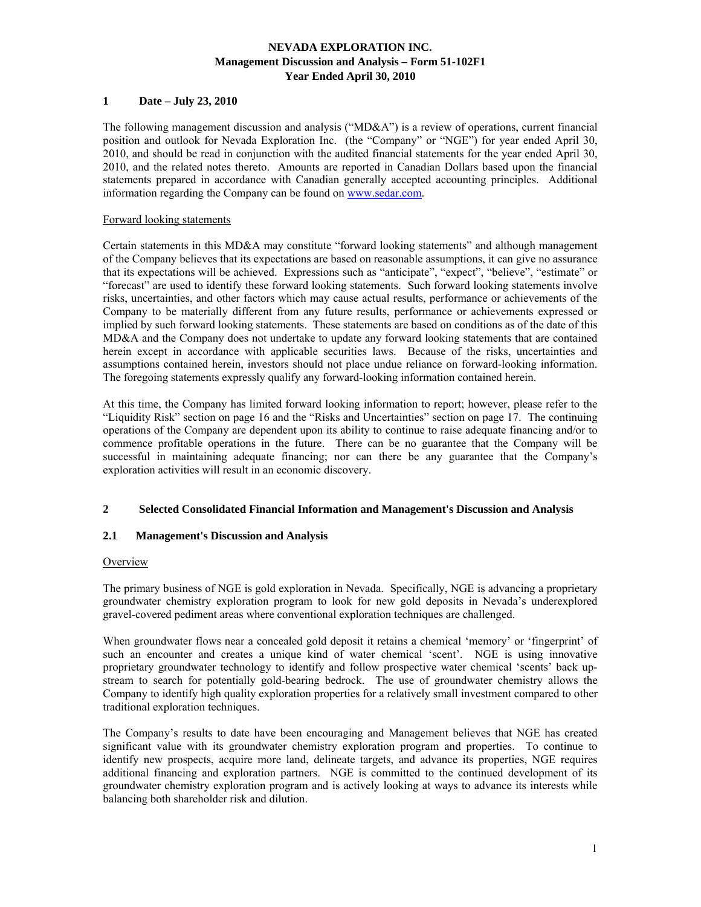**NEVADA EXPLORATION INC.**
**Management Discussion and Analysis – Form 51-102F1**
**Year Ended April 30, 2010**

## 1 Date – July 23, 2010

The following management discussion and analysis ("MD&A") is a review of operations, current financial position and outlook for Nevada Exploration Inc. (the "Company" or "NGE") for year ended April 30, 2010, and should be read in conjunction with the audited financial statements for the year ended April 30, 2010, and the related notes thereto. Amounts are reported in Canadian Dollars based upon the financial statements prepared in accordance with Canadian generally accepted accounting principles. Additional information regarding the Company can be found on www.sedar.com.

Forward looking statements

Certain statements in this MD&A may constitute "forward looking statements" and although management of the Company believes that its expectations are based on reasonable assumptions, it can give no assurance that its expectations will be achieved. Expressions such as "anticipate", "expect", "believe", "estimate" or "forecast" are used to identify these forward looking statements. Such forward looking statements involve risks, uncertainties, and other factors which may cause actual results, performance or achievements of the Company to be materially different from any future results, performance or achievements expressed or implied by such forward looking statements. These statements are based on conditions as of the date of this MD&A and the Company does not undertake to update any forward looking statements that are contained herein except in accordance with applicable securities laws. Because of the risks, uncertainties and assumptions contained herein, investors should not place undue reliance on forward-looking information. The foregoing statements expressly qualify any forward-looking information contained herein.

At this time, the Company has limited forward looking information to report; however, please refer to the "Liquidity Risk" section on page 16 and the "Risks and Uncertainties" section on page 17. The continuing operations of the Company are dependent upon its ability to continue to raise adequate financing and/or to commence profitable operations in the future. There can be no guarantee that the Company will be successful in maintaining adequate financing; nor can there be any guarantee that the Company's exploration activities will result in an economic discovery.

## 2 Selected Consolidated Financial Information and Management's Discussion and Analysis

### 2.1 Management's Discussion and Analysis

Overview

The primary business of NGE is gold exploration in Nevada. Specifically, NGE is advancing a proprietary groundwater chemistry exploration program to look for new gold deposits in Nevada's underexplored gravel-covered pediment areas where conventional exploration techniques are challenged.

When groundwater flows near a concealed gold deposit it retains a chemical 'memory' or 'fingerprint' of such an encounter and creates a unique kind of water chemical 'scent'. NGE is using innovative proprietary groundwater technology to identify and follow prospective water chemical 'scents' back up-stream to search for potentially gold-bearing bedrock. The use of groundwater chemistry allows the Company to identify high quality exploration properties for a relatively small investment compared to other traditional exploration techniques.

The Company's results to date have been encouraging and Management believes that NGE has created significant value with its groundwater chemistry exploration program and properties. To continue to identify new prospects, acquire more land, delineate targets, and advance its properties, NGE requires additional financing and exploration partners. NGE is committed to the continued development of its groundwater chemistry exploration program and is actively looking at ways to advance its interests while balancing both shareholder risk and dilution.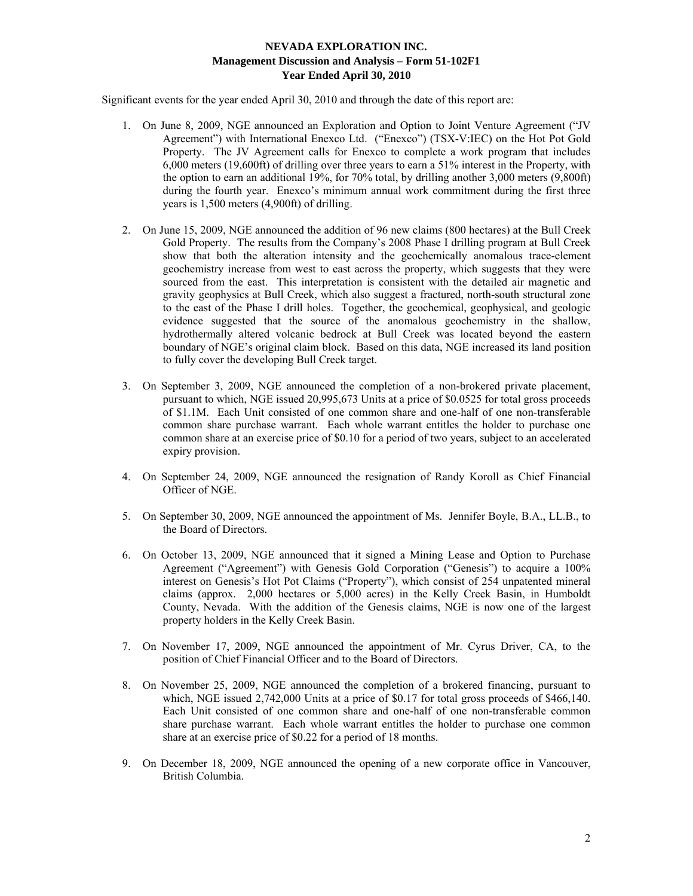**NEVADA EXPLORATION INC.**
**Management Discussion and Analysis – Form 51-102F1**
**Year Ended April 30, 2010**

Significant events for the year ended April 30, 2010 and through the date of this report are:

1. On June 8, 2009, NGE announced an Exploration and Option to Joint Venture Agreement ("JV Agreement") with International Enexco Ltd. ("Enexco") (TSX-V:IEC) on the Hot Pot Gold Property. The JV Agreement calls for Enexco to complete a work program that includes 6,000 meters (19,600ft) of drilling over three years to earn a 51% interest in the Property, with the option to earn an additional 19%, for 70% total, by drilling another 3,000 meters (9,800ft) during the fourth year. Enexco's minimum annual work commitment during the first three years is 1,500 meters (4,900ft) of drilling.

2. On June 15, 2009, NGE announced the addition of 96 new claims (800 hectares) at the Bull Creek Gold Property. The results from the Company's 2008 Phase I drilling program at Bull Creek show that both the alteration intensity and the geochemically anomalous trace-element geochemistry increase from west to east across the property, which suggests that they were sourced from the east. This interpretation is consistent with the detailed air magnetic and gravity geophysics at Bull Creek, which also suggest a fractured, north-south structural zone to the east of the Phase I drill holes. Together, the geochemical, geophysical, and geologic evidence suggested that the source of the anomalous geochemistry in the shallow, hydrothermally altered volcanic bedrock at Bull Creek was located beyond the eastern boundary of NGE's original claim block. Based on this data, NGE increased its land position to fully cover the developing Bull Creek target.

3. On September 3, 2009, NGE announced the completion of a non-brokered private placement, pursuant to which, NGE issued 20,995,673 Units at a price of $0.0525 for total gross proceeds of $1.1M. Each Unit consisted of one common share and one-half of one non-transferable common share purchase warrant. Each whole warrant entitles the holder to purchase one common share at an exercise price of $0.10 for a period of two years, subject to an accelerated expiry provision.

4. On September 24, 2009, NGE announced the resignation of Randy Koroll as Chief Financial Officer of NGE.

5. On September 30, 2009, NGE announced the appointment of Ms. Jennifer Boyle, B.A., LL.B., to the Board of Directors.

6. On October 13, 2009, NGE announced that it signed a Mining Lease and Option to Purchase Agreement ("Agreement") with Genesis Gold Corporation ("Genesis") to acquire a 100% interest on Genesis's Hot Pot Claims ("Property"), which consist of 254 unpatented mineral claims (approx. 2,000 hectares or 5,000 acres) in the Kelly Creek Basin, in Humboldt County, Nevada. With the addition of the Genesis claims, NGE is now one of the largest property holders in the Kelly Creek Basin.

7. On November 17, 2009, NGE announced the appointment of Mr. Cyrus Driver, CA, to the position of Chief Financial Officer and to the Board of Directors.

8. On November 25, 2009, NGE announced the completion of a brokered financing, pursuant to which, NGE issued 2,742,000 Units at a price of $0.17 for total gross proceeds of $466,140. Each Unit consisted of one common share and one-half of one non-transferable common share purchase warrant. Each whole warrant entitles the holder to purchase one common share at an exercise price of $0.22 for a period of 18 months.

9. On December 18, 2009, NGE announced the opening of a new corporate office in Vancouver, British Columbia.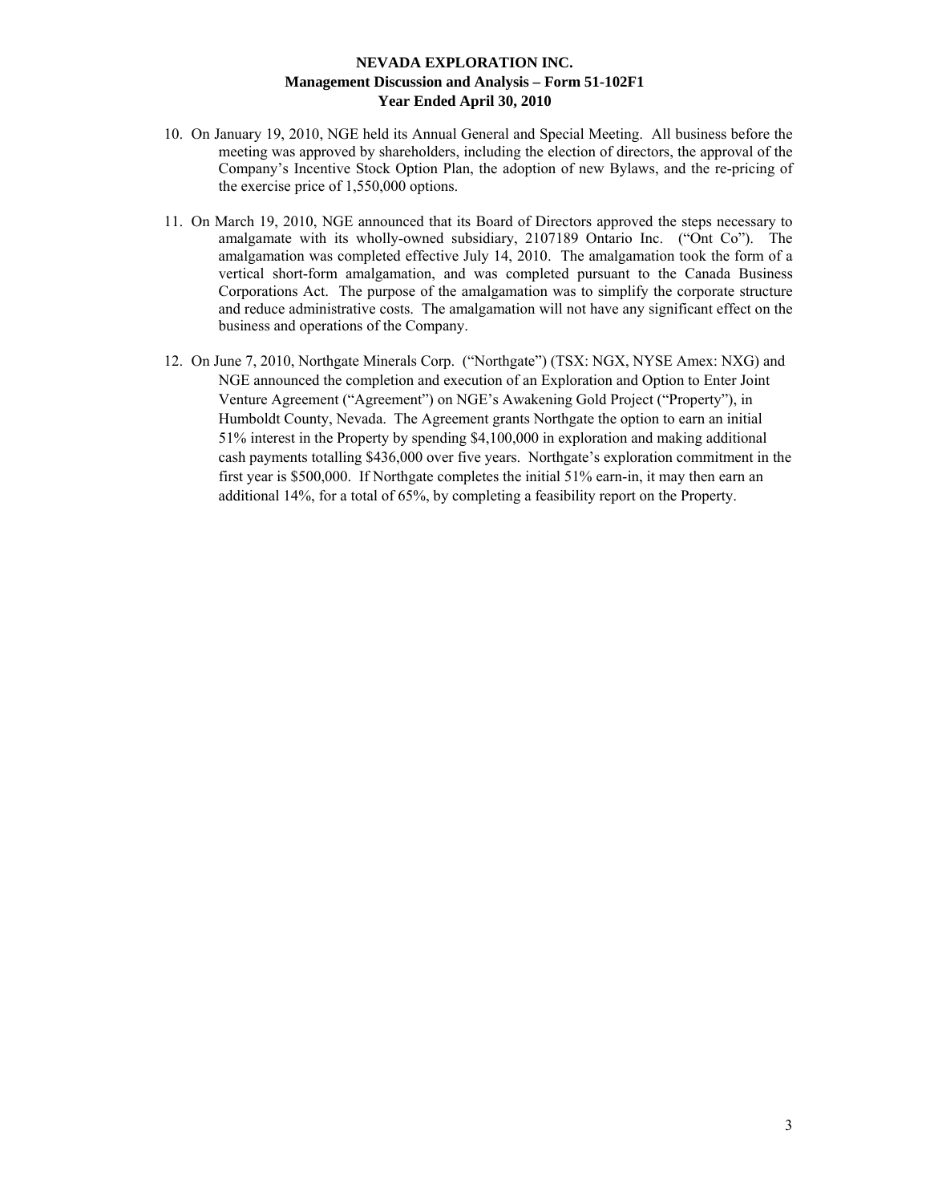10. On January 19, 2010, NGE held its Annual General and Special Meeting. All business before the meeting was approved by shareholders, including the election of directors, the approval of the Company's Incentive Stock Option Plan, the adoption of new Bylaws, and the re-pricing of the exercise price of 1,550,000 options.

11. On March 19, 2010, NGE announced that its Board of Directors approved the steps necessary to amalgamate with its wholly-owned subsidiary, 2107189 Ontario Inc. ("Ont Co"). The amalgamation was completed effective July 14, 2010. The amalgamation took the form of a vertical short-form amalgamation, and was completed pursuant to the Canada Business Corporations Act. The purpose of the amalgamation was to simplify the corporate structure and reduce administrative costs. The amalgamation will not have any significant effect on the business and operations of the Company.

12. On June 7, 2010, Northgate Minerals Corp. ("Northgate") (TSX: NGX, NYSE Amex: NXG) and NGE announced the completion and execution of an Exploration and Option to Enter Joint Venture Agreement ("Agreement") on NGE's Awakening Gold Project ("Property"), in Humboldt County, Nevada. The Agreement grants Northgate the option to earn an initial 51% interest in the Property by spending $4,100,000 in exploration and making additional cash payments totalling $436,000 over five years. Northgate's exploration commitment in the first year is $500,000. If Northgate completes the initial 51% earn-in, it may then earn an additional 14%, for a total of 65%, by completing a feasibility report on the Property.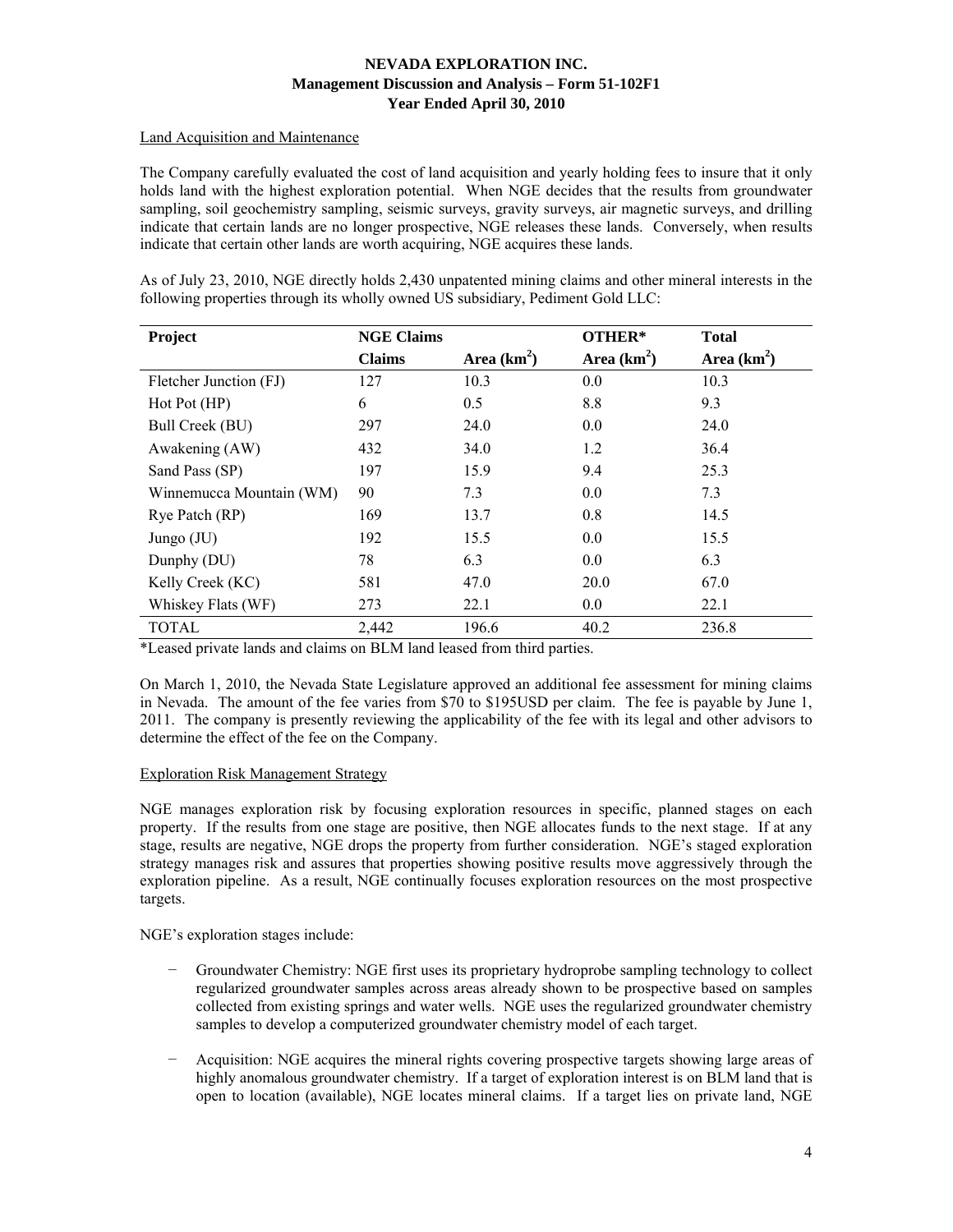Land Acquisition and Maintenance

The Company carefully evaluated the cost of land acquisition and yearly holding fees to insure that it only holds land with the highest exploration potential. When NGE decides that the results from groundwater sampling, soil geochemistry sampling, seismic surveys, gravity surveys, air magnetic surveys, and drilling indicate that certain lands are no longer prospective, NGE releases these lands. Conversely, when results indicate that certain other lands are worth acquiring, NGE acquires these lands.

As of July 23, 2010, NGE directly holds 2,430 unpatented mining claims and other mineral interests in the following properties through its wholly owned US subsidiary, Pediment Gold LLC:

| Project | NGE Claims | | OTHER* | Total |
|---|---|---|---|---|
| | Claims | Area ($km^2$) | Area ($km^2$) | Area ($km^2$) |
| Fletcher Junction (FJ) | 127 | 10.3 | 0.0 | 10.3 |
| Hot Pot (HP) | 6 | 0.5 | 8.8 | 9.3 |
| Bull Creek (BU) | 297 | 24.0 | 0.0 | 24.0 |
| Awakening (AW) | 432 | 34.0 | 1.2 | 36.4 |
| Sand Pass (SP) | 197 | 15.9 | 9.4 | 25.3 |
| Winnemucca Mountain (WM) | 90 | 7.3 | 0.0 | 7.3 |
| Rye Patch (RP) | 169 | 13.7 | 0.8 | 14.5 |
| Jungo (JU) | 192 | 15.5 | 0.0 | 15.5 |
| Dunphy (DU) | 78 | 6.3 | 0.0 | 6.3 |
| Kelly Creek (KC) | 581 | 47.0 | 20.0 | 67.0 |
| Whiskey Flats (WF) | 273 | 22.1 | 0.0 | 22.1 |
| TOTAL | 2,442 | 196.6 | 40.2 | 236.8 |

*Leased private lands and claims on BLM land leased from third parties.

On March 1, 2010, the Nevada State Legislature approved an additional fee assessment for mining claims in Nevada. The amount of the fee varies from $70 to $195USD per claim. The fee is payable by June 1, 2011. The company is presently reviewing the applicability of the fee with its legal and other advisors to determine the effect of the fee on the Company.

Exploration Risk Management Strategy

NGE manages exploration risk by focusing exploration resources in specific, planned stages on each property. If the results from one stage are positive, then NGE allocates funds to the next stage. If at any stage, results are negative, NGE drops the property from further consideration. NGE's staged exploration strategy manages risk and assures that properties showing positive results move aggressively through the exploration pipeline. As a result, NGE continually focuses exploration resources on the most prospective targets.

NGE's exploration stages include:

- Groundwater Chemistry: NGE first uses its proprietary hydroprobe sampling technology to collect regularized groundwater samples across areas already shown to be prospective based on samples collected from existing springs and water wells. NGE uses the regularized groundwater chemistry samples to develop a computerized groundwater chemistry model of each target.

- Acquisition: NGE acquires the mineral rights covering prospective targets showing large areas of highly anomalous groundwater chemistry. If a target of exploration interest is on BLM land that is open to location (available), NGE locates mineral claims. If a target lies on private land, NGE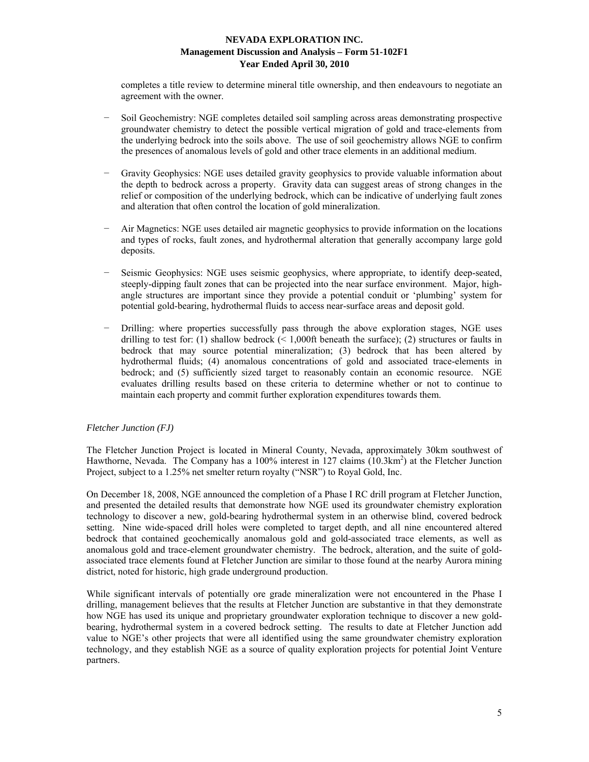completes a title review to determine mineral title ownership, and then endeavours to negotiate an agreement with the owner.

- Soil Geochemistry: NGE completes detailed soil sampling across areas demonstrating prospective groundwater chemistry to detect the possible vertical migration of gold and trace-elements from the underlying bedrock into the soils above. The use of soil geochemistry allows NGE to confirm the presences of anomalous levels of gold and other trace elements in an additional medium.

- Gravity Geophysics: NGE uses detailed gravity geophysics to provide valuable information about the depth to bedrock across a property. Gravity data can suggest areas of strong changes in the relief or composition of the underlying bedrock, which can be indicative of underlying fault zones and alteration that often control the location of gold mineralization.

- Air Magnetics: NGE uses detailed air magnetic geophysics to provide information on the locations and types of rocks, fault zones, and hydrothermal alteration that generally accompany large gold deposits.

- Seismic Geophysics: NGE uses seismic geophysics, where appropriate, to identify deep-seated, steeply-dipping fault zones that can be projected into the near surface environment. Major, high-angle structures are important since they provide a potential conduit or 'plumbing' system for potential gold-bearing, hydrothermal fluids to access near-surface areas and deposit gold.

- Drilling: where properties successfully pass through the above exploration stages, NGE uses drilling to test for: (1) shallow bedrock (< 1,000ft beneath the surface); (2) structures or faults in bedrock that may source potential mineralization; (3) bedrock that has been altered by hydrothermal fluids; (4) anomalous concentrations of gold and associated trace-elements in bedrock; and (5) sufficiently sized target to reasonably contain an economic resource. NGE evaluates drilling results based on these criteria to determine whether or not to continue to maintain each property and commit further exploration expenditures towards them.

*Fletcher Junction (FJ)*

The Fletcher Junction Project is located in Mineral County, Nevada, approximately 30km southwest of Hawthorne, Nevada. The Company has a 100% interest in 127 claims ($10.3km^2$) at the Fletcher Junction Project, subject to a 1.25% net smelter return royalty ("NSR") to Royal Gold, Inc.

On December 18, 2008, NGE announced the completion of a Phase I RC drill program at Fletcher Junction, and presented the detailed results that demonstrate how NGE used its groundwater chemistry exploration technology to discover a new, gold-bearing hydrothermal system in an otherwise blind, covered bedrock setting. Nine wide-spaced drill holes were completed to target depth, and all nine encountered altered bedrock that contained geochemically anomalous gold and gold-associated trace elements, as well as anomalous gold and trace-element groundwater chemistry. The bedrock, alteration, and the suite of gold-associated trace elements found at Fletcher Junction are similar to those found at the nearby Aurora mining district, noted for historic, high grade underground production.

While significant intervals of potentially ore grade mineralization were not encountered in the Phase I drilling, management believes that the results at Fletcher Junction are substantive in that they demonstrate how NGE has used its unique and proprietary groundwater exploration technique to discover a new gold-bearing, hydrothermal system in a covered bedrock setting. The results to date at Fletcher Junction add value to NGE's other projects that were all identified using the same groundwater chemistry exploration technology, and they establish NGE as a source of quality exploration projects for potential Joint Venture partners.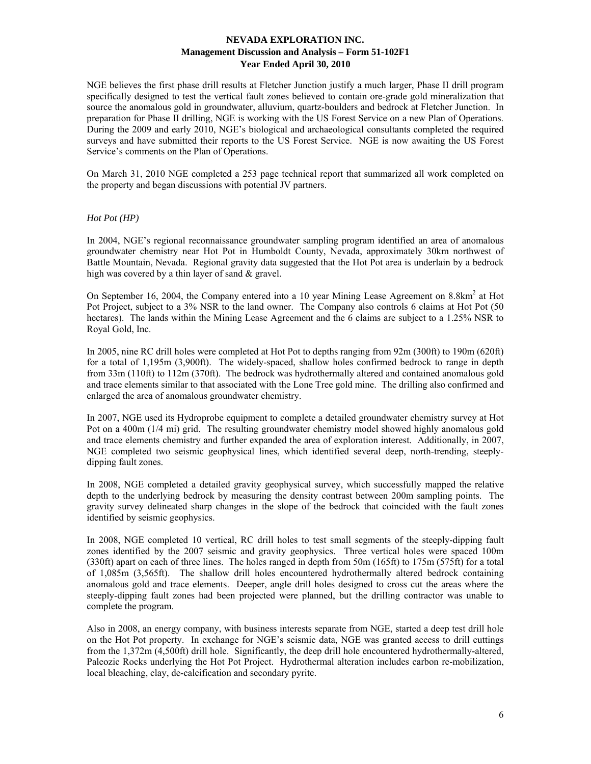NGE believes the first phase drill results at Fletcher Junction justify a much larger, Phase II drill program specifically designed to test the vertical fault zones believed to contain ore-grade gold mineralization that source the anomalous gold in groundwater, alluvium, quartz-boulders and bedrock at Fletcher Junction. In preparation for Phase II drilling, NGE is working with the US Forest Service on a new Plan of Operations. During the 2009 and early 2010, NGE's biological and archaeological consultants completed the required surveys and have submitted their reports to the US Forest Service. NGE is now awaiting the US Forest Service's comments on the Plan of Operations.

On March 31, 2010 NGE completed a 253 page technical report that summarized all work completed on the property and began discussions with potential JV partners.

*Hot Pot (HP)*

In 2004, NGE's regional reconnaissance groundwater sampling program identified an area of anomalous groundwater chemistry near Hot Pot in Humboldt County, Nevada, approximately 30km northwest of Battle Mountain, Nevada. Regional gravity data suggested that the Hot Pot area is underlain by a bedrock high was covered by a thin layer of sand & gravel.

On September 16, 2004, the Company entered into a 10 year Mining Lease Agreement on 8.8km$^2$ at Hot Pot Project, subject to a 3% NSR to the land owner. The Company also controls 6 claims at Hot Pot (50 hectares). The lands within the Mining Lease Agreement and the 6 claims are subject to a 1.25% NSR to Royal Gold, Inc.

In 2005, nine RC drill holes were completed at Hot Pot to depths ranging from 92m (300ft) to 190m (620ft) for a total of 1,195m (3,900ft). The widely-spaced, shallow holes confirmed bedrock to range in depth from 33m (110ft) to 112m (370ft). The bedrock was hydrothermally altered and contained anomalous gold and trace elements similar to that associated with the Lone Tree gold mine. The drilling also confirmed and enlarged the area of anomalous groundwater chemistry.

In 2007, NGE used its Hydroprobe equipment to complete a detailed groundwater chemistry survey at Hot Pot on a 400m (1/4 mi) grid. The resulting groundwater chemistry model showed highly anomalous gold and trace elements chemistry and further expanded the area of exploration interest. Additionally, in 2007, NGE completed two seismic geophysical lines, which identified several deep, north-trending, steeply-dipping fault zones.

In 2008, NGE completed a detailed gravity geophysical survey, which successfully mapped the relative depth to the underlying bedrock by measuring the density contrast between 200m sampling points. The gravity survey delineated sharp changes in the slope of the bedrock that coincided with the fault zones identified by seismic geophysics.

In 2008, NGE completed 10 vertical, RC drill holes to test small segments of the steeply-dipping fault zones identified by the 2007 seismic and gravity geophysics. Three vertical holes were spaced 100m (330ft) apart on each of three lines. The holes ranged in depth from 50m (165ft) to 175m (575ft) for a total of 1,085m (3,565ft). The shallow drill holes encountered hydrothermally altered bedrock containing anomalous gold and trace elements. Deeper, angle drill holes designed to cross cut the areas where the steeply-dipping fault zones had been projected were planned, but the drilling contractor was unable to complete the program.

Also in 2008, an energy company, with business interests separate from NGE, started a deep test drill hole on the Hot Pot property. In exchange for NGE's seismic data, NGE was granted access to drill cuttings from the 1,372m (4,500ft) drill hole. Significantly, the deep drill hole encountered hydrothermally-altered, Paleozic Rocks underlying the Hot Pot Project. Hydrothermal alteration includes carbon re-mobilization, local bleaching, clay, de-calcification and secondary pyrite.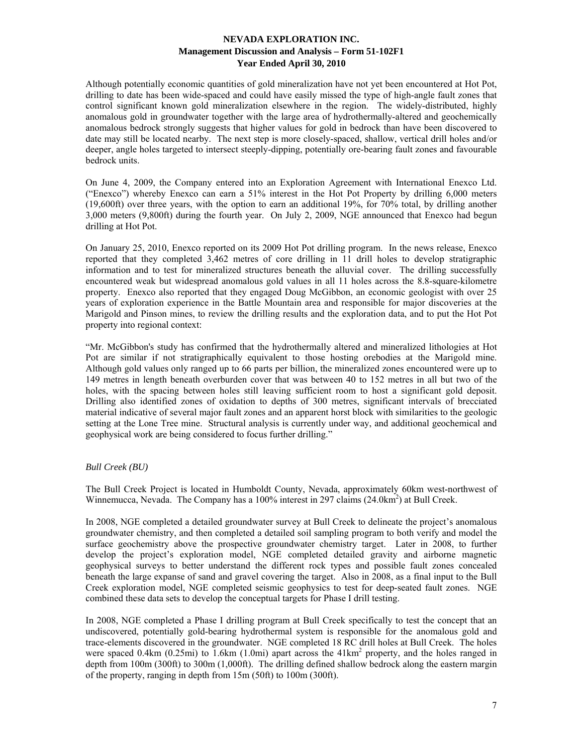Although potentially economic quantities of gold mineralization have not yet been encountered at Hot Pot, drilling to date has been wide-spaced and could have easily missed the type of high-angle fault zones that control significant known gold mineralization elsewhere in the region. The widely-distributed, highly anomalous gold in groundwater together with the large area of hydrothermally-altered and geochemically anomalous bedrock strongly suggests that higher values for gold in bedrock than have been discovered to date may still be located nearby. The next step is more closely-spaced, shallow, vertical drill holes and/or deeper, angle holes targeted to intersect steeply-dipping, potentially ore-bearing fault zones and favourable bedrock units.

On June 4, 2009, the Company entered into an Exploration Agreement with International Enexco Ltd. ("Enexco") whereby Enexco can earn a 51% interest in the Hot Pot Property by drilling 6,000 meters (19,600ft) over three years, with the option to earn an additional 19%, for 70% total, by drilling another 3,000 meters (9,800ft) during the fourth year. On July 2, 2009, NGE announced that Enexco had begun drilling at Hot Pot.

On January 25, 2010, Enexco reported on its 2009 Hot Pot drilling program. In the news release, Enexco reported that they completed 3,462 metres of core drilling in 11 drill holes to develop stratigraphic information and to test for mineralized structures beneath the alluvial cover. The drilling successfully encountered weak but widespread anomalous gold values in all 11 holes across the 8.8-square-kilometre property. Enexco also reported that they engaged Doug McGibbon, an economic geologist with over 25 years of exploration experience in the Battle Mountain area and responsible for major discoveries at the Marigold and Pinson mines, to review the drilling results and the exploration data, and to put the Hot Pot property into regional context:

"Mr. McGibbon's study has confirmed that the hydrothermally altered and mineralized lithologies at Hot Pot are similar if not stratigraphically equivalent to those hosting orebodies at the Marigold mine. Although gold values only ranged up to 66 parts per billion, the mineralized zones encountered were up to 149 metres in length beneath overburden cover that was between 40 to 152 metres in all but two of the holes, with the spacing between holes still leaving sufficient room to host a significant gold deposit. Drilling also identified zones of oxidation to depths of 300 metres, significant intervals of brecciated material indicative of several major fault zones and an apparent horst block with similarities to the geologic setting at the Lone Tree mine. Structural analysis is currently under way, and additional geochemical and geophysical work are being considered to focus further drilling."

*Bull Creek (BU)*

The Bull Creek Project is located in Humboldt County, Nevada, approximately 60km west-northwest of Winnemucca, Nevada. The Company has a 100% interest in 297 claims (24.0km$^2$) at Bull Creek.

In 2008, NGE completed a detailed groundwater survey at Bull Creek to delineate the project's anomalous groundwater chemistry, and then completed a detailed soil sampling program to both verify and model the surface geochemistry above the prospective groundwater chemistry target. Later in 2008, to further develop the project's exploration model, NGE completed detailed gravity and airborne magnetic geophysical surveys to better understand the different rock types and possible fault zones concealed beneath the large expanse of sand and gravel covering the target. Also in 2008, as a final input to the Bull Creek exploration model, NGE completed seismic geophysics to test for deep-seated fault zones. NGE combined these data sets to develop the conceptual targets for Phase I drill testing.

In 2008, NGE completed a Phase I drilling program at Bull Creek specifically to test the concept that an undiscovered, potentially gold-bearing hydrothermal system is responsible for the anomalous gold and trace-elements discovered in the groundwater. NGE completed 18 RC drill holes at Bull Creek. The holes were spaced 0.4km (0.25mi) to 1.6km (1.0mi) apart across the 41km$^2$ property, and the holes ranged in depth from 100m (300ft) to 300m (1,000ft). The drilling defined shallow bedrock along the eastern margin of the property, ranging in depth from 15m (50ft) to 100m (300ft).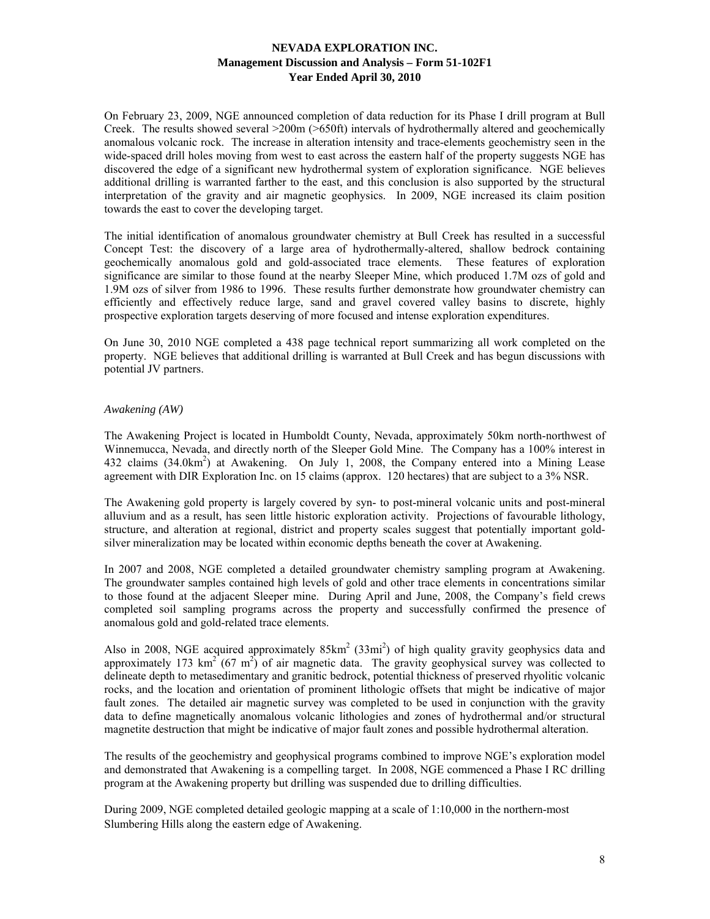On February 23, 2009, NGE announced completion of data reduction for its Phase I drill program at Bull Creek. The results showed several >200m (>650ft) intervals of hydrothermally altered and geochemically anomalous volcanic rock. The increase in alteration intensity and trace-elements geochemistry seen in the wide-spaced drill holes moving from west to east across the eastern half of the property suggests NGE has discovered the edge of a significant new hydrothermal system of exploration significance. NGE believes additional drilling is warranted farther to the east, and this conclusion is also supported by the structural interpretation of the gravity and air magnetic geophysics. In 2009, NGE increased its claim position towards the east to cover the developing target.

The initial identification of anomalous groundwater chemistry at Bull Creek has resulted in a successful Concept Test: the discovery of a large area of hydrothermally-altered, shallow bedrock containing geochemically anomalous gold and gold-associated trace elements. These features of exploration significance are similar to those found at the nearby Sleeper Mine, which produced 1.7M ozs of gold and 1.9M ozs of silver from 1986 to 1996. These results further demonstrate how groundwater chemistry can efficiently and effectively reduce large, sand and gravel covered valley basins to discrete, highly prospective exploration targets deserving of more focused and intense exploration expenditures.

On June 30, 2010 NGE completed a 438 page technical report summarizing all work completed on the property. NGE believes that additional drilling is warranted at Bull Creek and has begun discussions with potential JV partners.

*Awakening (AW)*

The Awakening Project is located in Humboldt County, Nevada, approximately 50km north-northwest of Winnemucca, Nevada, and directly north of the Sleeper Gold Mine. The Company has a 100% interest in 432 claims (34.0km$^2$) at Awakening. On July 1, 2008, the Company entered into a Mining Lease agreement with DIR Exploration Inc. on 15 claims (approx. 120 hectares) that are subject to a 3% NSR.

The Awakening gold property is largely covered by syn- to post-mineral volcanic units and post-mineral alluvium and as a result, has seen little historic exploration activity. Projections of favourable lithology, structure, and alteration at regional, district and property scales suggest that potentially important gold-silver mineralization may be located within economic depths beneath the cover at Awakening.

In 2007 and 2008, NGE completed a detailed groundwater chemistry sampling program at Awakening. The groundwater samples contained high levels of gold and other trace elements in concentrations similar to those found at the adjacent Sleeper mine. During April and June, 2008, the Company's field crews completed soil sampling programs across the property and successfully confirmed the presence of anomalous gold and gold-related trace elements.

Also in 2008, NGE acquired approximately 85km$^2$ (33mi$^2$) of high quality gravity geophysics data and approximately 173 km$^2$ (67 m$^2$) of air magnetic data. The gravity geophysical survey was collected to delineate depth to metasedimentary and granitic bedrock, potential thickness of preserved rhyolitic volcanic rocks, and the location and orientation of prominent lithologic offsets that might be indicative of major fault zones. The detailed air magnetic survey was completed to be used in conjunction with the gravity data to define magnetically anomalous volcanic lithologies and zones of hydrothermal and/or structural magnetite destruction that might be indicative of major fault zones and possible hydrothermal alteration.

The results of the geochemistry and geophysical programs combined to improve NGE's exploration model and demonstrated that Awakening is a compelling target. In 2008, NGE commenced a Phase I RC drilling program at the Awakening property but drilling was suspended due to drilling difficulties.

During 2009, NGE completed detailed geologic mapping at a scale of 1:10,000 in the northern-most Slumbering Hills along the eastern edge of Awakening.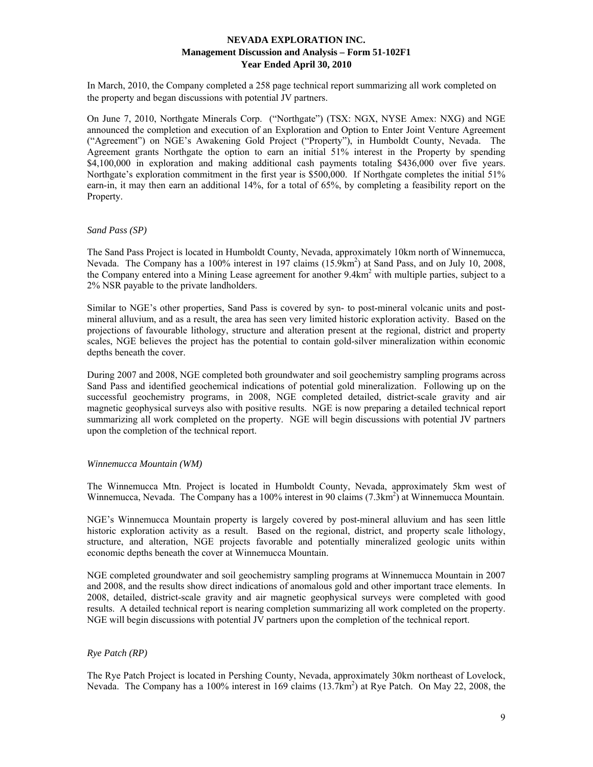In March, 2010, the Company completed a 258 page technical report summarizing all work completed on the property and began discussions with potential JV partners.

On June 7, 2010, Northgate Minerals Corp. ("Northgate") (TSX: NGX, NYSE Amex: NXG) and NGE announced the completion and execution of an Exploration and Option to Enter Joint Venture Agreement ("Agreement") on NGE's Awakening Gold Project ("Property"), in Humboldt County, Nevada. The Agreement grants Northgate the option to earn an initial 51% interest in the Property by spending \$4,100,000 in exploration and making additional cash payments totaling \$436,000 over five years. Northgate's exploration commitment in the first year is \$500,000. If Northgate completes the initial 51% earn-in, it may then earn an additional 14%, for a total of 65%, by completing a feasibility report on the Property.

*Sand Pass (SP)*

The Sand Pass Project is located in Humboldt County, Nevada, approximately 10km north of Winnemucca, Nevada. The Company has a 100% interest in 197 claims (15.9km$^2$) at Sand Pass, and on July 10, 2008, the Company entered into a Mining Lease agreement for another 9.4km$^2$ with multiple parties, subject to a 2% NSR payable to the private landholders.

Similar to NGE's other properties, Sand Pass is covered by syn- to post-mineral volcanic units and post-mineral alluvium, and as a result, the area has seen very limited historic exploration activity. Based on the projections of favourable lithology, structure and alteration present at the regional, district and property scales, NGE believes the project has the potential to contain gold-silver mineralization within economic depths beneath the cover.

During 2007 and 2008, NGE completed both groundwater and soil geochemistry sampling programs across Sand Pass and identified geochemical indications of potential gold mineralization. Following up on the successful geochemistry programs, in 2008, NGE completed detailed, district-scale gravity and air magnetic geophysical surveys also with positive results. NGE is now preparing a detailed technical report summarizing all work completed on the property. NGE will begin discussions with potential JV partners upon the completion of the technical report.

*Winnemucca Mountain (WM)*

The Winnemucca Mtn. Project is located in Humboldt County, Nevada, approximately 5km west of Winnemucca, Nevada. The Company has a 100% interest in 90 claims (7.3km$^2$) at Winnemucca Mountain.

NGE's Winnemucca Mountain property is largely covered by post-mineral alluvium and has seen little historic exploration activity as a result. Based on the regional, district, and property scale lithology, structure, and alteration, NGE projects favorable and potentially mineralized geologic units within economic depths beneath the cover at Winnemucca Mountain.

NGE completed groundwater and soil geochemistry sampling programs at Winnemucca Mountain in 2007 and 2008, and the results show direct indications of anomalous gold and other important trace elements. In 2008, detailed, district-scale gravity and air magnetic geophysical surveys were completed with good results. A detailed technical report is nearing completion summarizing all work completed on the property. NGE will begin discussions with potential JV partners upon the completion of the technical report.

*Rye Patch (RP)*

The Rye Patch Project is located in Pershing County, Nevada, approximately 30km northeast of Lovelock, Nevada. The Company has a 100% interest in 169 claims (13.7km$^2$) at Rye Patch. On May 22, 2008, the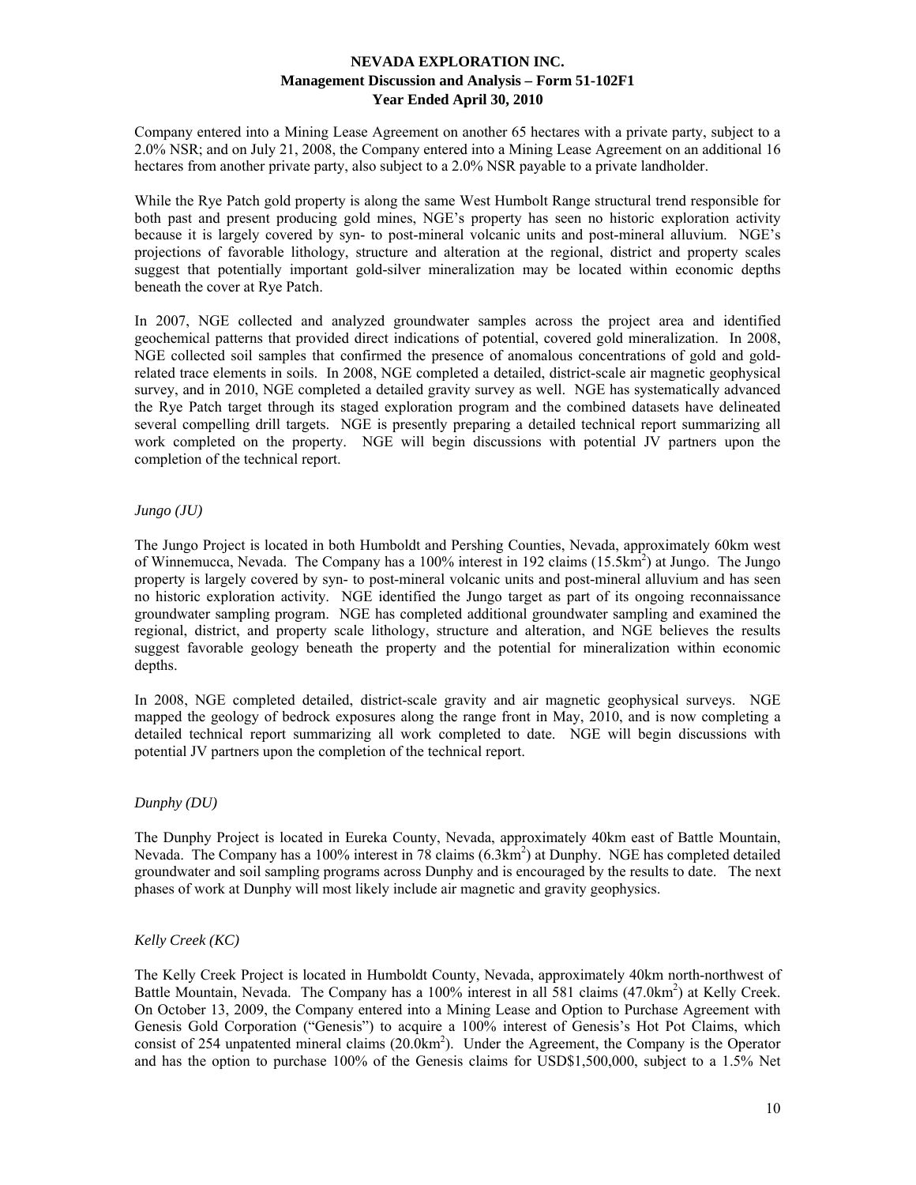Company entered into a Mining Lease Agreement on another 65 hectares with a private party, subject to a 2.0% NSR; and on July 21, 2008, the Company entered into a Mining Lease Agreement on an additional 16 hectares from another private party, also subject to a 2.0% NSR payable to a private landholder.

While the Rye Patch gold property is along the same West Humbolt Range structural trend responsible for both past and present producing gold mines, NGE's property has seen no historic exploration activity because it is largely covered by syn- to post-mineral volcanic units and post-mineral alluvium. NGE's projections of favorable lithology, structure and alteration at the regional, district and property scales suggest that potentially important gold-silver mineralization may be located within economic depths beneath the cover at Rye Patch.

In 2007, NGE collected and analyzed groundwater samples across the project area and identified geochemical patterns that provided direct indications of potential, covered gold mineralization. In 2008, NGE collected soil samples that confirmed the presence of anomalous concentrations of gold and gold-related trace elements in soils. In 2008, NGE completed a detailed, district-scale air magnetic geophysical survey, and in 2010, NGE completed a detailed gravity survey as well. NGE has systematically advanced the Rye Patch target through its staged exploration program and the combined datasets have delineated several compelling drill targets. NGE is presently preparing a detailed technical report summarizing all work completed on the property. NGE will begin discussions with potential JV partners upon the completion of the technical report.

*Jungo (JU)*

The Jungo Project is located in both Humboldt and Pershing Counties, Nevada, approximately 60km west of Winnemucca, Nevada. The Company has a 100% interest in 192 claims (15.5km$^2$) at Jungo. The Jungo property is largely covered by syn- to post-mineral volcanic units and post-mineral alluvium and has seen no historic exploration activity. NGE identified the Jungo target as part of its ongoing reconnaissance groundwater sampling program. NGE has completed additional groundwater sampling and examined the regional, district, and property scale lithology, structure and alteration, and NGE believes the results suggest favorable geology beneath the property and the potential for mineralization within economic depths.

In 2008, NGE completed detailed, district-scale gravity and air magnetic geophysical surveys. NGE mapped the geology of bedrock exposures along the range front in May, 2010, and is now completing a detailed technical report summarizing all work completed to date. NGE will begin discussions with potential JV partners upon the completion of the technical report.

*Dunphy (DU)*

The Dunphy Project is located in Eureka County, Nevada, approximately 40km east of Battle Mountain, Nevada. The Company has a 100% interest in 78 claims (6.3km$^2$) at Dunphy. NGE has completed detailed groundwater and soil sampling programs across Dunphy and is encouraged by the results to date. The next phases of work at Dunphy will most likely include air magnetic and gravity geophysics.

*Kelly Creek (KC)*

The Kelly Creek Project is located in Humboldt County, Nevada, approximately 40km north-northwest of Battle Mountain, Nevada. The Company has a 100% interest in all 581 claims (47.0km$^2$) at Kelly Creek. On October 13, 2009, the Company entered into a Mining Lease and Option to Purchase Agreement with Genesis Gold Corporation ("Genesis") to acquire a 100% interest of Genesis's Hot Pot Claims, which consist of 254 unpatented mineral claims (20.0km$^2$). Under the Agreement, the Company is the Operator and has the option to purchase 100% of the Genesis claims for USD$1,500,000, subject to a 1.5% Net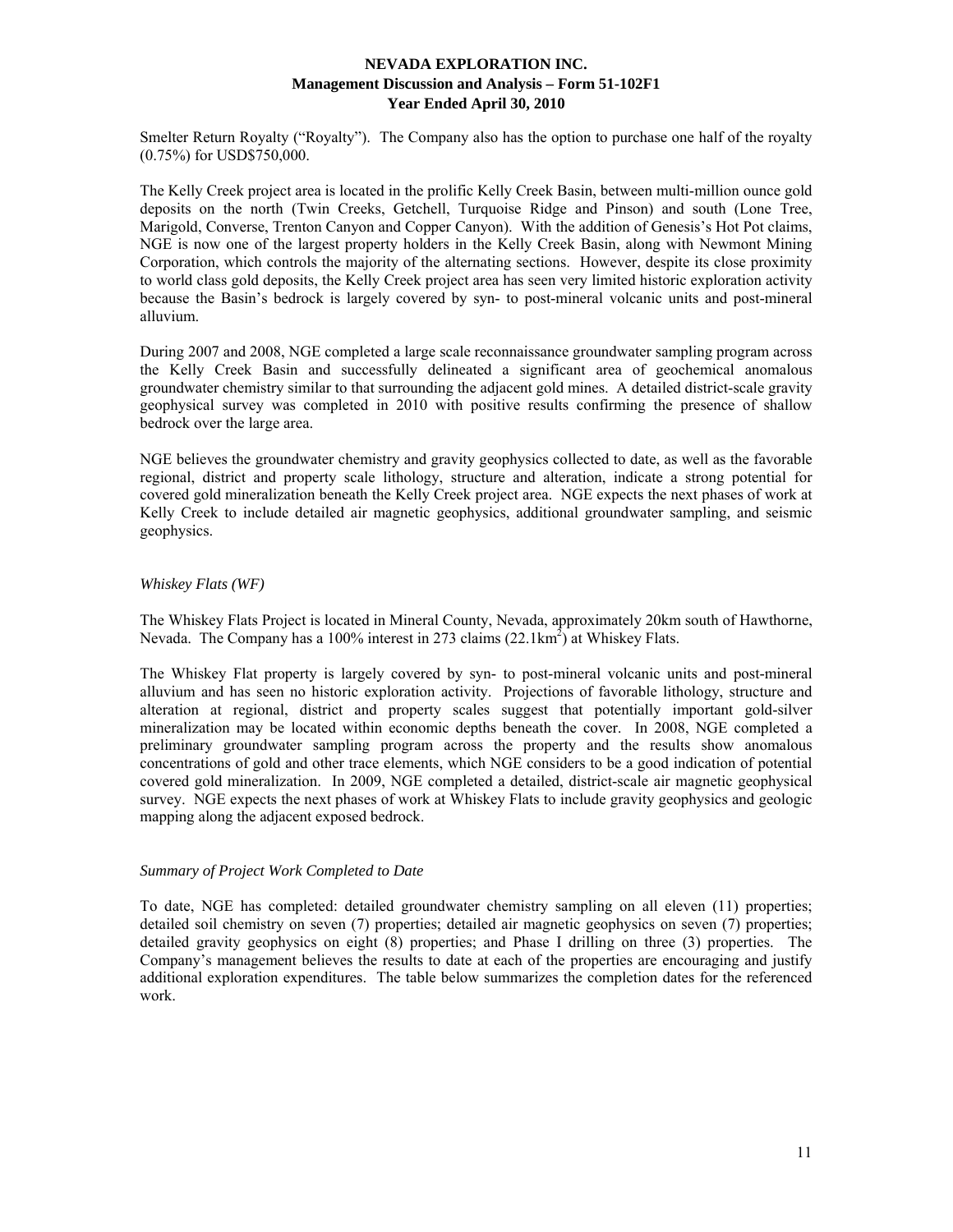Smelter Return Royalty ("Royalty"). The Company also has the option to purchase one half of the royalty (0.75%) for USD$750,000.

The Kelly Creek project area is located in the prolific Kelly Creek Basin, between multi-million ounce gold deposits on the north (Twin Creeks, Getchell, Turquoise Ridge and Pinson) and south (Lone Tree, Marigold, Converse, Trenton Canyon and Copper Canyon). With the addition of Genesis's Hot Pot claims, NGE is now one of the largest property holders in the Kelly Creek Basin, along with Newmont Mining Corporation, which controls the majority of the alternating sections. However, despite its close proximity to world class gold deposits, the Kelly Creek project area has seen very limited historic exploration activity because the Basin's bedrock is largely covered by syn- to post-mineral volcanic units and post-mineral alluvium.

During 2007 and 2008, NGE completed a large scale reconnaissance groundwater sampling program across the Kelly Creek Basin and successfully delineated a significant area of geochemical anomalous groundwater chemistry similar to that surrounding the adjacent gold mines. A detailed district-scale gravity geophysical survey was completed in 2010 with positive results confirming the presence of shallow bedrock over the large area.

NGE believes the groundwater chemistry and gravity geophysics collected to date, as well as the favorable regional, district and property scale lithology, structure and alteration, indicate a strong potential for covered gold mineralization beneath the Kelly Creek project area. NGE expects the next phases of work at Kelly Creek to include detailed air magnetic geophysics, additional groundwater sampling, and seismic geophysics.

*Whiskey Flats (WF)*

The Whiskey Flats Project is located in Mineral County, Nevada, approximately 20km south of Hawthorne, Nevada. The Company has a 100% interest in 273 claims (22.1km$^2$) at Whiskey Flats.

The Whiskey Flat property is largely covered by syn- to post-mineral volcanic units and post-mineral alluvium and has seen no historic exploration activity. Projections of favorable lithology, structure and alteration at regional, district and property scales suggest that potentially important gold-silver mineralization may be located within economic depths beneath the cover. In 2008, NGE completed a preliminary groundwater sampling program across the property and the results show anomalous concentrations of gold and other trace elements, which NGE considers to be a good indication of potential covered gold mineralization. In 2009, NGE completed a detailed, district-scale air magnetic geophysical survey. NGE expects the next phases of work at Whiskey Flats to include gravity geophysics and geologic mapping along the adjacent exposed bedrock.

*Summary of Project Work Completed to Date*

To date, NGE has completed: detailed groundwater chemistry sampling on all eleven (11) properties; detailed soil chemistry on seven (7) properties; detailed air magnetic geophysics on seven (7) properties; detailed gravity geophysics on eight (8) properties; and Phase I drilling on three (3) properties. The Company's management believes the results to date at each of the properties are encouraging and justify additional exploration expenditures. The table below summarizes the completion dates for the referenced work.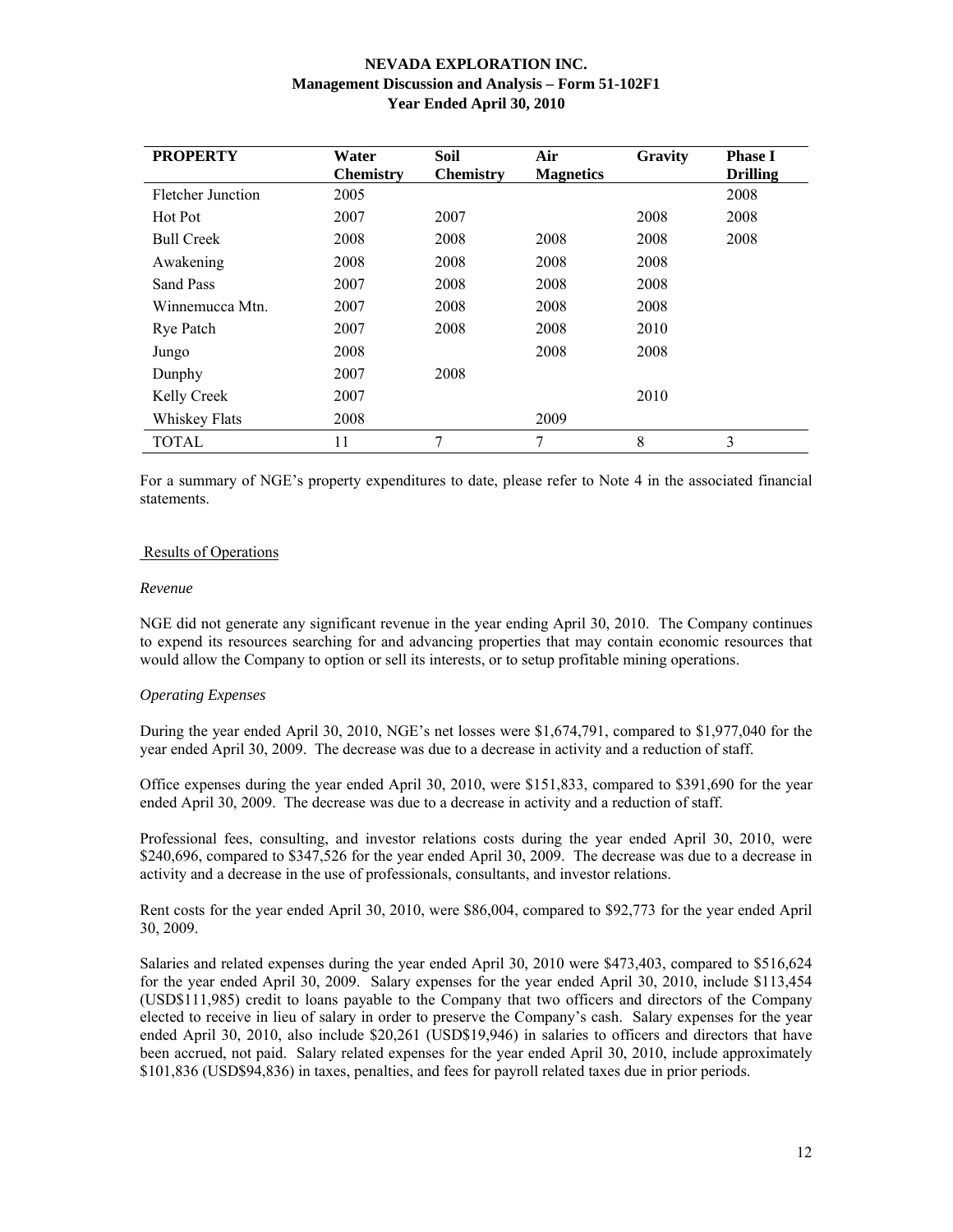| PROPERTY | Water Chemistry | Soil Chemistry | Air Magnetics | Gravity | Phase I Drilling |
|---|---|---|---|---|---|
| Fletcher Junction | 2005 | | | | 2008 |
| Hot Pot | 2007 | 2007 | | 2008 | 2008 |
| Bull Creek | 2008 | 2008 | 2008 | 2008 | 2008 |
| Awakening | 2008 | 2008 | 2008 | 2008 | |
| Sand Pass | 2007 | 2008 | 2008 | 2008 | |
| Winnemucca Mtn. | 2007 | 2008 | 2008 | 2008 | |
| Rye Patch | 2007 | 2008 | 2008 | 2010 | |
| Jungo | 2008 | | 2008 | 2008 | |
| Dunphy | 2007 | 2008 | | | |
| Kelly Creek | 2007 | | | 2010 | |
| Whiskey Flats | 2008 | | 2009 | | |
| TOTAL | 11 | 7 | 7 | 8 | 3 |

For a summary of NGE's property expenditures to date, please refer to Note 4 in the associated financial statements.

## Results of Operations

*Revenue*

NGE did not generate any significant revenue in the year ending April 30, 2010. The Company continues to expend its resources searching for and advancing properties that may contain economic resources that would allow the Company to option or sell its interests, or to setup profitable mining operations.

*Operating Expenses*

During the year ended April 30, 2010, NGE's net losses were $1,674,791, compared to $1,977,040 for the year ended April 30, 2009. The decrease was due to a decrease in activity and a reduction of staff.

Office expenses during the year ended April 30, 2010, were $151,833, compared to $391,690 for the year ended April 30, 2009. The decrease was due to a decrease in activity and a reduction of staff.

Professional fees, consulting, and investor relations costs during the year ended April 30, 2010, were $240,696, compared to $347,526 for the year ended April 30, 2009. The decrease was due to a decrease in activity and a decrease in the use of professionals, consultants, and investor relations.

Rent costs for the year ended April 30, 2010, were $86,004, compared to $92,773 for the year ended April 30, 2009.

Salaries and related expenses during the year ended April 30, 2010 were $473,403, compared to $516,624 for the year ended April 30, 2009. Salary expenses for the year ended April 30, 2010, include $113,454 (USD$111,985) credit to loans payable to the Company that two officers and directors of the Company elected to receive in lieu of salary in order to preserve the Company's cash. Salary expenses for the year ended April 30, 2010, also include $20,261 (USD$19,946) in salaries to officers and directors that have been accrued, not paid. Salary related expenses for the year ended April 30, 2010, include approximately $101,836 (USD$94,836) in taxes, penalties, and fees for payroll related taxes due in prior periods.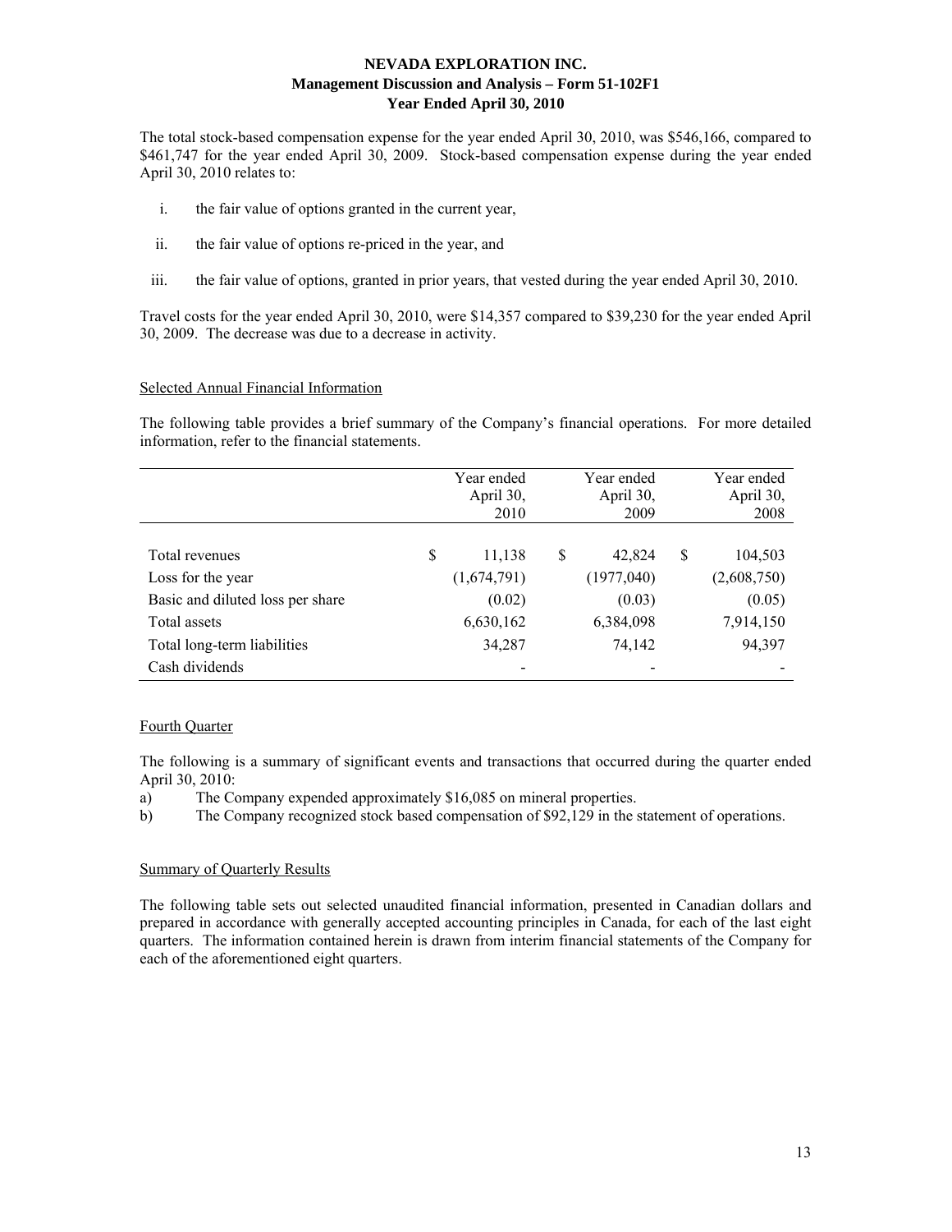The total stock-based compensation expense for the year ended April 30, 2010, was $546,166, compared to $461,747 for the year ended April 30, 2009. Stock-based compensation expense during the year ended April 30, 2010 relates to:

i. the fair value of options granted in the current year,

ii. the fair value of options re-priced in the year, and

iii. the fair value of options, granted in prior years, that vested during the year ended April 30, 2010.

Travel costs for the year ended April 30, 2010, were $14,357 compared to $39,230 for the year ended April 30, 2009. The decrease was due to a decrease in activity.

Selected Annual Financial Information

The following table provides a brief summary of the Company's financial operations. For more detailed information, refer to the financial statements.

| | Year ended April 30, 2010 | Year ended April 30, 2009 | Year ended April 30, 2008 |
|---|---|---|---|
| Total revenues | $ 11,138 | $ 42,824 | $ 104,503 |
| Loss for the year | (1,674,791) | (1977,040) | (2,608,750) |
| Basic and diluted loss per share | (0.02) | (0.03) | (0.05) |
| Total assets | 6,630,162 | 6,384,098 | 7,914,150 |
| Total long-term liabilities | 34,287 | 74,142 | 94,397 |
| Cash dividends | - | - | - |

Fourth Quarter

The following is a summary of significant events and transactions that occurred during the quarter ended April 30, 2010:

a) The Company expended approximately $16,085 on mineral properties.
b) The Company recognized stock based compensation of $92,129 in the statement of operations.

Summary of Quarterly Results

The following table sets out selected unaudited financial information, presented in Canadian dollars and prepared in accordance with generally accepted accounting principles in Canada, for each of the last eight quarters. The information contained herein is drawn from interim financial statements of the Company for each of the aforementioned eight quarters.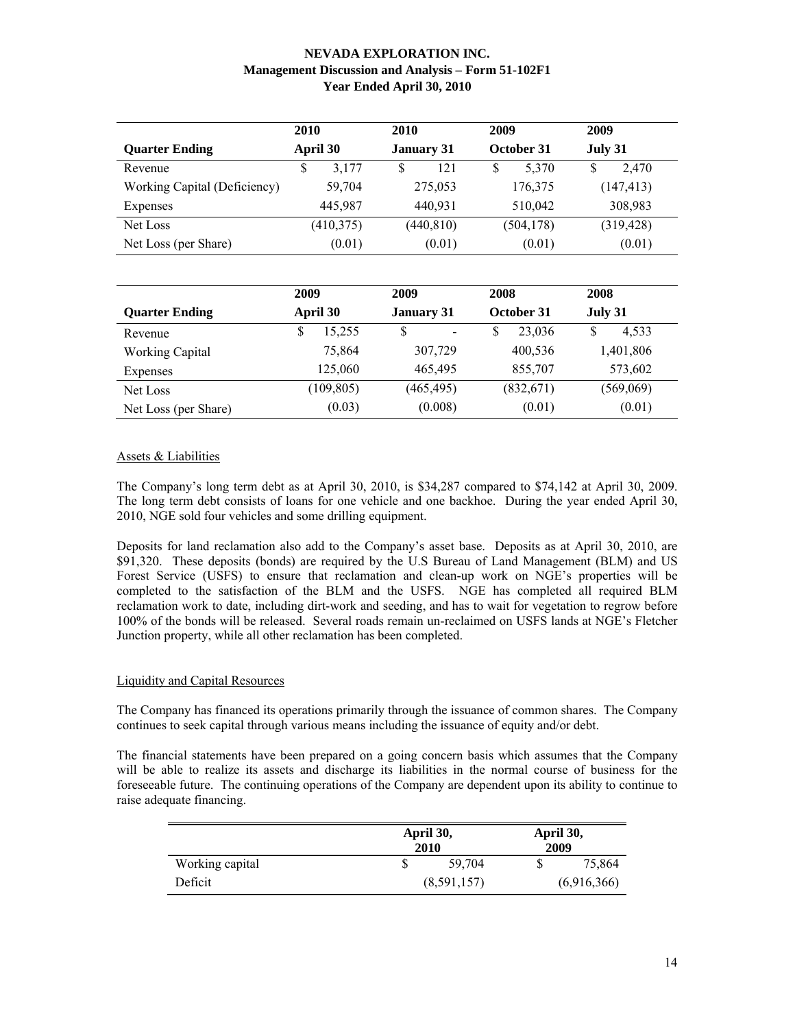# NEVADA EXPLORATION INC.
## Management Discussion and Analysis – Form 51-102F1
## Year Ended April 30, 2010

| Quarter Ending | 2010 April 30 | 2010 January 31 | 2009 October 31 | 2009 July 31 |
|---|---|---|---|---|
| Revenue | $ 3,177 | $ 121 | $ 5,370 | $ 2,470 |
| Working Capital (Deficiency) | 59,704 | 275,053 | 176,375 | (147,413) |
| Expenses | 445,987 | 440,931 | 510,042 | 308,983 |
| Net Loss | (410,375) | (440,810) | (504,178) | (319,428) |
| Net Loss (per Share) | (0.01) | (0.01) | (0.01) | (0.01) |

| Quarter Ending | 2009 April 30 | 2009 January 31 | 2008 October 31 | 2008 July 31 |
|---|---|---|---|---|
| Revenue | $ 15,255 | $ - | $ 23,036 | $ 4,533 |
| Working Capital | 75,864 | 307,729 | 400,536 | 1,401,806 |
| Expenses | 125,060 | 465,495 | 855,707 | 573,602 |
| Net Loss | (109,805) | (465,495) | (832,671) | (569,069) |
| Net Loss (per Share) | (0.03) | (0.008) | (0.01) | (0.01) |

Assets & Liabilities

The Company's long term debt as at April 30, 2010, is $34,287 compared to $74,142 at April 30, 2009. The long term debt consists of loans for one vehicle and one backhoe. During the year ended April 30, 2010, NGE sold four vehicles and some drilling equipment.

Deposits for land reclamation also add to the Company's asset base. Deposits as at April 30, 2010, are $91,320. These deposits (bonds) are required by the U.S Bureau of Land Management (BLM) and US Forest Service (USFS) to ensure that reclamation and clean-up work on NGE's properties will be completed to the satisfaction of the BLM and the USFS. NGE has completed all required BLM reclamation work to date, including dirt-work and seeding, and has to wait for vegetation to regrow before 100% of the bonds will be released. Several roads remain un-reclaimed on USFS lands at NGE's Fletcher Junction property, while all other reclamation has been completed.

Liquidity and Capital Resources

The Company has financed its operations primarily through the issuance of common shares. The Company continues to seek capital through various means including the issuance of equity and/or debt.

The financial statements have been prepared on a going concern basis which assumes that the Company will be able to realize its assets and discharge its liabilities in the normal course of business for the foreseeable future. The continuing operations of the Company are dependent upon its ability to continue to raise adequate financing.

| | April 30, 2010 | April 30, 2009 |
|---|---|---|
| Working capital | $ 59,704 | $ 75,864 |
| Deficit | (8,591,157) | (6,916,366) |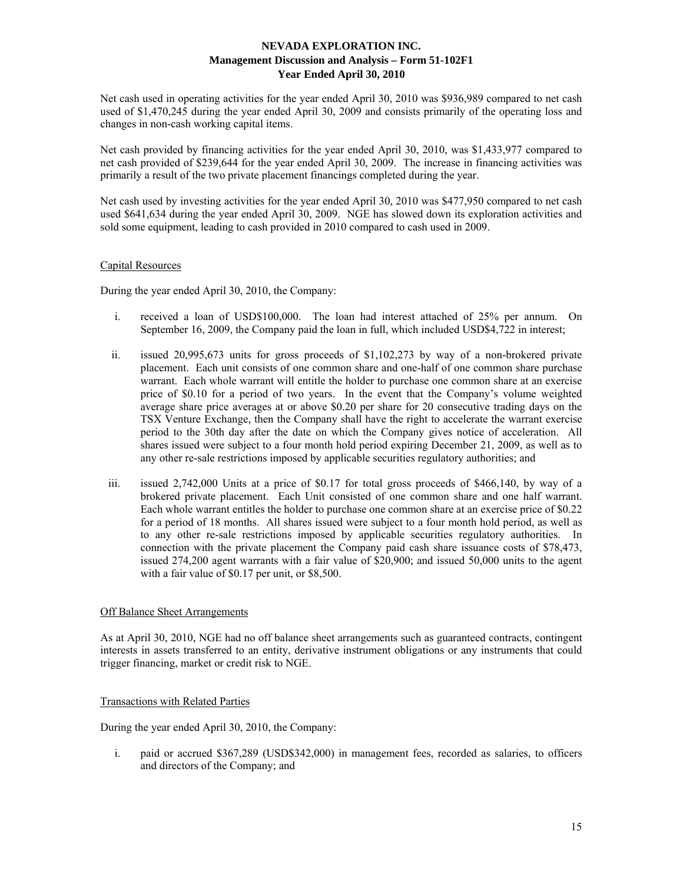Net cash used in operating activities for the year ended April 30, 2010 was $936,989 compared to net cash used of $1,470,245 during the year ended April 30, 2009 and consists primarily of the operating loss and changes in non-cash working capital items.

Net cash provided by financing activities for the year ended April 30, 2010, was $1,433,977 compared to net cash provided of $239,644 for the year ended April 30, 2009. The increase in financing activities was primarily a result of the two private placement financings completed during the year.

Net cash used by investing activities for the year ended April 30, 2010 was $477,950 compared to net cash used $641,634 during the year ended April 30, 2009. NGE has slowed down its exploration activities and sold some equipment, leading to cash provided in 2010 compared to cash used in 2009.

## Capital Resources

During the year ended April 30, 2010, the Company:

i. received a loan of USD$100,000. The loan had interest attached of 25% per annum. On September 16, 2009, the Company paid the loan in full, which included USD$4,722 in interest;

ii. issued 20,995,673 units for gross proceeds of $1,102,273 by way of a non-brokered private placement. Each unit consists of one common share and one-half of one common share purchase warrant. Each whole warrant will entitle the holder to purchase one common share at an exercise price of $0.10 for a period of two years. In the event that the Company's volume weighted average share price averages at or above $0.20 per share for 20 consecutive trading days on the TSX Venture Exchange, then the Company shall have the right to accelerate the warrant exercise period to the 30th day after the date on which the Company gives notice of acceleration. All shares issued were subject to a four month hold period expiring December 21, 2009, as well as to any other re-sale restrictions imposed by applicable securities regulatory authorities; and

iii. issued 2,742,000 Units at a price of $0.17 for total gross proceeds of $466,140, by way of a brokered private placement. Each Unit consisted of one common share and one half warrant. Each whole warrant entitles the holder to purchase one common share at an exercise price of $0.22 for a period of 18 months. All shares issued were subject to a four month hold period, as well as to any other re-sale restrictions imposed by applicable securities regulatory authorities. In connection with the private placement the Company paid cash share issuance costs of $78,473, issued 274,200 agent warrants with a fair value of $20,900; and issued 50,000 units to the agent with a fair value of $0.17 per unit, or $8,500.

## Off Balance Sheet Arrangements

As at April 30, 2010, NGE had no off balance sheet arrangements such as guaranteed contracts, contingent interests in assets transferred to an entity, derivative instrument obligations or any instruments that could trigger financing, market or credit risk to NGE.

## Transactions with Related Parties

During the year ended April 30, 2010, the Company:

i. paid or accrued $367,289 (USD$342,000) in management fees, recorded as salaries, to officers and directors of the Company; and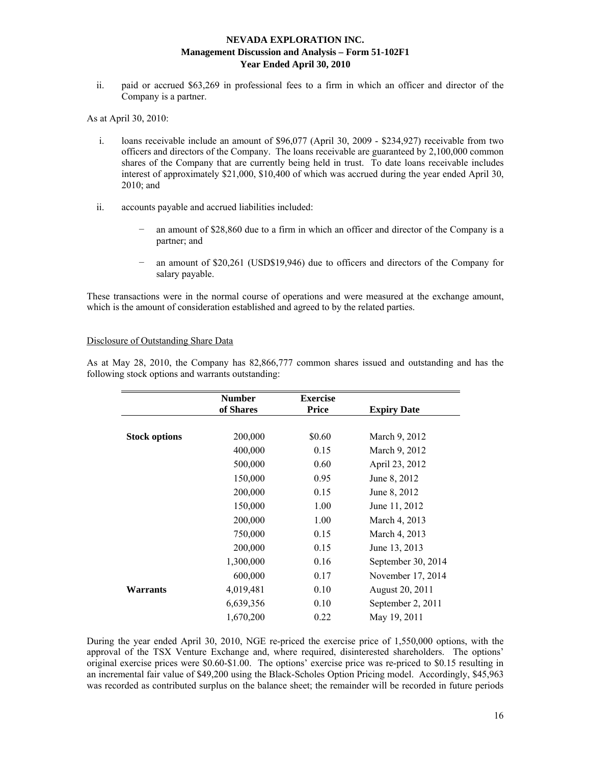ii. paid or accrued $63,269 in professional fees to a firm in which an officer and director of the Company is a partner.

As at April 30, 2010:

i. loans receivable include an amount of $96,077 (April 30, 2009 - $234,927) receivable from two officers and directors of the Company. The loans receivable are guaranteed by 2,100,000 common shares of the Company that are currently being held in trust. To date loans receivable includes interest of approximately $21,000, $10,400 of which was accrued during the year ended April 30, 2010; and

ii. accounts payable and accrued liabilities included:

   − an amount of $28,860 due to a firm in which an officer and director of the Company is a partner; and

   − an amount of $20,261 (USD$19,946) due to officers and directors of the Company for salary payable.

These transactions were in the normal course of operations and were measured at the exchange amount, which is the amount of consideration established and agreed to by the related parties.

Disclosure of Outstanding Share Data

As at May 28, 2010, the Company has 82,866,777 common shares issued and outstanding and has the following stock options and warrants outstanding:

| | Number of Shares | Exercise Price | Expiry Date |
|---|---|---|---|
| **Stock options** | 200,000 | $0.60 | March 9, 2012 |
| | 400,000 | 0.15 | March 9, 2012 |
| | 500,000 | 0.60 | April 23, 2012 |
| | 150,000 | 0.95 | June 8, 2012 |
| | 200,000 | 0.15 | June 8, 2012 |
| | 150,000 | 1.00 | June 11, 2012 |
| | 200,000 | 1.00 | March 4, 2013 |
| | 750,000 | 0.15 | March 4, 2013 |
| | 200,000 | 0.15 | June 13, 2013 |
| | 1,300,000 | 0.16 | September 30, 2014 |
| | 600,000 | 0.17 | November 17, 2014 |
| **Warrants** | 4,019,481 | 0.10 | August 20, 2011 |
| | 6,639,356 | 0.10 | September 2, 2011 |
| | 1,670,200 | 0.22 | May 19, 2011 |

During the year ended April 30, 2010, NGE re-priced the exercise price of 1,550,000 options, with the approval of the TSX Venture Exchange and, where required, disinterested shareholders. The options' original exercise prices were $0.60-$1.00. The options' exercise price was re-priced to $0.15 resulting in an incremental fair value of $49,200 using the Black-Scholes Option Pricing model. Accordingly, $45,963 was recorded as contributed surplus on the balance sheet; the remainder will be recorded in future periods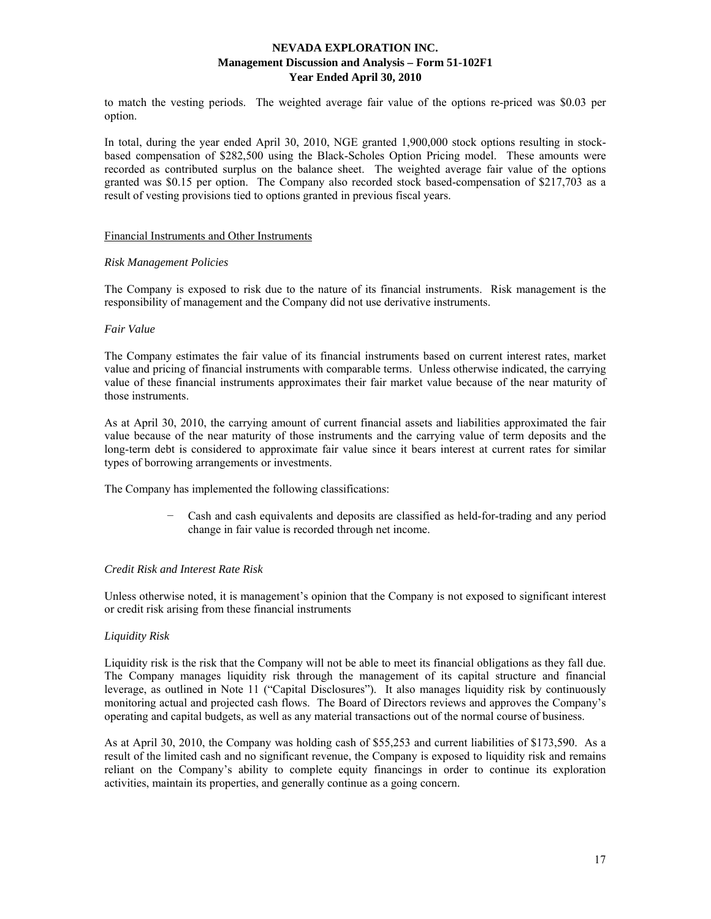to match the vesting periods. The weighted average fair value of the options re-priced was $0.03 per option.

In total, during the year ended April 30, 2010, NGE granted 1,900,000 stock options resulting in stock-based compensation of $282,500 using the Black-Scholes Option Pricing model. These amounts were recorded as contributed surplus on the balance sheet. The weighted average fair value of the options granted was $0.15 per option. The Company also recorded stock based-compensation of $217,703 as a result of vesting provisions tied to options granted in previous fiscal years.

## Financial Instruments and Other Instruments

### *Risk Management Policies*

The Company is exposed to risk due to the nature of its financial instruments. Risk management is the responsibility of management and the Company did not use derivative instruments.

### *Fair Value*

The Company estimates the fair value of its financial instruments based on current interest rates, market value and pricing of financial instruments with comparable terms. Unless otherwise indicated, the carrying value of these financial instruments approximates their fair market value because of the near maturity of those instruments.

As at April 30, 2010, the carrying amount of current financial assets and liabilities approximated the fair value because of the near maturity of those instruments and the carrying value of term deposits and the long-term debt is considered to approximate fair value since it bears interest at current rates for similar types of borrowing arrangements or investments.

The Company has implemented the following classifications:

- Cash and cash equivalents and deposits are classified as held-for-trading and any period change in fair value is recorded through net income.

### *Credit Risk and Interest Rate Risk*

Unless otherwise noted, it is management's opinion that the Company is not exposed to significant interest or credit risk arising from these financial instruments

### *Liquidity Risk*

Liquidity risk is the risk that the Company will not be able to meet its financial obligations as they fall due. The Company manages liquidity risk through the management of its capital structure and financial leverage, as outlined in Note 11 ("Capital Disclosures"). It also manages liquidity risk by continuously monitoring actual and projected cash flows. The Board of Directors reviews and approves the Company's operating and capital budgets, as well as any material transactions out of the normal course of business.

As at April 30, 2010, the Company was holding cash of $55,253 and current liabilities of $173,590. As a result of the limited cash and no significant revenue, the Company is exposed to liquidity risk and remains reliant on the Company's ability to complete equity financings in order to continue its exploration activities, maintain its properties, and generally continue as a going concern.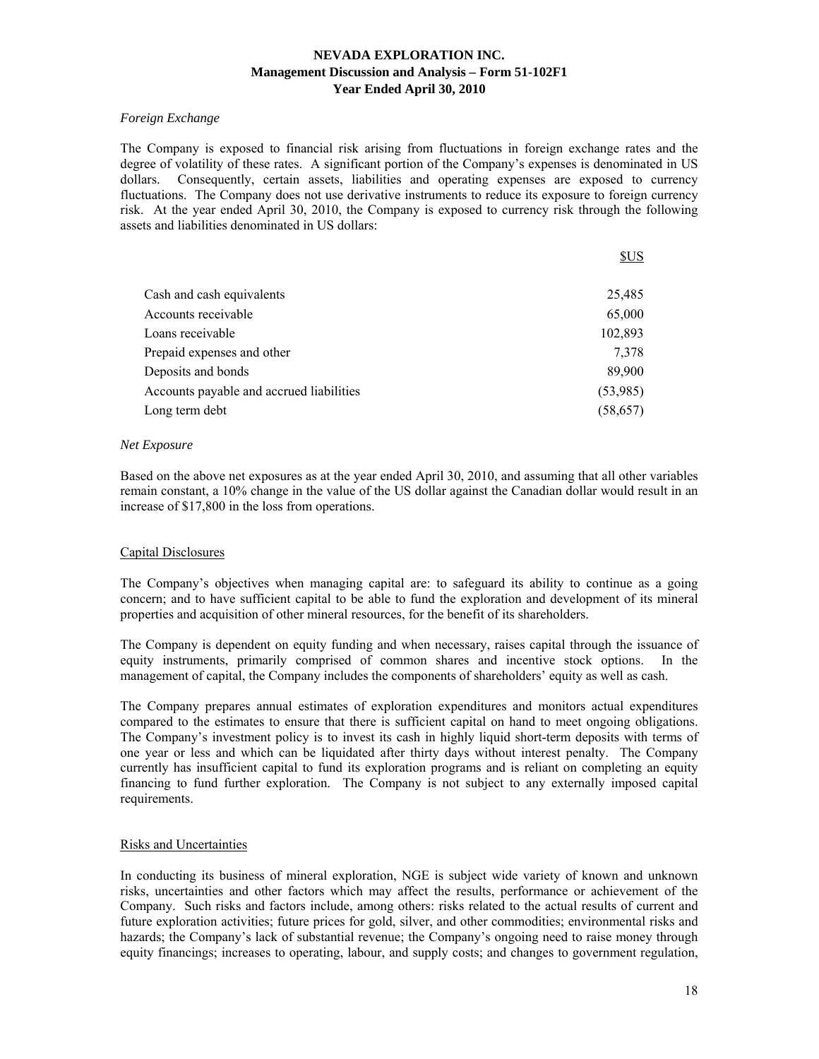*Foreign Exchange*

The Company is exposed to financial risk arising from fluctuations in foreign exchange rates and the degree of volatility of these rates. A significant portion of the Company's expenses is denominated in US dollars. Consequently, certain assets, liabilities and operating expenses are exposed to currency fluctuations. The Company does not use derivative instruments to reduce its exposure to foreign currency risk. At the year ended April 30, 2010, the Company is exposed to currency risk through the following assets and liabilities denominated in US dollars:

| | $US |
|---|---|
| Cash and cash equivalents | 25,485 |
| Accounts receivable | 65,000 |
| Loans receivable | 102,893 |
| Prepaid expenses and other | 7,378 |
| Deposits and bonds | 89,900 |
| Accounts payable and accrued liabilities | (53,985) |
| Long term debt | (58,657) |

*Net Exposure*

Based on the above net exposures as at the year ended April 30, 2010, and assuming that all other variables remain constant, a 10% change in the value of the US dollar against the Canadian dollar would result in an increase of $17,800 in the loss from operations.

## Capital Disclosures

The Company's objectives when managing capital are: to safeguard its ability to continue as a going concern; and to have sufficient capital to be able to fund the exploration and development of its mineral properties and acquisition of other mineral resources, for the benefit of its shareholders.

The Company is dependent on equity funding and when necessary, raises capital through the issuance of equity instruments, primarily comprised of common shares and incentive stock options. In the management of capital, the Company includes the components of shareholders' equity as well as cash.

The Company prepares annual estimates of exploration expenditures and monitors actual expenditures compared to the estimates to ensure that there is sufficient capital on hand to meet ongoing obligations. The Company's investment policy is to invest its cash in highly liquid short-term deposits with terms of one year or less and which can be liquidated after thirty days without interest penalty. The Company currently has insufficient capital to fund its exploration programs and is reliant on completing an equity financing to fund further exploration. The Company is not subject to any externally imposed capital requirements.

## Risks and Uncertainties

In conducting its business of mineral exploration, NGE is subject wide variety of known and unknown risks, uncertainties and other factors which may affect the results, performance or achievement of the Company. Such risks and factors include, among others: risks related to the actual results of current and future exploration activities; future prices for gold, silver, and other commodities; environmental risks and hazards; the Company's lack of substantial revenue; the Company's ongoing need to raise money through equity financings; increases to operating, labour, and supply costs; and changes to government regulation,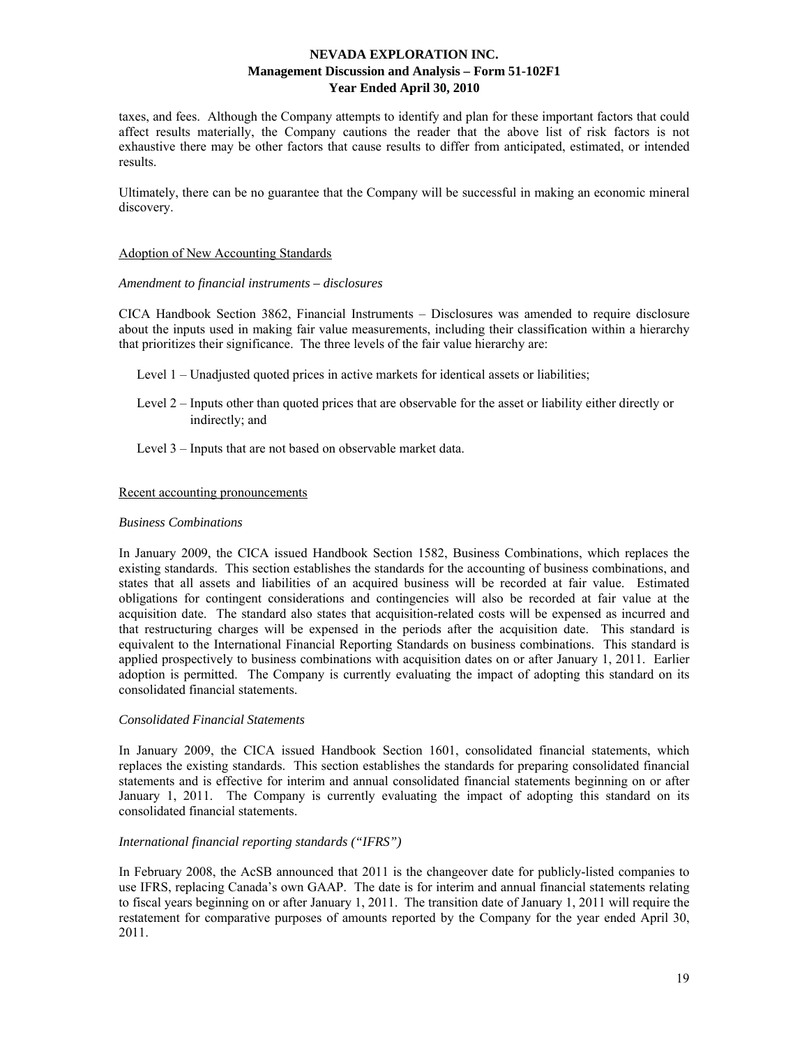taxes, and fees. Although the Company attempts to identify and plan for these important factors that could affect results materially, the Company cautions the reader that the above list of risk factors is not exhaustive there may be other factors that cause results to differ from anticipated, estimated, or intended results.

Ultimately, there can be no guarantee that the Company will be successful in making an economic mineral discovery.

## Adoption of New Accounting Standards

*Amendment to financial instruments – disclosures*

CICA Handbook Section 3862, Financial Instruments – Disclosures was amended to require disclosure about the inputs used in making fair value measurements, including their classification within a hierarchy that prioritizes their significance. The three levels of the fair value hierarchy are:

- Level 1 – Unadjusted quoted prices in active markets for identical assets or liabilities;
- Level 2 – Inputs other than quoted prices that are observable for the asset or liability either directly or indirectly; and
- Level 3 – Inputs that are not based on observable market data.

## Recent accounting pronouncements

*Business Combinations*

In January 2009, the CICA issued Handbook Section 1582, Business Combinations, which replaces the existing standards. This section establishes the standards for the accounting of business combinations, and states that all assets and liabilities of an acquired business will be recorded at fair value. Estimated obligations for contingent considerations and contingencies will also be recorded at fair value at the acquisition date. The standard also states that acquisition-related costs will be expensed as incurred and that restructuring charges will be expensed in the periods after the acquisition date. This standard is equivalent to the International Financial Reporting Standards on business combinations. This standard is applied prospectively to business combinations with acquisition dates on or after January 1, 2011. Earlier adoption is permitted. The Company is currently evaluating the impact of adopting this standard on its consolidated financial statements.

*Consolidated Financial Statements*

In January 2009, the CICA issued Handbook Section 1601, consolidated financial statements, which replaces the existing standards. This section establishes the standards for preparing consolidated financial statements and is effective for interim and annual consolidated financial statements beginning on or after January 1, 2011. The Company is currently evaluating the impact of adopting this standard on its consolidated financial statements.

*International financial reporting standards ("IFRS")*

In February 2008, the AcSB announced that 2011 is the changeover date for publicly-listed companies to use IFRS, replacing Canada's own GAAP. The date is for interim and annual financial statements relating to fiscal years beginning on or after January 1, 2011. The transition date of January 1, 2011 will require the restatement for comparative purposes of amounts reported by the Company for the year ended April 30, 2011.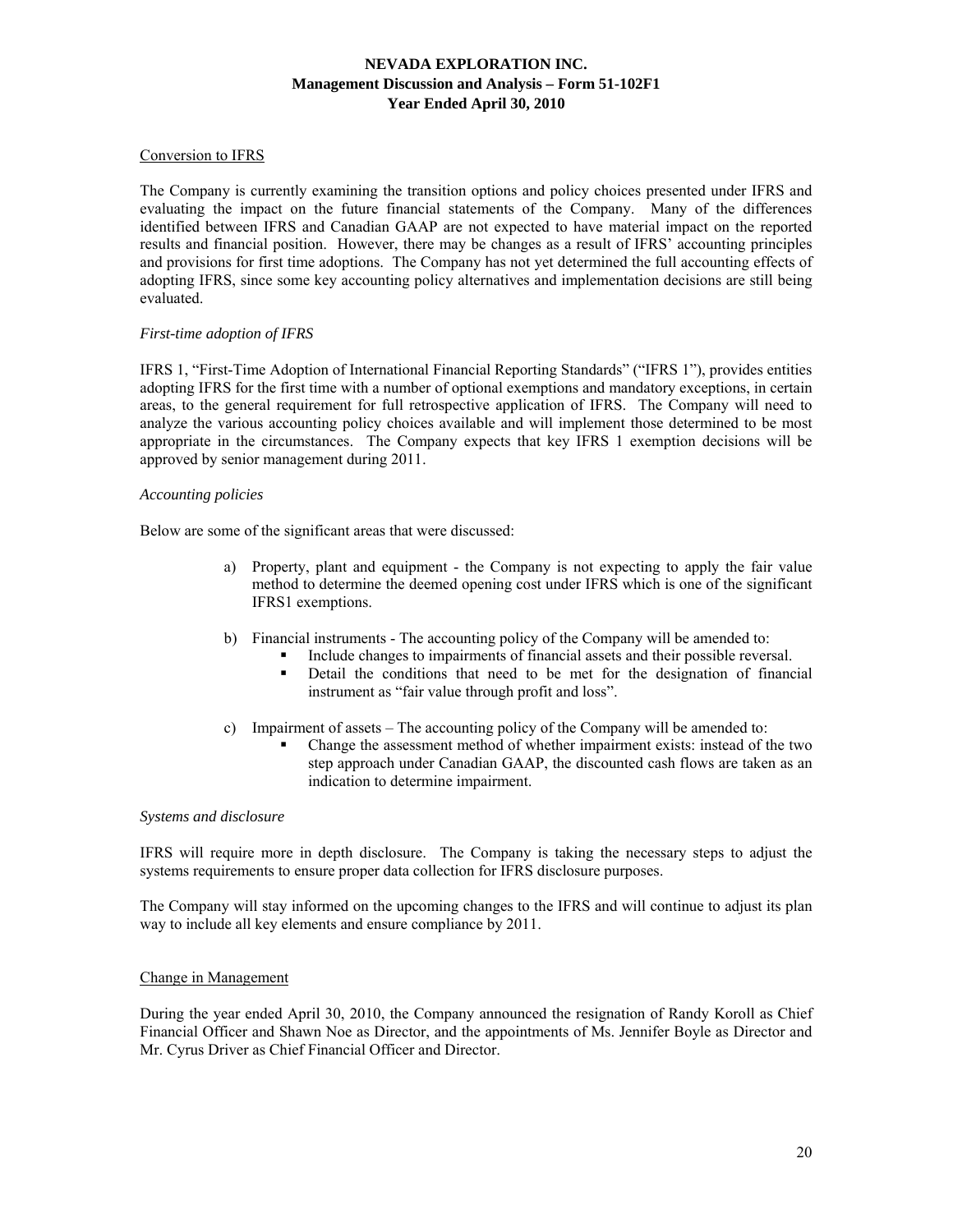## Conversion to IFRS

The Company is currently examining the transition options and policy choices presented under IFRS and evaluating the impact on the future financial statements of the Company. Many of the differences identified between IFRS and Canadian GAAP are not expected to have material impact on the reported results and financial position. However, there may be changes as a result of IFRS' accounting principles and provisions for first time adoptions. The Company has not yet determined the full accounting effects of adopting IFRS, since some key accounting policy alternatives and implementation decisions are still being evaluated.

### *First-time adoption of IFRS*

IFRS 1, "First-Time Adoption of International Financial Reporting Standards" ("IFRS 1"), provides entities adopting IFRS for the first time with a number of optional exemptions and mandatory exceptions, in certain areas, to the general requirement for full retrospective application of IFRS. The Company will need to analyze the various accounting policy choices available and will implement those determined to be most appropriate in the circumstances. The Company expects that key IFRS 1 exemption decisions will be approved by senior management during 2011.

### *Accounting policies*

Below are some of the significant areas that were discussed:

a) Property, plant and equipment - the Company is not expecting to apply the fair value method to determine the deemed opening cost under IFRS which is one of the significant IFRS1 exemptions.

b) Financial instruments - The accounting policy of the Company will be amended to:
   - Include changes to impairments of financial assets and their possible reversal.
   - Detail the conditions that need to be met for the designation of financial instrument as "fair value through profit and loss".

c) Impairment of assets – The accounting policy of the Company will be amended to:
   - Change the assessment method of whether impairment exists: instead of the two step approach under Canadian GAAP, the discounted cash flows are taken as an indication to determine impairment.

### *Systems and disclosure*

IFRS will require more in depth disclosure. The Company is taking the necessary steps to adjust the systems requirements to ensure proper data collection for IFRS disclosure purposes.

The Company will stay informed on the upcoming changes to the IFRS and will continue to adjust its plan way to include all key elements and ensure compliance by 2011.

## Change in Management

During the year ended April 30, 2010, the Company announced the resignation of Randy Koroll as Chief Financial Officer and Shawn Noe as Director, and the appointments of Ms. Jennifer Boyle as Director and Mr. Cyrus Driver as Chief Financial Officer and Director.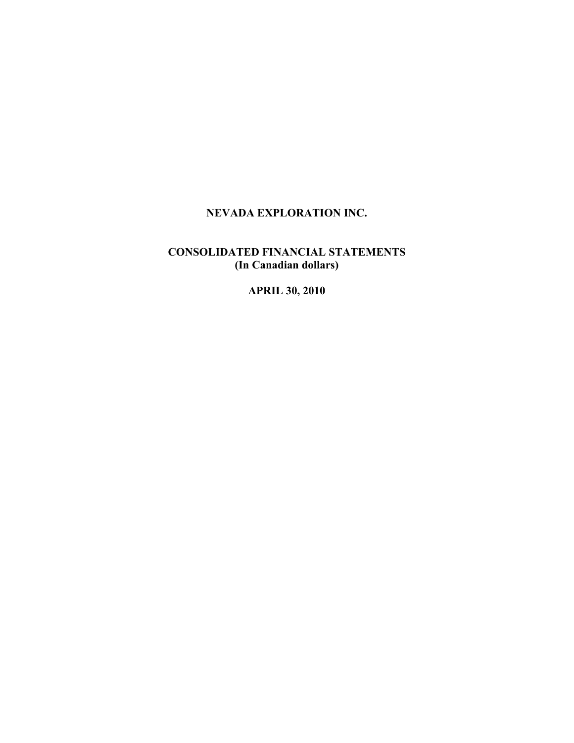# NEVADA EXPLORATION INC.

## CONSOLIDATED FINANCIAL STATEMENTS
## (In Canadian dollars)

## APRIL 30, 2010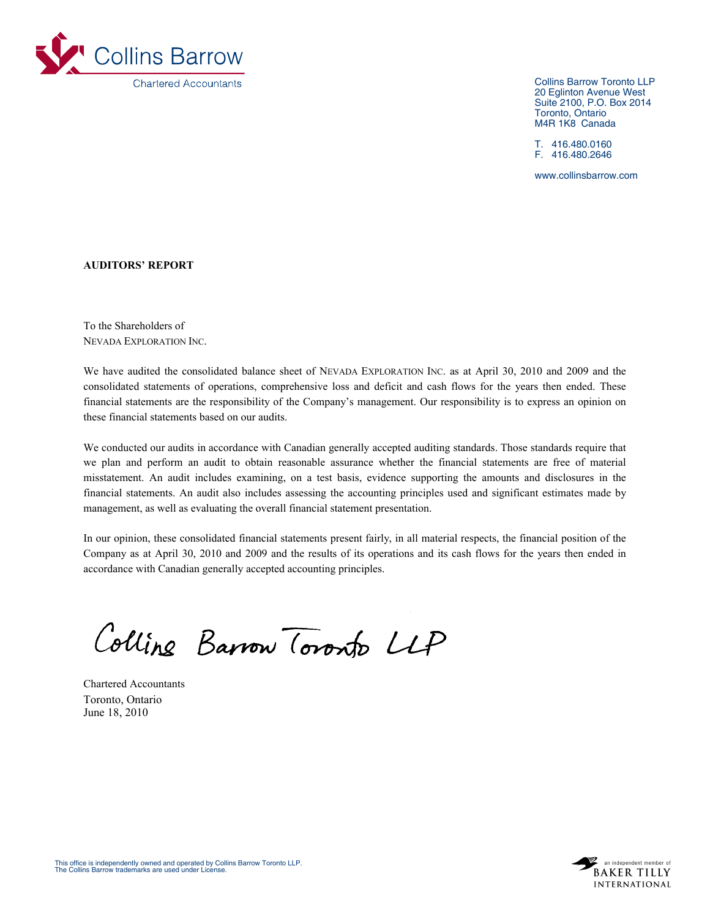Collins Barrow

Chartered Accountants

Collins Barrow Toronto LLP
20 Eglinton Avenue West
Suite 2100, P.O. Box 2014
Toronto, Ontario
M4R 1K8 Canada

T. 416.480.0160
F. 416.480.2646

www.collinsbarrow.com

**AUDITORS' REPORT**

To the Shareholders of
NEVADA EXPLORATION INC.

We have audited the consolidated balance sheet of NEVADA EXPLORATION INC. as at April 30, 2010 and 2009 and the consolidated statements of operations, comprehensive loss and deficit and cash flows for the years then ended. These financial statements are the responsibility of the Company's management. Our responsibility is to express an opinion on these financial statements based on our audits.

We conducted our audits in accordance with Canadian generally accepted auditing standards. Those standards require that we plan and perform an audit to obtain reasonable assurance whether the financial statements are free of material misstatement. An audit includes examining, on a test basis, evidence supporting the amounts and disclosures in the financial statements. An audit also includes assessing the accounting principles used and significant estimates made by management, as well as evaluating the overall financial statement presentation.

In our opinion, these consolidated financial statements present fairly, in all material respects, the financial position of the Company as at April 30, 2010 and 2009 and the results of its operations and its cash flows for the years then ended in accordance with Canadian generally accepted accounting principles.

Collins Barrow Toronto LLP

Chartered Accountants
Toronto, Ontario
June 18, 2010

This office is independently owned and operated by Collins Barrow Toronto LLP.
The Collins Barrow trademarks are used under License.

an independent member of BAKER TILLY INTERNATIONAL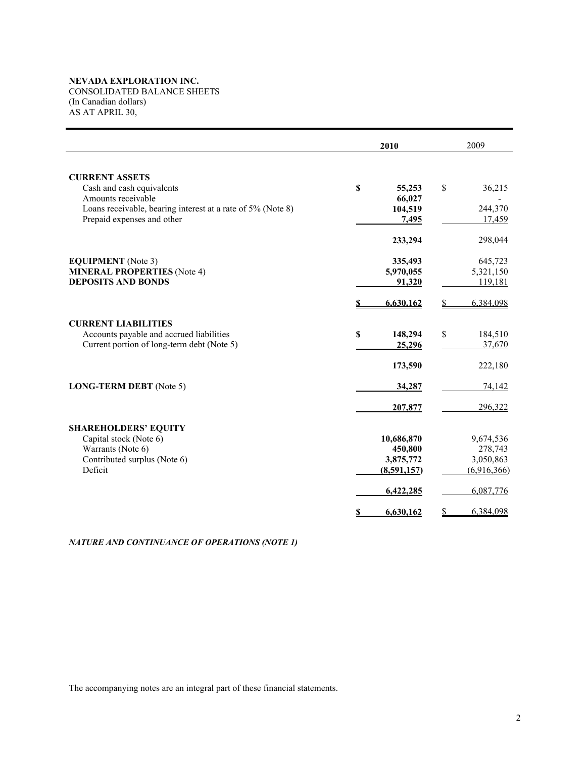**NEVADA EXPLORATION INC.**
CONSOLIDATED BALANCE SHEETS
(In Canadian dollars)
AS AT APRIL 30,

| | **2010** | 2009 |
|---|---|---|
| **CURRENT ASSETS** | | |
| Cash and cash equivalents | **$ 55,253** | $ 36,215 |
| Amounts receivable | **66,027** | - |
| Loans receivable, bearing interest at a rate of 5% (Note 8) | **104,519** | 244,370 |
| Prepaid expenses and other | **7,495** | 17,459 |
| | **233,294** | 298,044 |
| **EQUIPMENT** (Note 3) | **335,493** | 645,723 |
| **MINERAL PROPERTIES** (Note 4) | **5,970,055** | 5,321,150 |
| **DEPOSITS AND BONDS** | **91,320** | 119,181 |
| | **$ 6,630,162** | $ 6,384,098 |
| **CURRENT LIABILITIES** | | |
| Accounts payable and accrued liabilities | **$ 148,294** | $ 184,510 |
| Current portion of long-term debt (Note 5) | **25,296** | 37,670 |
| | **173,590** | 222,180 |
| **LONG-TERM DEBT** (Note 5) | **34,287** | 74,142 |
| | **207,877** | 296,322 |
| **SHAREHOLDERS' EQUITY** | | |
| Capital stock (Note 6) | **10,686,870** | 9,674,536 |
| Warrants (Note 6) | **450,800** | 278,743 |
| Contributed surplus (Note 6) | **3,875,772** | 3,050,863 |
| Deficit | **(8,591,157)** | (6,916,366) |
| | **6,422,285** | 6,087,776 |
| | **$ 6,630,162** | $ 6,384,098 |

***NATURE AND CONTINUANCE OF OPERATIONS (NOTE 1)***

The accompanying notes are an integral part of these financial statements.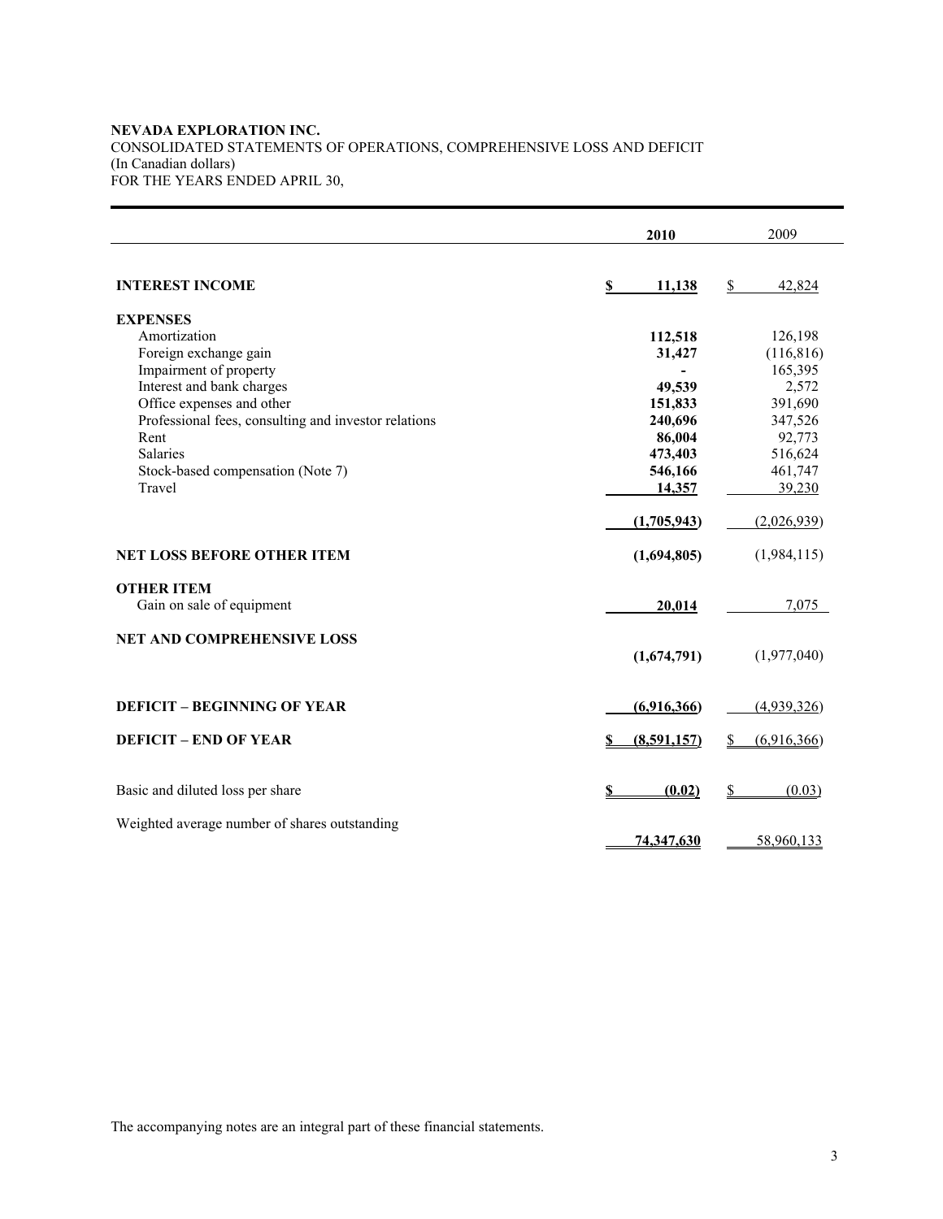**NEVADA EXPLORATION INC.**
CONSOLIDATED STATEMENTS OF OPERATIONS, COMPREHENSIVE LOSS AND DEFICIT
(In Canadian dollars)
FOR THE YEARS ENDED APRIL 30,

| | **2010** | 2009 |
|---|---|---|
| **INTEREST INCOME** | **$ 11,138** | $ 42,824 |
| **EXPENSES** | | |
| Amortization | **112,518** | 126,198 |
| Foreign exchange gain | **31,427** | (116,816) |
| Impairment of property | **-** | 165,395 |
| Interest and bank charges | **49,539** | 2,572 |
| Office expenses and other | **151,833** | 391,690 |
| Professional fees, consulting and investor relations | **240,696** | 347,526 |
| Rent | **86,004** | 92,773 |
| Salaries | **473,403** | 516,624 |
| Stock-based compensation (Note 7) | **546,166** | 461,747 |
| Travel | **14,357** | 39,230 |
| | **(1,705,943)** | (2,026,939) |
| **NET LOSS BEFORE OTHER ITEM** | **(1,694,805)** | (1,984,115) |
| **OTHER ITEM** | | |
| Gain on sale of equipment | **20,014** | 7,075 |
| **NET AND COMPREHENSIVE LOSS** | **(1,674,791)** | (1,977,040) |
| **DEFICIT – BEGINNING OF YEAR** | **(6,916,366)** | (4,939,326) |
| **DEFICIT – END OF YEAR** | **$ (8,591,157)** | $ (6,916,366) |
| Basic and diluted loss per share | **$ (0.02)** | $ (0.03) |
| Weighted average number of shares outstanding | **74,347,630** | 58,960,133 |

The accompanying notes are an integral part of these financial statements.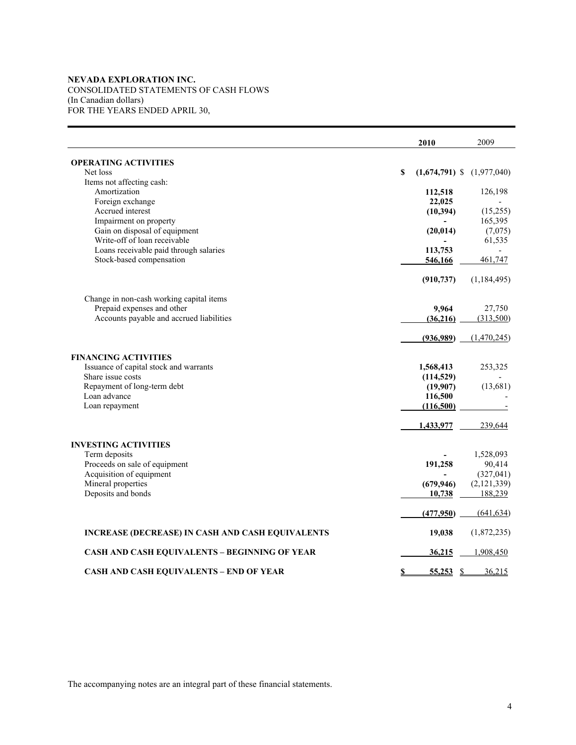**NEVADA EXPLORATION INC.**
CONSOLIDATED STATEMENTS OF CASH FLOWS
(In Canadian dollars)
FOR THE YEARS ENDED APRIL 30,

| | **2010** | 2009 |
|---|---|---|
| **OPERATING ACTIVITIES** | | |
| Net loss | **$ (1,674,791)** | $ (1,977,040) |
| Items not affecting cash: | | |
| Amortization | **112,518** | 126,198 |
| Foreign exchange | **22,025** | - |
| Accrued interest | **(10,394)** | (15,255) |
| Impairment on property | **-** | 165,395 |
| Gain on disposal of equipment | **(20,014)** | (7,075) |
| Write-off of loan receivable | **-** | 61,535 |
| Loans receivable paid through salaries | **113,753** | - |
| Stock-based compensation | **546,166** | 461,747 |
| | **(910,737)** | (1,184,495) |
| Change in non-cash working capital items | | |
| Prepaid expenses and other | **9,964** | 27,750 |
| Accounts payable and accrued liabilities | **(36,216)** | (313,500) |
| | **(936,989)** | (1,470,245) |
| **FINANCING ACTIVITIES** | | |
| Issuance of capital stock and warrants | **1,568,413** | 253,325 |
| Share issue costs | **(114,529)** | - |
| Repayment of long-term debt | **(19,907)** | (13,681) |
| Loan advance | **116,500** | - |
| Loan repayment | **(116,500)** | - |
| | **1,433,977** | 239,644 |
| **INVESTING ACTIVITIES** | | |
| Term deposits | **-** | 1,528,093 |
| Proceeds on sale of equipment | **191,258** | 90,414 |
| Acquisition of equipment | **-** | (327,041) |
| Mineral properties | **(679,946)** | (2,121,339) |
| Deposits and bonds | **10,738** | 188,239 |
| | **(477,950)** | (641,634) |
| **INCREASE (DECREASE) IN CASH AND CASH EQUIVALENTS** | **19,038** | (1,872,235) |
| **CASH AND CASH EQUIVALENTS – BEGINNING OF YEAR** | **36,215** | 1,908,450 |
| **CASH AND CASH EQUIVALENTS – END OF YEAR** | **$ 55,253** | $ 36,215 |

The accompanying notes are an integral part of these financial statements.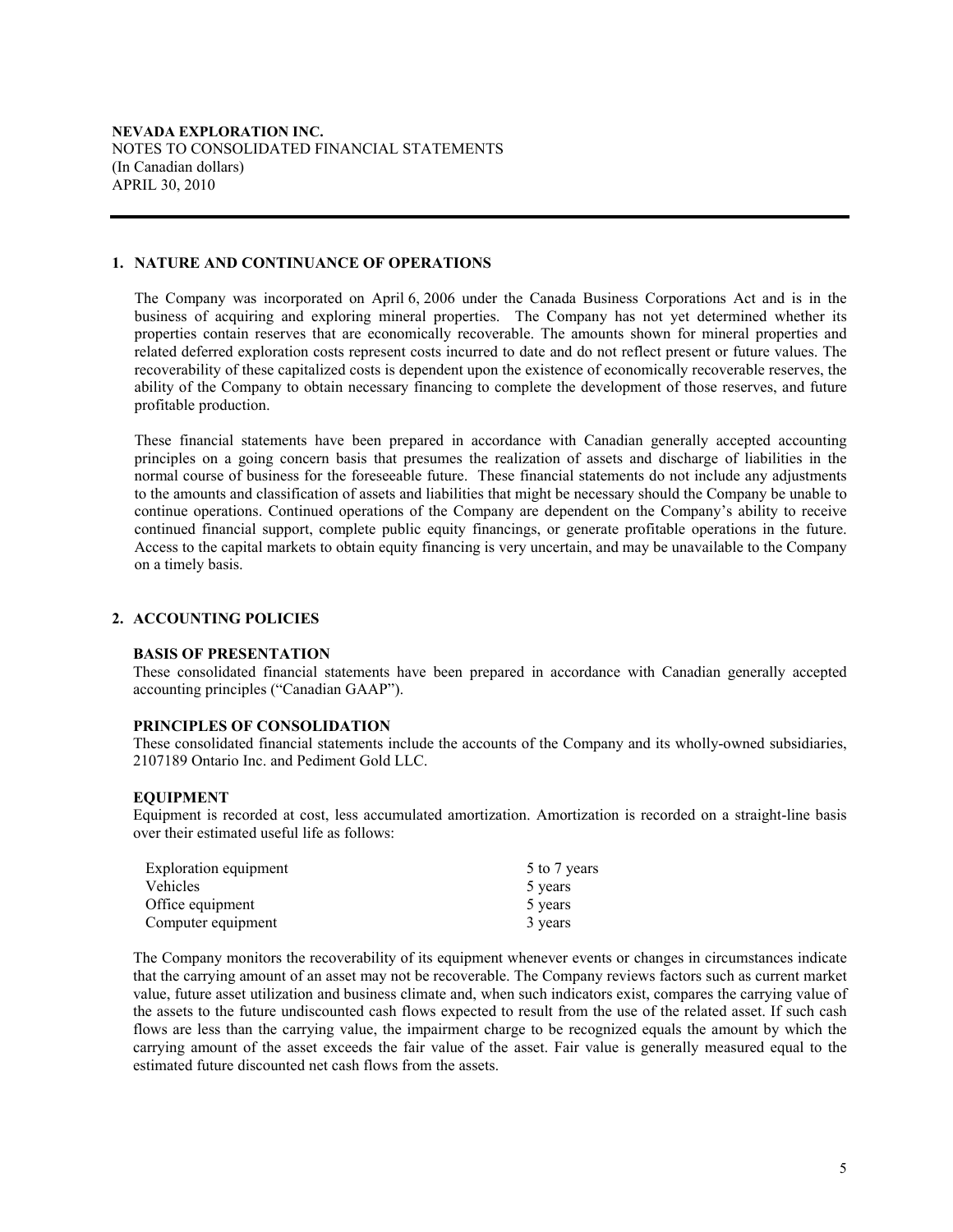**NEVADA EXPLORATION INC.**
NOTES TO CONSOLIDATED FINANCIAL STATEMENTS
(In Canadian dollars)
APRIL 30, 2010

## 1. NATURE AND CONTINUANCE OF OPERATIONS

The Company was incorporated on April 6, 2006 under the Canada Business Corporations Act and is in the business of acquiring and exploring mineral properties. The Company has not yet determined whether its properties contain reserves that are economically recoverable. The amounts shown for mineral properties and related deferred exploration costs represent costs incurred to date and do not reflect present or future values. The recoverability of these capitalized costs is dependent upon the existence of economically recoverable reserves, the ability of the Company to obtain necessary financing to complete the development of those reserves, and future profitable production.

These financial statements have been prepared in accordance with Canadian generally accepted accounting principles on a going concern basis that presumes the realization of assets and discharge of liabilities in the normal course of business for the foreseeable future. These financial statements do not include any adjustments to the amounts and classification of assets and liabilities that might be necessary should the Company be unable to continue operations. Continued operations of the Company are dependent on the Company's ability to receive continued financial support, complete public equity financings, or generate profitable operations in the future. Access to the capital markets to obtain equity financing is very uncertain, and may be unavailable to the Company on a timely basis.

## 2. ACCOUNTING POLICIES

### BASIS OF PRESENTATION

These consolidated financial statements have been prepared in accordance with Canadian generally accepted accounting principles ("Canadian GAAP").

### PRINCIPLES OF CONSOLIDATION

These consolidated financial statements include the accounts of the Company and its wholly-owned subsidiaries, 2107189 Ontario Inc. and Pediment Gold LLC.

### EQUIPMENT

Equipment is recorded at cost, less accumulated amortization. Amortization is recorded on a straight-line basis over their estimated useful life as follows:

| | |
|---|---|
| Exploration equipment | 5 to 7 years |
| Vehicles | 5 years |
| Office equipment | 5 years |
| Computer equipment | 3 years |

The Company monitors the recoverability of its equipment whenever events or changes in circumstances indicate that the carrying amount of an asset may not be recoverable. The Company reviews factors such as current market value, future asset utilization and business climate and, when such indicators exist, compares the carrying value of the assets to the future undiscounted cash flows expected to result from the use of the related asset. If such cash flows are less than the carrying value, the impairment charge to be recognized equals the amount by which the carrying amount of the asset exceeds the fair value of the asset. Fair value is generally measured equal to the estimated future discounted net cash flows from the assets.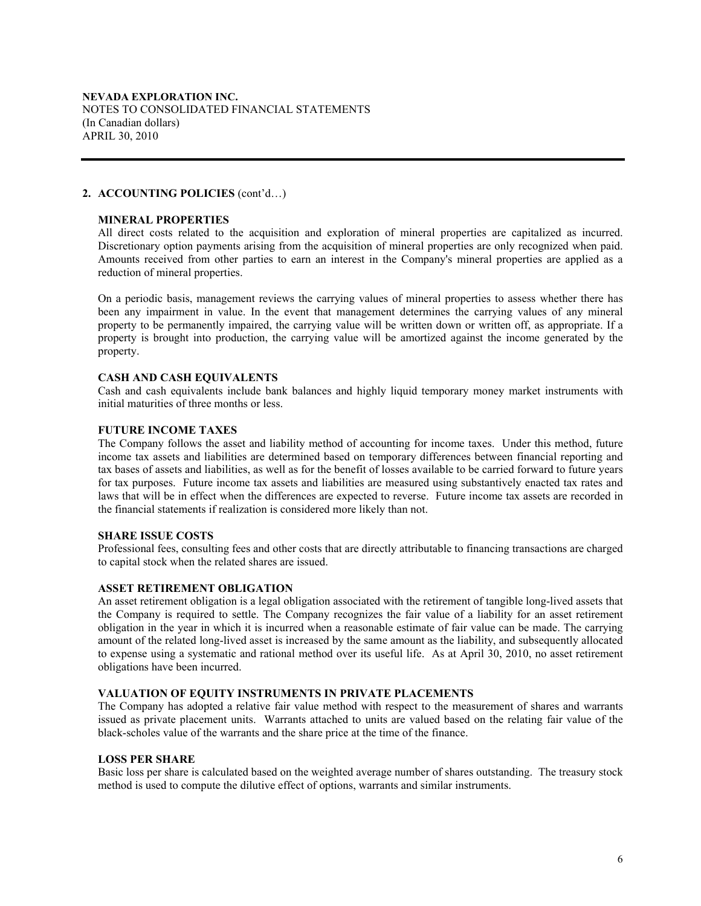**NEVADA EXPLORATION INC.**
NOTES TO CONSOLIDATED FINANCIAL STATEMENTS
(In Canadian dollars)
APRIL 30, 2010

## 2. ACCOUNTING POLICIES (cont'd…)

### MINERAL PROPERTIES

All direct costs related to the acquisition and exploration of mineral properties are capitalized as incurred. Discretionary option payments arising from the acquisition of mineral properties are only recognized when paid. Amounts received from other parties to earn an interest in the Company's mineral properties are applied as a reduction of mineral properties.

On a periodic basis, management reviews the carrying values of mineral properties to assess whether there has been any impairment in value. In the event that management determines the carrying values of any mineral property to be permanently impaired, the carrying value will be written down or written off, as appropriate. If a property is brought into production, the carrying value will be amortized against the income generated by the property.

### CASH AND CASH EQUIVALENTS

Cash and cash equivalents include bank balances and highly liquid temporary money market instruments with initial maturities of three months or less.

### FUTURE INCOME TAXES

The Company follows the asset and liability method of accounting for income taxes. Under this method, future income tax assets and liabilities are determined based on temporary differences between financial reporting and tax bases of assets and liabilities, as well as for the benefit of losses available to be carried forward to future years for tax purposes. Future income tax assets and liabilities are measured using substantively enacted tax rates and laws that will be in effect when the differences are expected to reverse. Future income tax assets are recorded in the financial statements if realization is considered more likely than not.

### SHARE ISSUE COSTS

Professional fees, consulting fees and other costs that are directly attributable to financing transactions are charged to capital stock when the related shares are issued.

### ASSET RETIREMENT OBLIGATION

An asset retirement obligation is a legal obligation associated with the retirement of tangible long-lived assets that the Company is required to settle. The Company recognizes the fair value of a liability for an asset retirement obligation in the year in which it is incurred when a reasonable estimate of fair value can be made. The carrying amount of the related long-lived asset is increased by the same amount as the liability, and subsequently allocated to expense using a systematic and rational method over its useful life. As at April 30, 2010, no asset retirement obligations have been incurred.

### VALUATION OF EQUITY INSTRUMENTS IN PRIVATE PLACEMENTS

The Company has adopted a relative fair value method with respect to the measurement of shares and warrants issued as private placement units. Warrants attached to units are valued based on the relating fair value of the black-scholes value of the warrants and the share price at the time of the finance.

### LOSS PER SHARE

Basic loss per share is calculated based on the weighted average number of shares outstanding. The treasury stock method is used to compute the dilutive effect of options, warrants and similar instruments.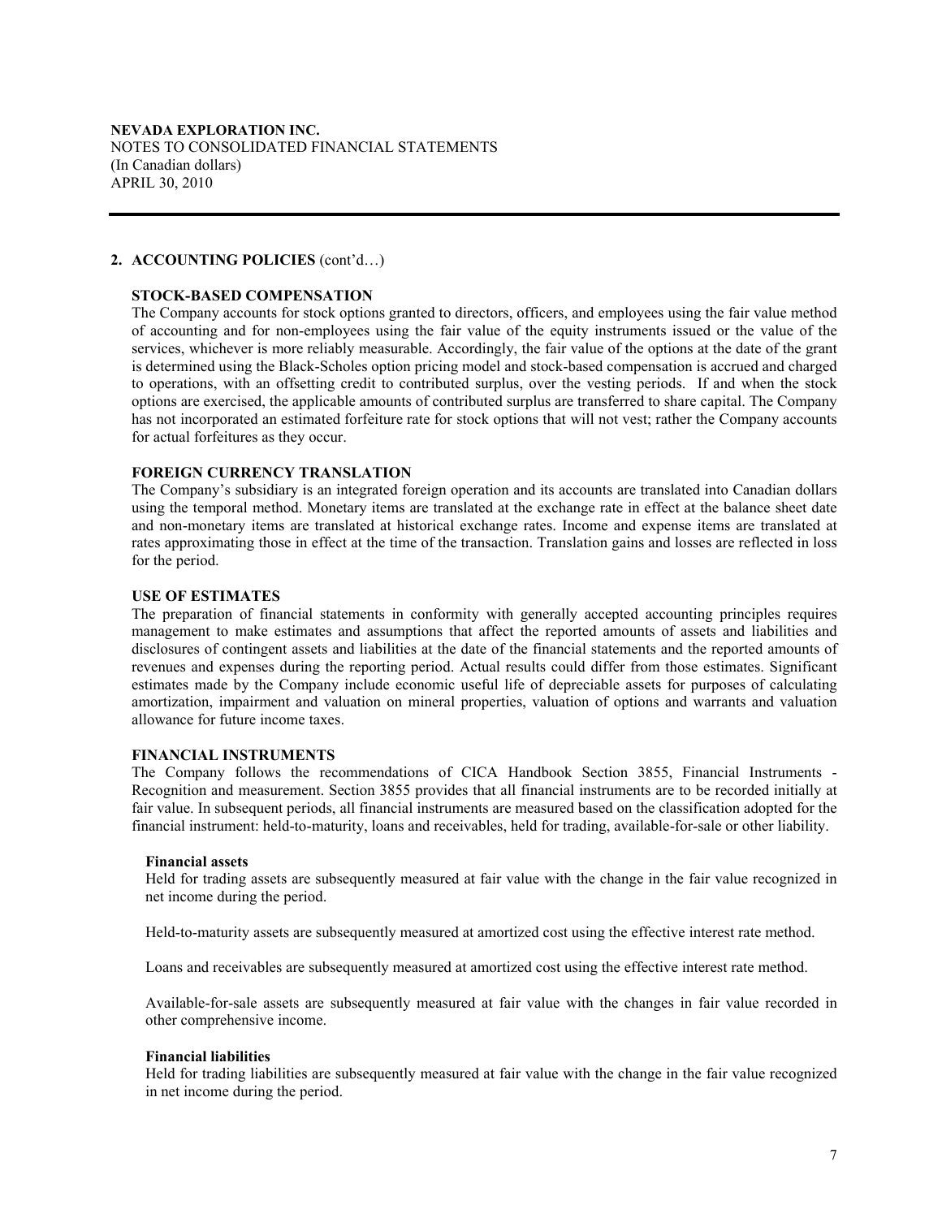**NEVADA EXPLORATION INC.**
NOTES TO CONSOLIDATED FINANCIAL STATEMENTS
(In Canadian dollars)
APRIL 30, 2010

## 2. ACCOUNTING POLICIES (cont'd…)

### STOCK-BASED COMPENSATION

The Company accounts for stock options granted to directors, officers, and employees using the fair value method of accounting and for non-employees using the fair value of the equity instruments issued or the value of the services, whichever is more reliably measurable. Accordingly, the fair value of the options at the date of the grant is determined using the Black-Scholes option pricing model and stock-based compensation is accrued and charged to operations, with an offsetting credit to contributed surplus, over the vesting periods. If and when the stock options are exercised, the applicable amounts of contributed surplus are transferred to share capital. The Company has not incorporated an estimated forfeiture rate for stock options that will not vest; rather the Company accounts for actual forfeitures as they occur.

### FOREIGN CURRENCY TRANSLATION

The Company's subsidiary is an integrated foreign operation and its accounts are translated into Canadian dollars using the temporal method. Monetary items are translated at the exchange rate in effect at the balance sheet date and non-monetary items are translated at historical exchange rates. Income and expense items are translated at rates approximating those in effect at the time of the transaction. Translation gains and losses are reflected in loss for the period.

### USE OF ESTIMATES

The preparation of financial statements in conformity with generally accepted accounting principles requires management to make estimates and assumptions that affect the reported amounts of assets and liabilities and disclosures of contingent assets and liabilities at the date of the financial statements and the reported amounts of revenues and expenses during the reporting period. Actual results could differ from those estimates. Significant estimates made by the Company include economic useful life of depreciable assets for purposes of calculating amortization, impairment and valuation on mineral properties, valuation of options and warrants and valuation allowance for future income taxes.

### FINANCIAL INSTRUMENTS

The Company follows the recommendations of CICA Handbook Section 3855, Financial Instruments - Recognition and measurement. Section 3855 provides that all financial instruments are to be recorded initially at fair value. In subsequent periods, all financial instruments are measured based on the classification adopted for the financial instrument: held-to-maturity, loans and receivables, held for trading, available-for-sale or other liability.

#### Financial assets

Held for trading assets are subsequently measured at fair value with the change in the fair value recognized in net income during the period.

Held-to-maturity assets are subsequently measured at amortized cost using the effective interest rate method.

Loans and receivables are subsequently measured at amortized cost using the effective interest rate method.

Available-for-sale assets are subsequently measured at fair value with the changes in fair value recorded in other comprehensive income.

#### Financial liabilities

Held for trading liabilities are subsequently measured at fair value with the change in the fair value recognized in net income during the period.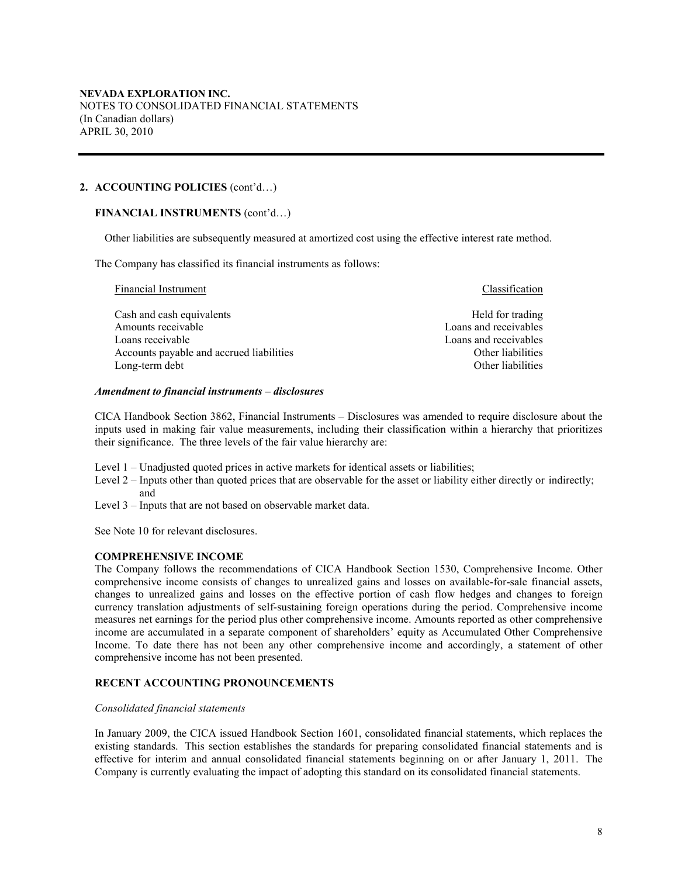**NEVADA EXPLORATION INC.**
NOTES TO CONSOLIDATED FINANCIAL STATEMENTS
(In Canadian dollars)
APRIL 30, 2010

## 2. ACCOUNTING POLICIES (cont'd…)

### FINANCIAL INSTRUMENTS (cont'd…)

Other liabilities are subsequently measured at amortized cost using the effective interest rate method.

The Company has classified its financial instruments as follows:

| Financial Instrument | Classification |
|---|---|
| Cash and cash equivalents | Held for trading |
| Amounts receivable | Loans and receivables |
| Loans receivable | Loans and receivables |
| Accounts payable and accrued liabilities | Other liabilities |
| Long-term debt | Other liabilities |

***Amendment to financial instruments – disclosures***

CICA Handbook Section 3862, Financial Instruments – Disclosures was amended to require disclosure about the inputs used in making fair value measurements, including their classification within a hierarchy that prioritizes their significance. The three levels of the fair value hierarchy are:

Level 1 – Unadjusted quoted prices in active markets for identical assets or liabilities;
Level 2 – Inputs other than quoted prices that are observable for the asset or liability either directly or indirectly; and
Level 3 – Inputs that are not based on observable market data.

See Note 10 for relevant disclosures.

### COMPREHENSIVE INCOME

The Company follows the recommendations of CICA Handbook Section 1530, Comprehensive Income. Other comprehensive income consists of changes to unrealized gains and losses on available-for-sale financial assets, changes to unrealized gains and losses on the effective portion of cash flow hedges and changes to foreign currency translation adjustments of self-sustaining foreign operations during the period. Comprehensive income measures net earnings for the period plus other comprehensive income. Amounts reported as other comprehensive income are accumulated in a separate component of shareholders' equity as Accumulated Other Comprehensive Income. To date there has not been any other comprehensive income and accordingly, a statement of other comprehensive income has not been presented.

### RECENT ACCOUNTING PRONOUNCEMENTS

*Consolidated financial statements*

In January 2009, the CICA issued Handbook Section 1601, consolidated financial statements, which replaces the existing standards. This section establishes the standards for preparing consolidated financial statements and is effective for interim and annual consolidated financial statements beginning on or after January 1, 2011. The Company is currently evaluating the impact of adopting this standard on its consolidated financial statements.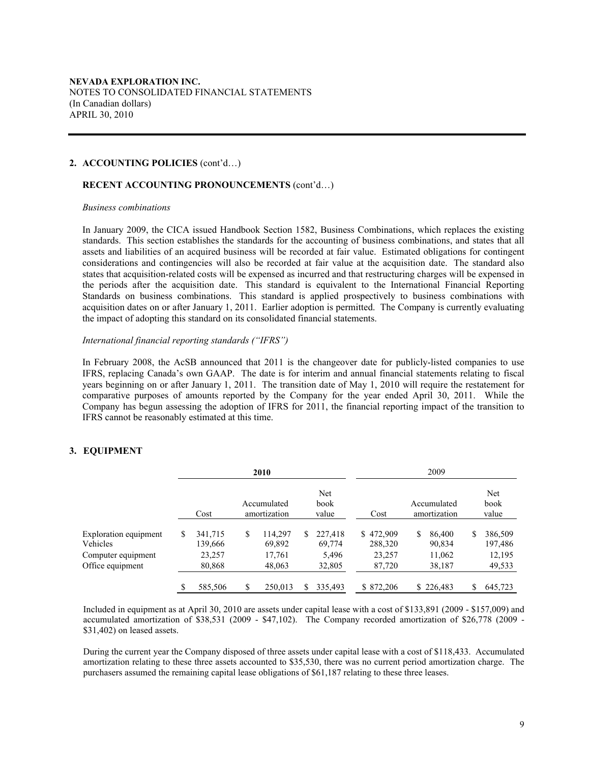**NEVADA EXPLORATION INC.**
NOTES TO CONSOLIDATED FINANCIAL STATEMENTS
(In Canadian dollars)
APRIL 30, 2010

## 2. ACCOUNTING POLICIES (cont'd…)

### RECENT ACCOUNTING PRONOUNCEMENTS (cont'd…)

*Business combinations*

In January 2009, the CICA issued Handbook Section 1582, Business Combinations, which replaces the existing standards. This section establishes the standards for the accounting of business combinations, and states that all assets and liabilities of an acquired business will be recorded at fair value. Estimated obligations for contingent considerations and contingencies will also be recorded at fair value at the acquisition date. The standard also states that acquisition-related costs will be expensed as incurred and that restructuring charges will be expensed in the periods after the acquisition date. This standard is equivalent to the International Financial Reporting Standards on business combinations. This standard is applied prospectively to business combinations with acquisition dates on or after January 1, 2011. Earlier adoption is permitted. The Company is currently evaluating the impact of adopting this standard on its consolidated financial statements.

*International financial reporting standards ("IFRS")*

In February 2008, the AcSB announced that 2011 is the changeover date for publicly-listed companies to use IFRS, replacing Canada's own GAAP. The date is for interim and annual financial statements relating to fiscal years beginning on or after January 1, 2011. The transition date of May 1, 2010 will require the restatement for comparative purposes of amounts reported by the Company for the year ended April 30, 2011. While the Company has begun assessing the adoption of IFRS for 2011, the financial reporting impact of the transition to IFRS cannot be reasonably estimated at this time.

## 3. EQUIPMENT

| | **2010** | | | 2009 | | |
|---|---|---|---|---|---|---|
| | Cost | Accumulated amortization | Net book value | Cost | Accumulated amortization | Net book value |
| Exploration equipment | $ 341,715 | $ 114,297 | $ 227,418 | $ 472,909 | $ 86,400 | $ 386,509 |
| Vehicles | 139,666 | 69,892 | 69,774 | 288,320 | 90,834 | 197,486 |
| Computer equipment | 23,257 | 17,761 | 5,496 | 23,257 | 11,062 | 12,195 |
| Office equipment | 80,868 | 48,063 | 32,805 | 87,720 | 38,187 | 49,533 |
| | $ 585,506 | $ 250,013 | $ 335,493 | $ 872,206 | $ 226,483 | $ 645,723 |

Included in equipment as at April 30, 2010 are assets under capital lease with a cost of $133,891 (2009 - $157,009) and accumulated amortization of $38,531 (2009 - $47,102). The Company recorded amortization of $26,778 (2009 - $31,402) on leased assets.

During the current year the Company disposed of three assets under capital lease with a cost of $118,433. Accumulated amortization relating to these three assets accounted to $35,530, there was no current period amortization charge. The purchasers assumed the remaining capital lease obligations of $61,187 relating to these three leases.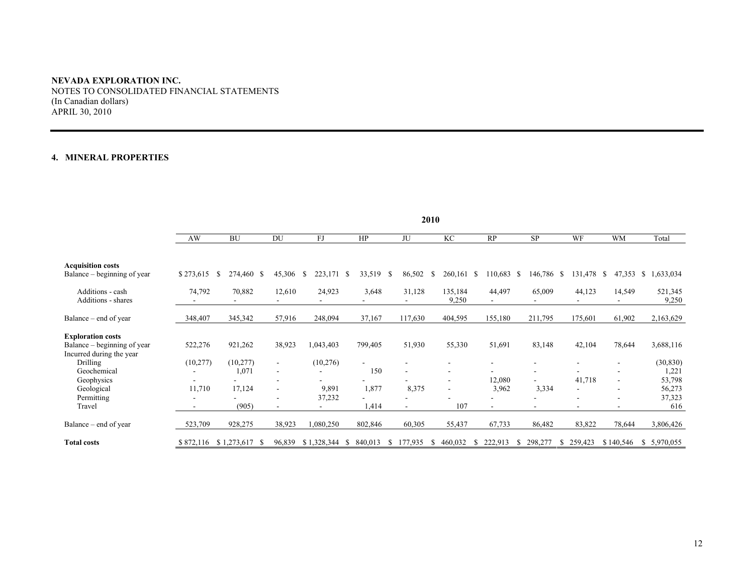**NEVADA EXPLORATION INC.**
NOTES TO CONSOLIDATED FINANCIAL STATEMENTS
(In Canadian dollars)
APRIL 30, 2010

### 4. MINERAL PROPERTIES

| | 2010 | | | | | | | | | | | |
|---|---|---|---|---|---|---|---|---|---|---|---|---|
| | AW | BU | DU | FJ | HP | JU | KC | RP | SP | WF | WM | Total |
| **Acquisition costs** | | | | | | | | | | | | |
| Balance – beginning of year | $ 273,615 | $ 274,460 | $ 45,306 | $ 223,171 | $ 33,519 | $ 86,502 | $ 260,161 | $ 110,683 | $ 146,786 | $ 131,478 | $ 47,353 | $ 1,633,034 |
| Additions - cash | 74,792 | 70,882 | 12,610 | 24,923 | 3,648 | 31,128 | 135,184 | 44,497 | 65,009 | 44,123 | 14,549 | 521,345 |
| Additions - shares | - | - | - | - | - | - | 9,250 | - | - | - | - | 9,250 |
| Balance – end of year | 348,407 | 345,342 | 57,916 | 248,094 | 37,167 | 117,630 | 404,595 | 155,180 | 211,795 | 175,601 | 61,902 | 2,163,629 |
| **Exploration costs** | | | | | | | | | | | | |
| Balance – beginning of year | 522,276 | 921,262 | 38,923 | 1,043,403 | 799,405 | 51,930 | 55,330 | 51,691 | 83,148 | 42,104 | 78,644 | 3,688,116 |
| Incurred during the year | | | | | | | | | | | | |
| Drilling | (10,277) | (10,277) | - | (10,276) | - | - | - | - | - | - | - | (30,830) |
| Geochemical | - | 1,071 | - | - | 150 | - | - | - | - | - | - | 1,221 |
| Geophysics | - | - | - | - | - | - | - | 12,080 | - | 41,718 | - | 53,798 |
| Geological | 11,710 | 17,124 | - | 9,891 | 1,877 | 8,375 | - | 3,962 | 3,334 | - | - | 56,273 |
| Permitting | - | - | - | 37,232 | - | - | - | - | - | - | - | 37,323 |
| Travel | - | (905) | - | - | 1,414 | - | 107 | - | - | - | - | 616 |
| Balance – end of year | 523,709 | 928,275 | 38,923 | 1,080,250 | 802,846 | 60,305 | 55,437 | 67,733 | 86,482 | 83,822 | 78,644 | 3,806,426 |
| **Total costs** | $ 872,116 | $ 1,273,617 | $ 96,839 | $ 1,328,344 | $ 840,013 | $ 177,935 | $ 460,032 | $ 222,913 | $ 298,277 | $ 259,423 | $ 140,546 | $ 5,970,055 |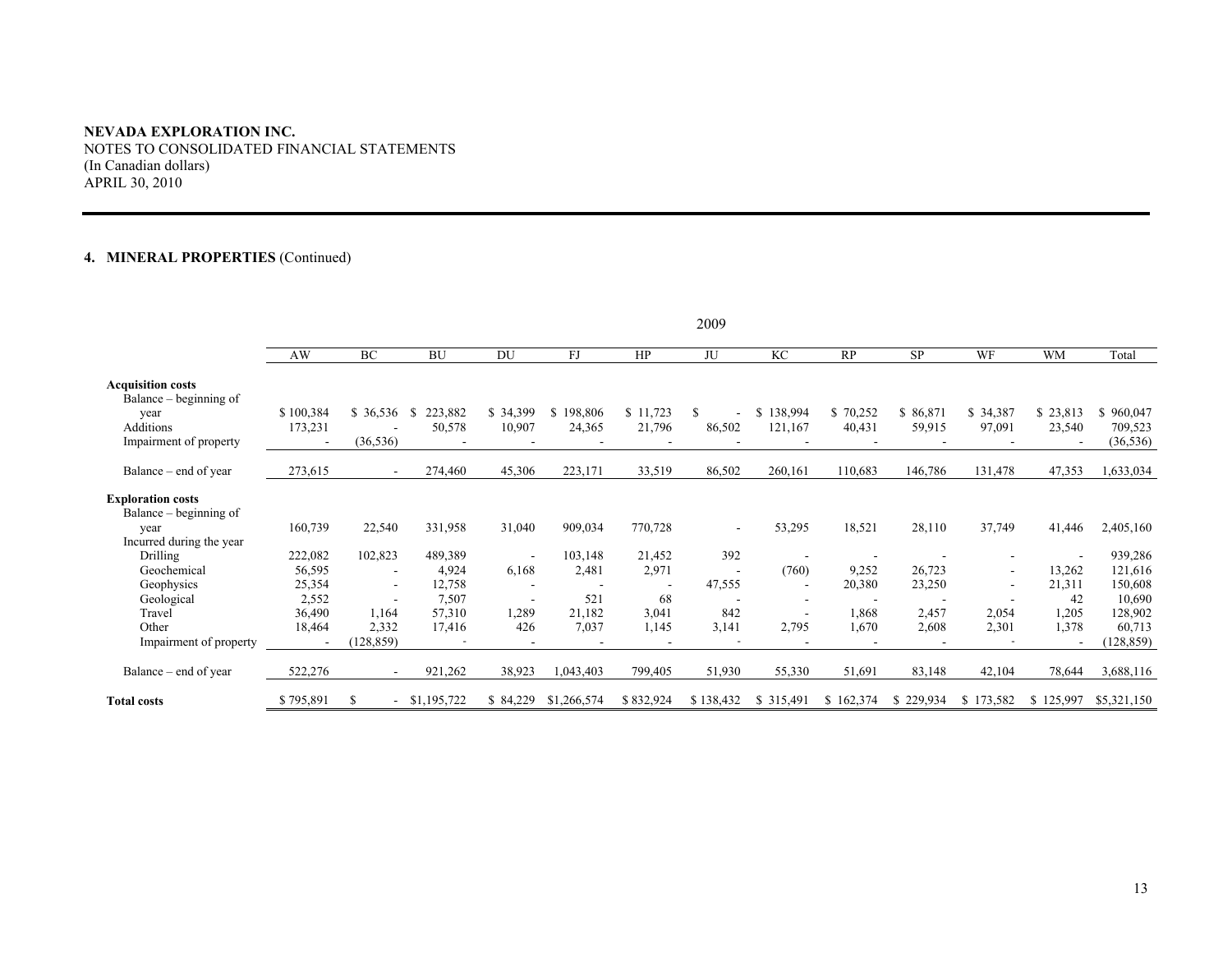**NEVADA EXPLORATION INC.**
NOTES TO CONSOLIDATED FINANCIAL STATEMENTS
(In Canadian dollars)
APRIL 30, 2010

**4. MINERAL PROPERTIES** (Continued)

| | 2009 | | | | | | | | | | | | |
|---|---|---|---|---|---|---|---|---|---|---|---|---|---|
| | AW | BC | BU | DU | FJ | HP | JU | KC | RP | SP | WF | WM | Total |
| **Acquisition costs** | | | | | | | | | | | | | |
| Balance – beginning of year | $ 100,384 | $ 36,536 | $ 223,882 | $ 34,399 | $ 198,806 | $ 11,723 | $ - | $ 138,994 | $ 70,252 | $ 86,871 | $ 34,387 | $ 23,813 | $ 960,047 |
| Additions | 173,231 | - | 50,578 | 10,907 | 24,365 | 21,796 | 86,502 | 121,167 | 40,431 | 59,915 | 97,091 | 23,540 | 709,523 |
| Impairment of property | - | (36,536) | - | - | - | - | - | - | - | - | - | - | (36,536) |
| Balance – end of year | 273,615 | - | 274,460 | 45,306 | 223,171 | 33,519 | 86,502 | 260,161 | 110,683 | 146,786 | 131,478 | 47,353 | 1,633,034 |
| **Exploration costs** | | | | | | | | | | | | | |
| Balance – beginning of year | 160,739 | 22,540 | 331,958 | 31,040 | 909,034 | 770,728 | - | 53,295 | 18,521 | 28,110 | 37,749 | 41,446 | 2,405,160 |
| Incurred during the year | | | | | | | | | | | | | |
| Drilling | 222,082 | 102,823 | 489,389 | - | 103,148 | 21,452 | 392 | - | - | - | - | - | 939,286 |
| Geochemical | 56,595 | - | 4,924 | 6,168 | 2,481 | 2,971 | - | (760) | 9,252 | 26,723 | - | 13,262 | 121,616 |
| Geophysics | 25,354 | - | 12,758 | - | - | - | 47,555 | - | 20,380 | 23,250 | - | 21,311 | 150,608 |
| Geological | 2,552 | - | 7,507 | - | 521 | 68 | - | - | - | - | - | 42 | 10,690 |
| Travel | 36,490 | 1,164 | 57,310 | 1,289 | 21,182 | 3,041 | 842 | - | 1,868 | 2,457 | 2,054 | 1,205 | 128,902 |
| Other | 18,464 | 2,332 | 17,416 | 426 | 7,037 | 1,145 | 3,141 | 2,795 | 1,670 | 2,608 | 2,301 | 1,378 | 60,713 |
| Impairment of property | - | (128,859) | - | - | - | - | - | - | - | - | - | - | (128,859) |
| Balance – end of year | 522,276 | - | 921,262 | 38,923 | 1,043,403 | 799,405 | 51,930 | 55,330 | 51,691 | 83,148 | 42,104 | 78,644 | 3,688,116 |
| **Total costs** | $ 795,891 | $ - | $1,195,722 | $ 84,229 | $1,266,574 | $ 832,924 | $ 138,432 | $ 315,491 | $ 162,374 | $ 229,934 | $ 173,582 | $ 125,997 | $5,321,150 |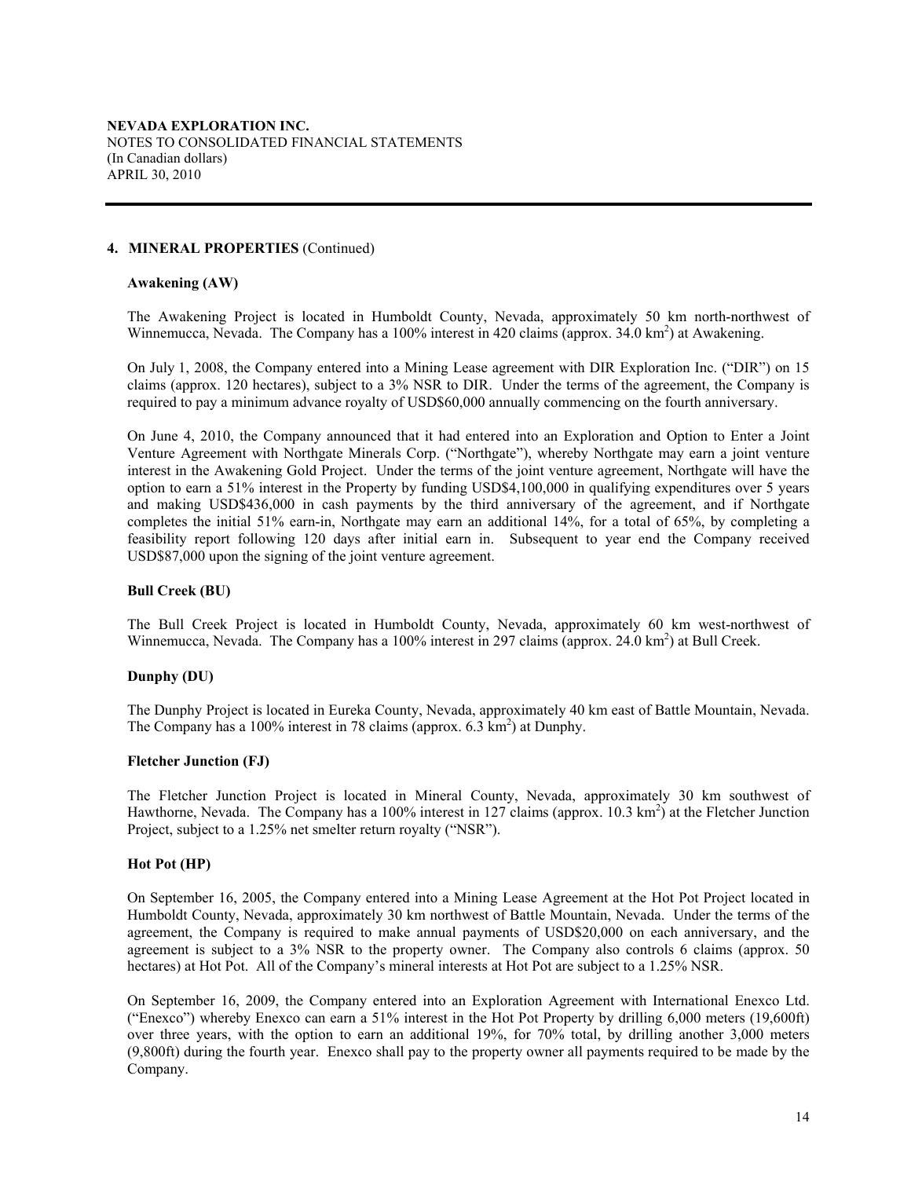## 4. MINERAL PROPERTIES (Continued)

### Awakening (AW)

The Awakening Project is located in Humboldt County, Nevada, approximately 50 km north-northwest of Winnemucca, Nevada. The Company has a 100% interest in 420 claims (approx. 34.0 $km^2$) at Awakening.

On July 1, 2008, the Company entered into a Mining Lease agreement with DIR Exploration Inc. ("DIR") on 15 claims (approx. 120 hectares), subject to a 3% NSR to DIR. Under the terms of the agreement, the Company is required to pay a minimum advance royalty of USD$60,000 annually commencing on the fourth anniversary.

On June 4, 2010, the Company announced that it had entered into an Exploration and Option to Enter a Joint Venture Agreement with Northgate Minerals Corp. ("Northgate"), whereby Northgate may earn a joint venture interest in the Awakening Gold Project. Under the terms of the joint venture agreement, Northgate will have the option to earn a 51% interest in the Property by funding USD$4,100,000 in qualifying expenditures over 5 years and making USD$436,000 in cash payments by the third anniversary of the agreement, and if Northgate completes the initial 51% earn-in, Northgate may earn an additional 14%, for a total of 65%, by completing a feasibility report following 120 days after initial earn in. Subsequent to year end the Company received USD$87,000 upon the signing of the joint venture agreement.

### Bull Creek (BU)

The Bull Creek Project is located in Humboldt County, Nevada, approximately 60 km west-northwest of Winnemucca, Nevada. The Company has a 100% interest in 297 claims (approx. 24.0 $km^2$) at Bull Creek.

### Dunphy (DU)

The Dunphy Project is located in Eureka County, Nevada, approximately 40 km east of Battle Mountain, Nevada. The Company has a 100% interest in 78 claims (approx. 6.3 $km^2$) at Dunphy.

### Fletcher Junction (FJ)

The Fletcher Junction Project is located in Mineral County, Nevada, approximately 30 km southwest of Hawthorne, Nevada. The Company has a 100% interest in 127 claims (approx. 10.3 $km^2$) at the Fletcher Junction Project, subject to a 1.25% net smelter return royalty ("NSR").

### Hot Pot (HP)

On September 16, 2005, the Company entered into a Mining Lease Agreement at the Hot Pot Project located in Humboldt County, Nevada, approximately 30 km northwest of Battle Mountain, Nevada. Under the terms of the agreement, the Company is required to make annual payments of USD$20,000 on each anniversary, and the agreement is subject to a 3% NSR to the property owner. The Company also controls 6 claims (approx. 50 hectares) at Hot Pot. All of the Company's mineral interests at Hot Pot are subject to a 1.25% NSR.

On September 16, 2009, the Company entered into an Exploration Agreement with International Enexco Ltd. ("Enexco") whereby Enexco can earn a 51% interest in the Hot Pot Property by drilling 6,000 meters (19,600ft) over three years, with the option to earn an additional 19%, for 70% total, by drilling another 3,000 meters (9,800ft) during the fourth year. Enexco shall pay to the property owner all payments required to be made by the Company.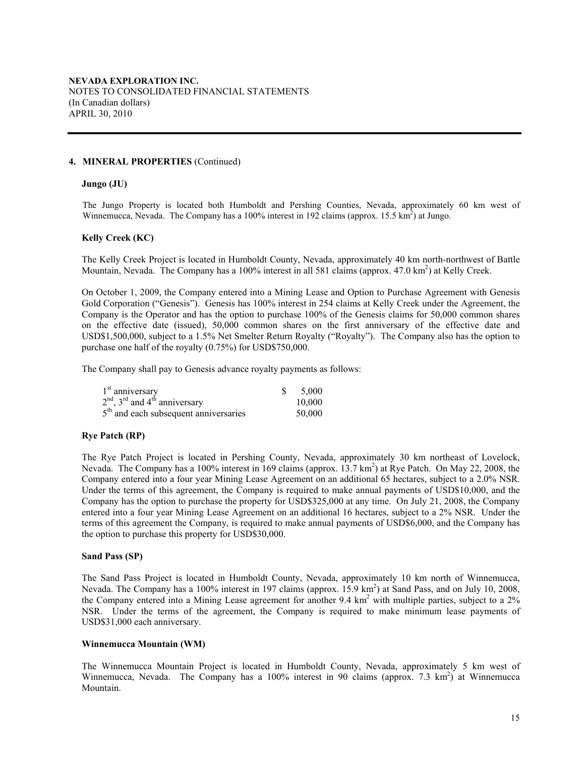**NEVADA EXPLORATION INC.**
NOTES TO CONSOLIDATED FINANCIAL STATEMENTS
(In Canadian dollars)
APRIL 30, 2010

**4. MINERAL PROPERTIES** (Continued)

**Jungo (JU)**

The Jungo Property is located both Humboldt and Pershing Counties, Nevada, approximately 60 km west of Winnemucca, Nevada. The Company has a 100% interest in 192 claims (approx. 15.5 km$^2$) at Jungo.

**Kelly Creek (KC)**

The Kelly Creek Project is located in Humboldt County, Nevada, approximately 40 km north-northwest of Battle Mountain, Nevada. The Company has a 100% interest in all 581 claims (approx. 47.0 km$^2$) at Kelly Creek.

On October 1, 2009, the Company entered into a Mining Lease and Option to Purchase Agreement with Genesis Gold Corporation ("Genesis"). Genesis has 100% interest in 254 claims at Kelly Creek under the Agreement, the Company is the Operator and has the option to purchase 100% of the Genesis claims for 50,000 common shares on the effective date (issued), 50,000 common shares on the first anniversary of the effective date and USD$1,500,000, subject to a 1.5% Net Smelter Return Royalty ("Royalty"). The Company also has the option to purchase one half of the royalty (0.75%) for USD$750,000.

The Company shall pay to Genesis advance royalty payments as follows:

| | |
|---|---|
| 1st anniversary | $ 5,000 |
| 2nd, 3rd and 4th anniversary | 10,000 |
| 5th and each subsequent anniversaries | 50,000 |

**Rye Patch (RP)**

The Rye Patch Project is located in Pershing County, Nevada, approximately 30 km northeast of Lovelock, Nevada. The Company has a 100% interest in 169 claims (approx. 13.7 km$^2$) at Rye Patch. On May 22, 2008, the Company entered into a four year Mining Lease Agreement on an additional 65 hectares, subject to a 2.0% NSR. Under the terms of this agreement, the Company is required to make annual payments of USD$10,000, and the Company has the option to purchase the property for USD$325,000 at any time. On July 21, 2008, the Company entered into a four year Mining Lease Agreement on an additional 16 hectares, subject to a 2% NSR. Under the terms of this agreement the Company, is required to make annual payments of USD$6,000, and the Company has the option to purchase this property for USD$30,000.

**Sand Pass (SP)**

The Sand Pass Project is located in Humboldt County, Nevada, approximately 10 km north of Winnemucca, Nevada. The Company has a 100% interest in 197 claims (approx. 15.9 km$^2$) at Sand Pass, and on July 10, 2008, the Company entered into a Mining Lease agreement for another 9.4 km$^2$ with multiple parties, subject to a 2% NSR. Under the terms of the agreement, the Company is required to make minimum lease payments of USD$31,000 each anniversary.

**Winnemucca Mountain (WM)**

The Winnemucca Mountain Project is located in Humboldt County, Nevada, approximately 5 km west of Winnemucca, Nevada. The Company has a 100% interest in 90 claims (approx. 7.3 km$^2$) at Winnemucca Mountain.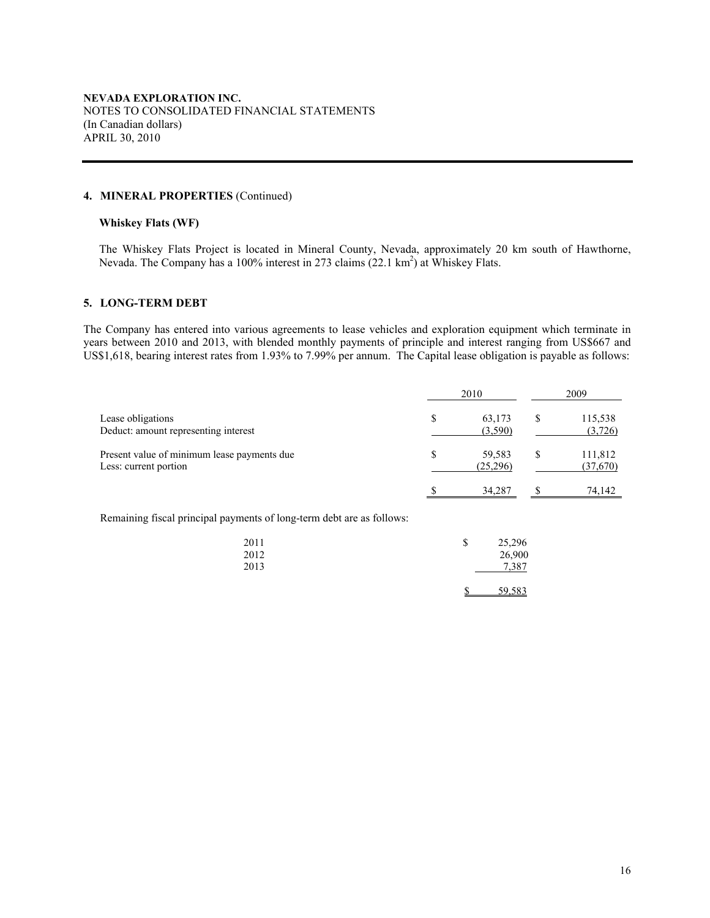**NEVADA EXPLORATION INC.**
NOTES TO CONSOLIDATED FINANCIAL STATEMENTS
(In Canadian dollars)
APRIL 30, 2010

## 4. MINERAL PROPERTIES (Continued)

### Whiskey Flats (WF)

The Whiskey Flats Project is located in Mineral County, Nevada, approximately 20 km south of Hawthorne, Nevada. The Company has a 100% interest in 273 claims (22.1 $km^2$) at Whiskey Flats.

## 5. LONG-TERM DEBT

The Company has entered into various agreements to lease vehicles and exploration equipment which terminate in years between 2010 and 2013, with blended monthly payments of principle and interest ranging from US$667 and US$1,618, bearing interest rates from 1.93% to 7.99% per annum. The Capital lease obligation is payable as follows:

| | 2010 | 2009 |
|---|---|---|
| Lease obligations | $ 63,173 | $ 115,538 |
| Deduct: amount representing interest | (3,590) | (3,726) |
| Present value of minimum lease payments due | $ 59,583 | $ 111,812 |
| Less: current portion | (25,296) | (37,670) |
| | $ 34,287 | $ 74,142 |

Remaining fiscal principal payments of long-term debt are as follows:

| | |
|---|---|
| 2011 | $ 25,296 |
| 2012 | 26,900 |
| 2013 | 7,387 |
| | $ 59,583 |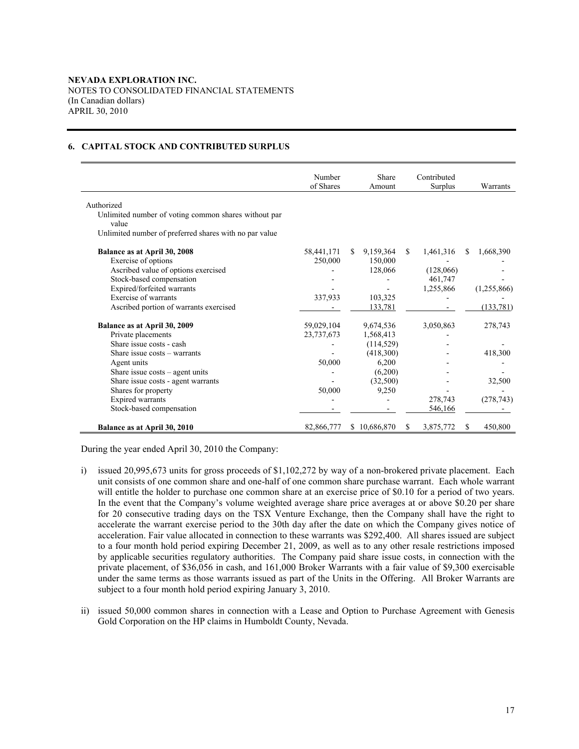**NEVADA EXPLORATION INC.**
NOTES TO CONSOLIDATED FINANCIAL STATEMENTS
(In Canadian dollars)
APRIL 30, 2010

## 6. CAPITAL STOCK AND CONTRIBUTED SURPLUS

| | Number of Shares | Share Amount | Contributed Surplus | Warrants |
|---|---|---|---|---|
| Authorized | | | | |
| Unlimited number of voting common shares without par value | | | | |
| Unlimited number of preferred shares with no par value | | | | |
| **Balance as at April 30, 2008** | 58,441,171 | $ 9,159,364 | $ 1,461,316 | $ 1,668,390 |
| Exercise of options | 250,000 | 150,000 | - | - |
| Ascribed value of options exercised | - | 128,066 | (128,066) | - |
| Stock-based compensation | - | - | 461,747 | - |
| Expired/forfeited warrants | - | - | 1,255,866 | (1,255,866) |
| Exercise of warrants | 337,933 | 103,325 | - | - |
| Ascribed portion of warrants exercised | - | 133,781 | - | (133,781) |
| **Balance as at April 30, 2009** | 59,029,104 | 9,674,536 | 3,050,863 | 278,743 |
| Private placements | 23,737,673 | 1,568,413 | - | |
| Share issue costs - cash | - | (114,529) | - | - |
| Share issue costs – warrants | - | (418,300) | - | 418,300 |
| Agent units | 50,000 | 6,200 | - | - |
| Share issue costs – agent units | - | (6,200) | - | - |
| Share issue costs - agent warrants | - | (32,500) | - | 32,500 |
| Shares for property | 50,000 | 9,250 | - | - |
| Expired warrants | - | - | 278,743 | (278,743) |
| Stock-based compensation | - | - | 546,166 | - |
| **Balance as at April 30, 2010** | 82,866,777 | $ 10,686,870 | $ 3,875,772 | $ 450,800 |

During the year ended April 30, 2010 the Company:

i) issued 20,995,673 units for gross proceeds of $1,102,272 by way of a non-brokered private placement. Each unit consists of one common share and one-half of one common share purchase warrant. Each whole warrant will entitle the holder to purchase one common share at an exercise price of $0.10 for a period of two years. In the event that the Company's volume weighted average share price averages at or above $0.20 per share for 20 consecutive trading days on the TSX Venture Exchange, then the Company shall have the right to accelerate the warrant exercise period to the 30th day after the date on which the Company gives notice of acceleration. Fair value allocated in connection to these warrants was $292,400. All shares issued are subject to a four month hold period expiring December 21, 2009, as well as to any other resale restrictions imposed by applicable securities regulatory authorities. The Company paid share issue costs, in connection with the private placement, of $36,056 in cash, and 161,000 Broker Warrants with a fair value of $9,300 exercisable under the same terms as those warrants issued as part of the Units in the Offering. All Broker Warrants are subject to a four month hold period expiring January 3, 2010.

ii) issued 50,000 common shares in connection with a Lease and Option to Purchase Agreement with Genesis Gold Corporation on the HP claims in Humboldt County, Nevada.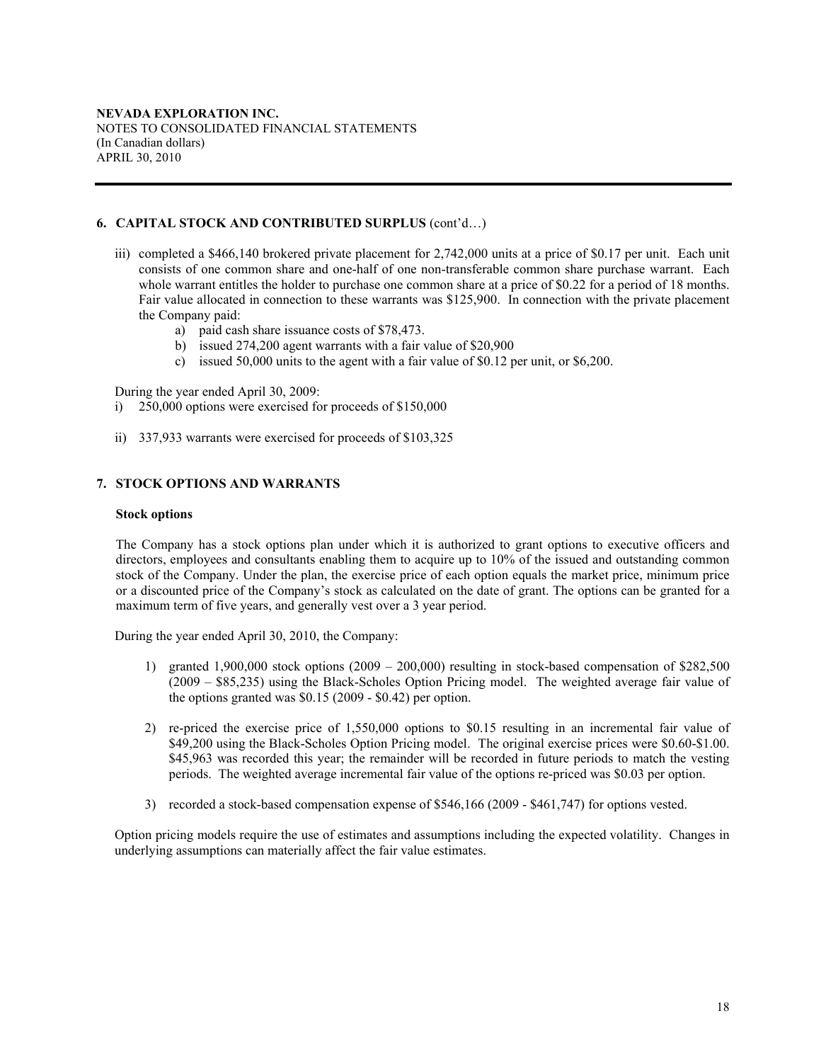**NEVADA EXPLORATION INC.**
NOTES TO CONSOLIDATED FINANCIAL STATEMENTS
(In Canadian dollars)
APRIL 30, 2010

## 6. CAPITAL STOCK AND CONTRIBUTED SURPLUS (cont'd…)

iii) completed a $466,140 brokered private placement for 2,742,000 units at a price of $0.17 per unit. Each unit consists of one common share and one-half of one non-transferable common share purchase warrant. Each whole warrant entitles the holder to purchase one common share at a price of $0.22 for a period of 18 months. Fair value allocated in connection to these warrants was $125,900. In connection with the private placement the Company paid:

   a) paid cash share issuance costs of $78,473.
   b) issued 274,200 agent warrants with a fair value of $20,900
   c) issued 50,000 units to the agent with a fair value of $0.12 per unit, or $6,200.

During the year ended April 30, 2009:

i) 250,000 options were exercised for proceeds of $150,000

ii) 337,933 warrants were exercised for proceeds of $103,325

## 7. STOCK OPTIONS AND WARRANTS

**Stock options**

The Company has a stock options plan under which it is authorized to grant options to executive officers and directors, employees and consultants enabling them to acquire up to 10% of the issued and outstanding common stock of the Company. Under the plan, the exercise price of each option equals the market price, minimum price or a discounted price of the Company's stock as calculated on the date of grant. The options can be granted for a maximum term of five years, and generally vest over a 3 year period.

During the year ended April 30, 2010, the Company:

1) granted 1,900,000 stock options (2009 – 200,000) resulting in stock-based compensation of $282,500 (2009 – $85,235) using the Black-Scholes Option Pricing model. The weighted average fair value of the options granted was $0.15 (2009 - $0.42) per option.

2) re-priced the exercise price of 1,550,000 options to $0.15 resulting in an incremental fair value of $49,200 using the Black-Scholes Option Pricing model. The original exercise prices were $0.60-$1.00. $45,963 was recorded this year; the remainder will be recorded in future periods to match the vesting periods. The weighted average incremental fair value of the options re-priced was $0.03 per option.

3) recorded a stock-based compensation expense of $546,166 (2009 - $461,747) for options vested.

Option pricing models require the use of estimates and assumptions including the expected volatility. Changes in underlying assumptions can materially affect the fair value estimates.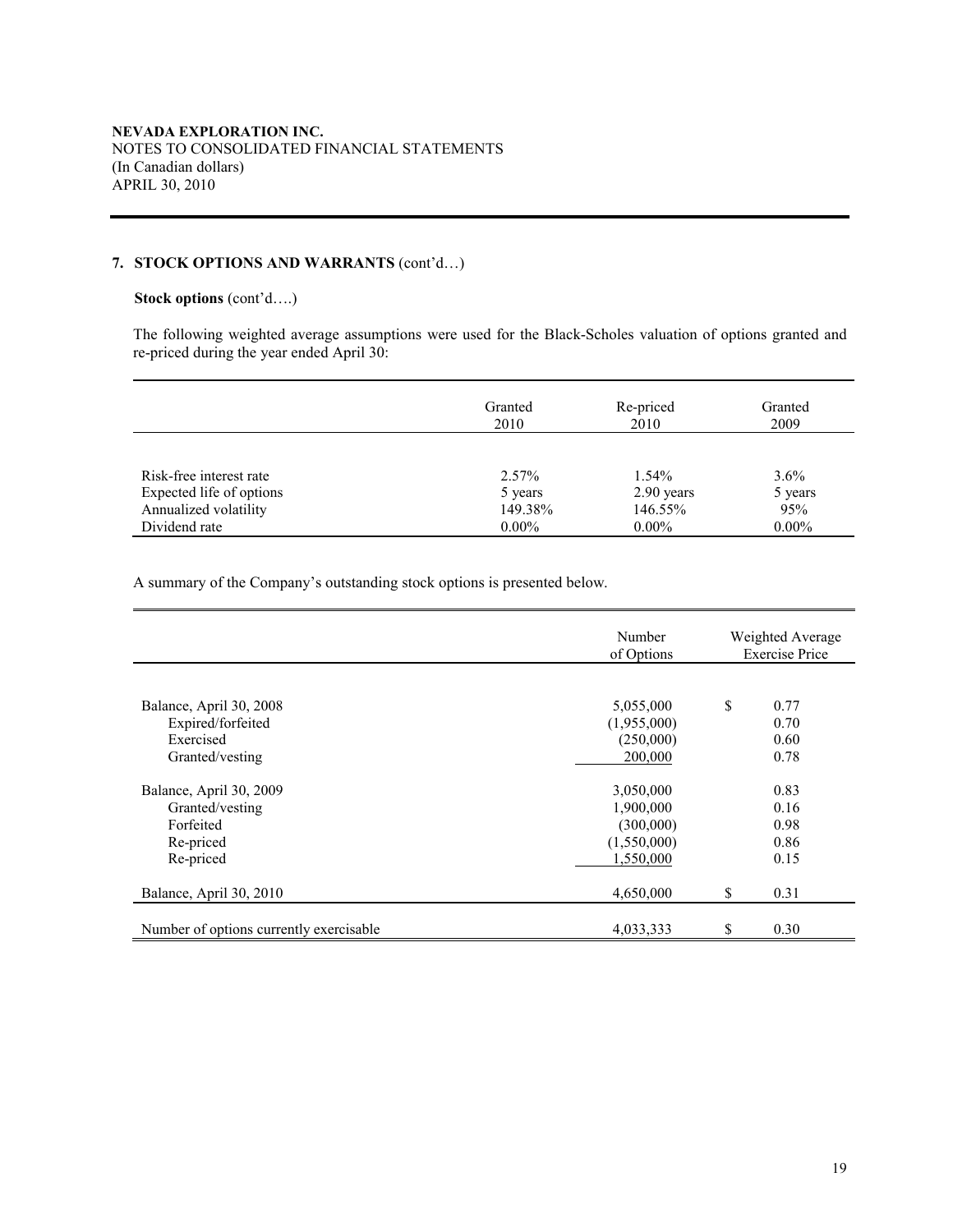**NEVADA EXPLORATION INC.**
NOTES TO CONSOLIDATED FINANCIAL STATEMENTS
(In Canadian dollars)
APRIL 30, 2010

## 7. STOCK OPTIONS AND WARRANTS (cont'd…)

**Stock options** (cont'd….)

The following weighted average assumptions were used for the Black-Scholes valuation of options granted and re-priced during the year ended April 30:

| | Granted 2010 | Re-priced 2010 | Granted 2009 |
|---|---|---|---|
| Risk-free interest rate | 2.57% | 1.54% | 3.6% |
| Expected life of options | 5 years | 2.90 years | 5 years |
| Annualized volatility | 149.38% | 146.55% | 95% |
| Dividend rate | 0.00% | 0.00% | 0.00% |

A summary of the Company's outstanding stock options is presented below.

| | Number of Options | Weighted Average Exercise Price |
|---|---|---|
| Balance, April 30, 2008 | 5,055,000 | $ 0.77 |
| Expired/forfeited | (1,955,000) | 0.70 |
| Exercised | (250,000) | 0.60 |
| Granted/vesting | 200,000 | 0.78 |
| Balance, April 30, 2009 | 3,050,000 | 0.83 |
| Granted/vesting | 1,900,000 | 0.16 |
| Forfeited | (300,000) | 0.98 |
| Re-priced | (1,550,000) | 0.86 |
| Re-priced | 1,550,000 | 0.15 |
| Balance, April 30, 2010 | 4,650,000 | $ 0.31 |
| Number of options currently exercisable | 4,033,333 | $ 0.30 |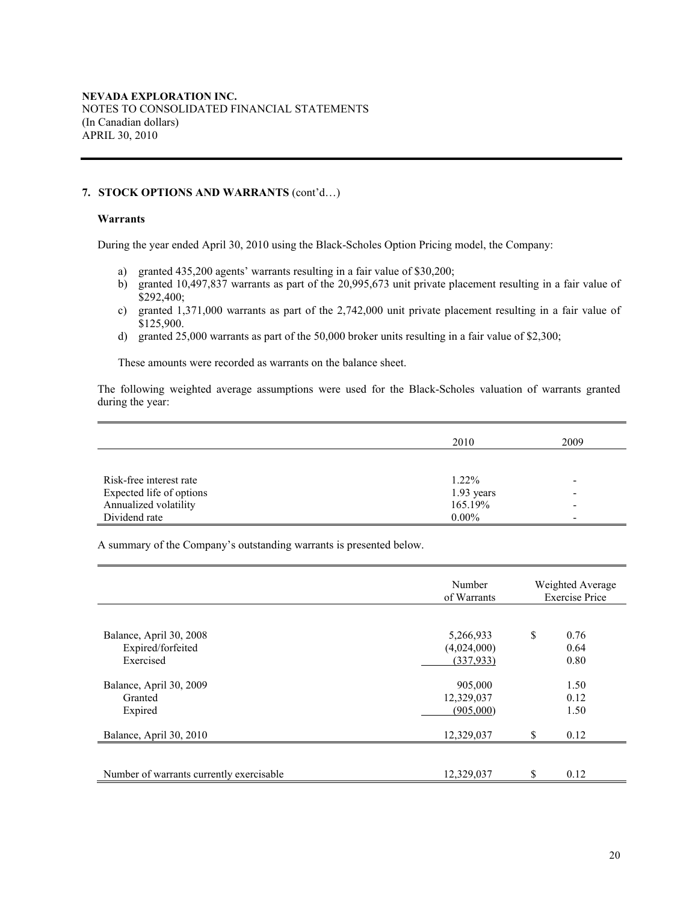NEVADA EXPLORATION INC.
NOTES TO CONSOLIDATED FINANCIAL STATEMENTS
(In Canadian dollars)
APRIL 30, 2010

## 7. STOCK OPTIONS AND WARRANTS (cont'd…)

### Warrants

During the year ended April 30, 2010 using the Black-Scholes Option Pricing model, the Company:

a) granted 435,200 agents' warrants resulting in a fair value of $30,200;
b) granted 10,497,837 warrants as part of the 20,995,673 unit private placement resulting in a fair value of $292,400;
c) granted 1,371,000 warrants as part of the 2,742,000 unit private placement resulting in a fair value of $125,900.
d) granted 25,000 warrants as part of the 50,000 broker units resulting in a fair value of $2,300;

These amounts were recorded as warrants on the balance sheet.

The following weighted average assumptions were used for the Black-Scholes valuation of warrants granted during the year:

| | 2010 | 2009 |
|---|---|---|
| Risk-free interest rate | 1.22% | - |
| Expected life of options | 1.93 years | - |
| Annualized volatility | 165.19% | - |
| Dividend rate | 0.00% | - |

A summary of the Company's outstanding warrants is presented below.

| | Number of Warrants | Weighted Average Exercise Price |
|---|---|---|
| Balance, April 30, 2008 | 5,266,933 | $ 0.76 |
| Expired/forfeited | (4,024,000) | 0.64 |
| Exercised | (337,933) | 0.80 |
| Balance, April 30, 2009 | 905,000 | 1.50 |
| Granted | 12,329,037 | 0.12 |
| Expired | (905,000) | 1.50 |
| Balance, April 30, 2010 | 12,329,037 | $ 0.12 |
| Number of warrants currently exercisable | 12,329,037 | $ 0.12 |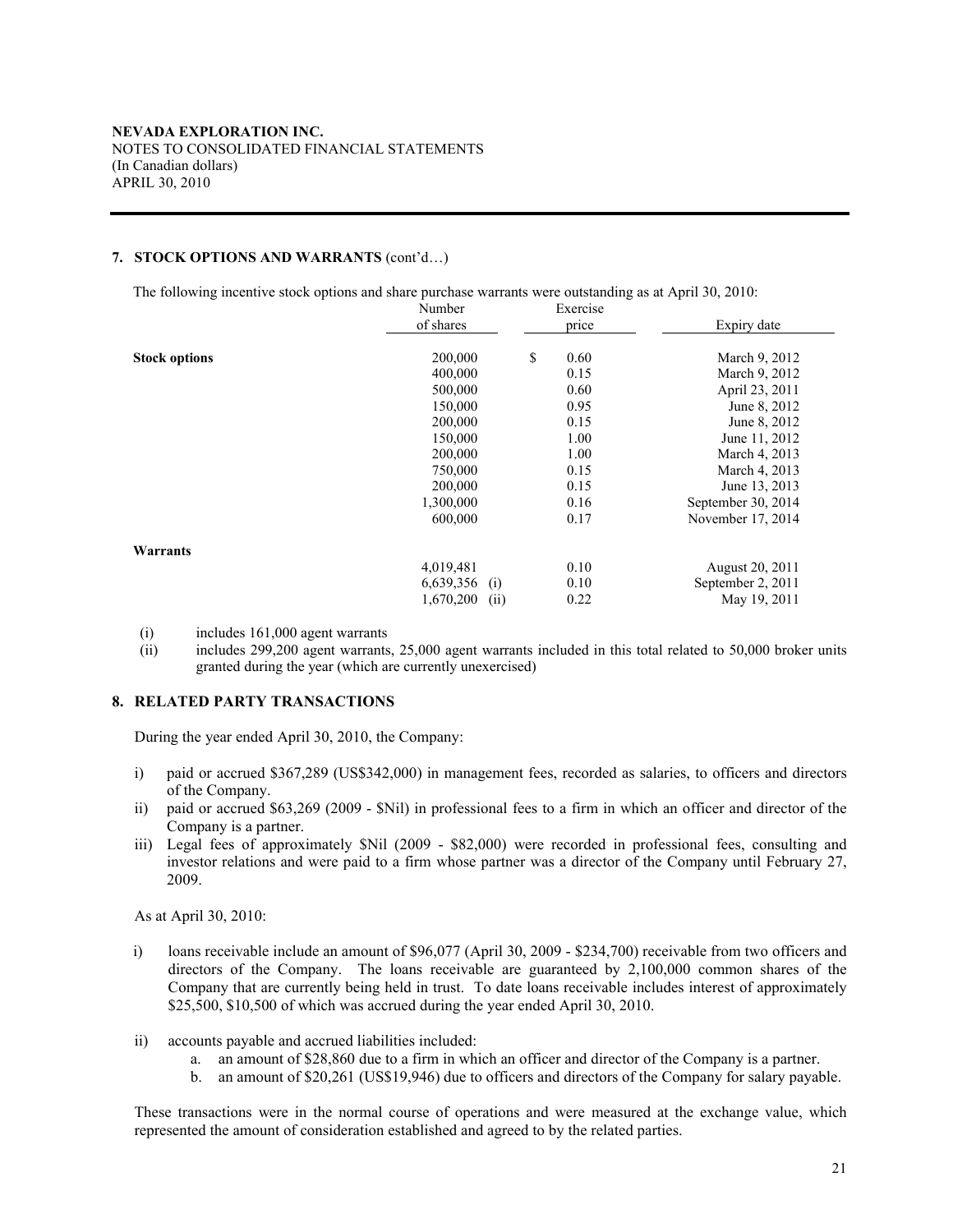**NEVADA EXPLORATION INC.**
NOTES TO CONSOLIDATED FINANCIAL STATEMENTS
(In Canadian dollars)
APRIL 30, 2010

**7. STOCK OPTIONS AND WARRANTS** (cont'd…)

The following incentive stock options and share purchase warrants were outstanding as at April 30, 2010:

| | Number of shares | Exercise price | Expiry date |
|---|---|---|---|
| **Stock options** | 200,000 | $ 0.60 | March 9, 2012 |
| | 400,000 | 0.15 | March 9, 2012 |
| | 500,000 | 0.60 | April 23, 2011 |
| | 150,000 | 0.95 | June 8, 2012 |
| | 200,000 | 0.15 | June 8, 2012 |
| | 150,000 | 1.00 | June 11, 2012 |
| | 200,000 | 1.00 | March 4, 2013 |
| | 750,000 | 0.15 | March 4, 2013 |
| | 200,000 | 0.15 | June 13, 2013 |
| | 1,300,000 | 0.16 | September 30, 2014 |
| | 600,000 | 0.17 | November 17, 2014 |
| **Warrants** | | | |
| | 4,019,481 | 0.10 | August 20, 2011 |
| | 6,639,356 (i) | 0.10 | September 2, 2011 |
| | 1,670,200 (ii) | 0.22 | May 19, 2011 |

(i) includes 161,000 agent warrants
(ii) includes 299,200 agent warrants, 25,000 agent warrants included in this total related to 50,000 broker units granted during the year (which are currently unexercised)

**8. RELATED PARTY TRANSACTIONS**

During the year ended April 30, 2010, the Company:

i) paid or accrued $367,289 (US$342,000) in management fees, recorded as salaries, to officers and directors of the Company.
ii) paid or accrued $63,269 (2009 - $Nil) in professional fees to a firm in which an officer and director of the Company is a partner.
iii) Legal fees of approximately $Nil (2009 - $82,000) were recorded in professional fees, consulting and investor relations and were paid to a firm whose partner was a director of the Company until February 27, 2009.

As at April 30, 2010:

i) loans receivable include an amount of $96,077 (April 30, 2009 - $234,700) receivable from two officers and directors of the Company. The loans receivable are guaranteed by 2,100,000 common shares of the Company that are currently being held in trust. To date loans receivable includes interest of approximately $25,500, $10,500 of which was accrued during the year ended April 30, 2010.

ii) accounts payable and accrued liabilities included:
   a. an amount of $28,860 due to a firm in which an officer and director of the Company is a partner.
   b. an amount of $20,261 (US$19,946) due to officers and directors of the Company for salary payable.

These transactions were in the normal course of operations and were measured at the exchange value, which represented the amount of consideration established and agreed to by the related parties.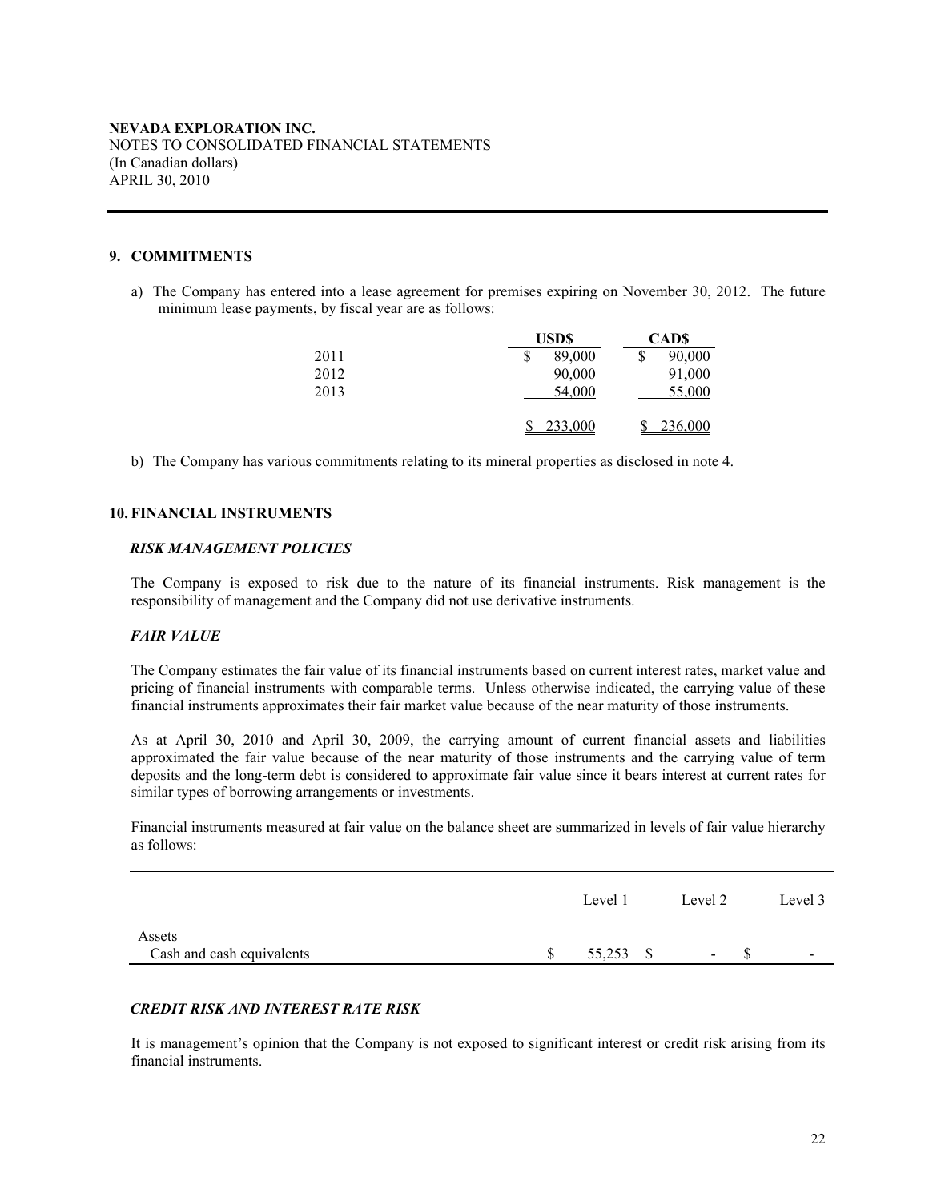NEVADA EXPLORATION INC.
NOTES TO CONSOLIDATED FINANCIAL STATEMENTS
(In Canadian dollars)
APRIL 30, 2010

## 9. COMMITMENTS

a) The Company has entered into a lease agreement for premises expiring on November 30, 2012. The future minimum lease payments, by fiscal year are as follows:

| | USD$ | CAD$ |
|---|---|---|
| 2011 | $ 89,000 | $ 90,000 |
| 2012 | 90,000 | 91,000 |
| 2013 | 54,000 | 55,000 |
| | $ 233,000 | $ 236,000 |

b) The Company has various commitments relating to its mineral properties as disclosed in note 4.

## 10. FINANCIAL INSTRUMENTS

### *RISK MANAGEMENT POLICIES*

The Company is exposed to risk due to the nature of its financial instruments. Risk management is the responsibility of management and the Company did not use derivative instruments.

### *FAIR VALUE*

The Company estimates the fair value of its financial instruments based on current interest rates, market value and pricing of financial instruments with comparable terms. Unless otherwise indicated, the carrying value of these financial instruments approximates their fair market value because of the near maturity of those instruments.

As at April 30, 2010 and April 30, 2009, the carrying amount of current financial assets and liabilities approximated the fair value because of the near maturity of those instruments and the carrying value of term deposits and the long-term debt is considered to approximate fair value since it bears interest at current rates for similar types of borrowing arrangements or investments.

Financial instruments measured at fair value on the balance sheet are summarized in levels of fair value hierarchy as follows:

| | Level 1 | Level 2 | Level 3 |
|---|---|---|---|
| Assets | | | |
| Cash and cash equivalents | $ 55,253 | $ - | $ - |

### *CREDIT RISK AND INTEREST RATE RISK*

It is management's opinion that the Company is not exposed to significant interest or credit risk arising from its financial instruments.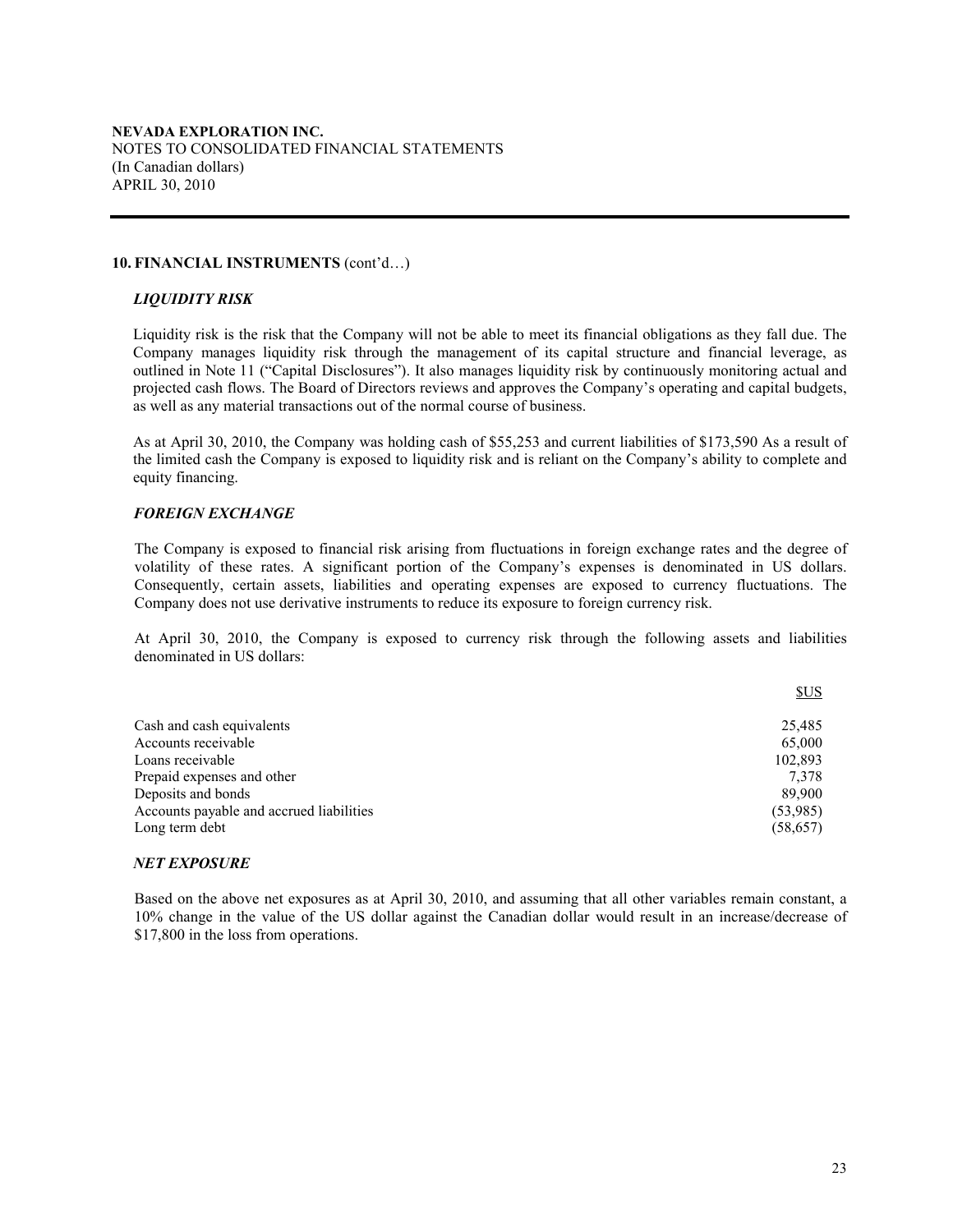**NEVADA EXPLORATION INC.**
NOTES TO CONSOLIDATED FINANCIAL STATEMENTS
(In Canadian dollars)
APRIL 30, 2010

## 10. FINANCIAL INSTRUMENTS (cont'd…)

### *LIQUIDITY RISK*

Liquidity risk is the risk that the Company will not be able to meet its financial obligations as they fall due. The Company manages liquidity risk through the management of its capital structure and financial leverage, as outlined in Note 11 ("Capital Disclosures"). It also manages liquidity risk by continuously monitoring actual and projected cash flows. The Board of Directors reviews and approves the Company's operating and capital budgets, as well as any material transactions out of the normal course of business.

As at April 30, 2010, the Company was holding cash of $55,253 and current liabilities of $173,590 As a result of the limited cash the Company is exposed to liquidity risk and is reliant on the Company's ability to complete and equity financing.

### *FOREIGN EXCHANGE*

The Company is exposed to financial risk arising from fluctuations in foreign exchange rates and the degree of volatility of these rates. A significant portion of the Company's expenses is denominated in US dollars. Consequently, certain assets, liabilities and operating expenses are exposed to currency fluctuations. The Company does not use derivative instruments to reduce its exposure to foreign currency risk.

At April 30, 2010, the Company is exposed to currency risk through the following assets and liabilities denominated in US dollars:

| | $US |
|---|---|
| Cash and cash equivalents | 25,485 |
| Accounts receivable | 65,000 |
| Loans receivable | 102,893 |
| Prepaid expenses and other | 7,378 |
| Deposits and bonds | 89,900 |
| Accounts payable and accrued liabilities | (53,985) |
| Long term debt | (58,657) |

### *NET EXPOSURE*

Based on the above net exposures as at April 30, 2010, and assuming that all other variables remain constant, a 10% change in the value of the US dollar against the Canadian dollar would result in an increase/decrease of $17,800 in the loss from operations.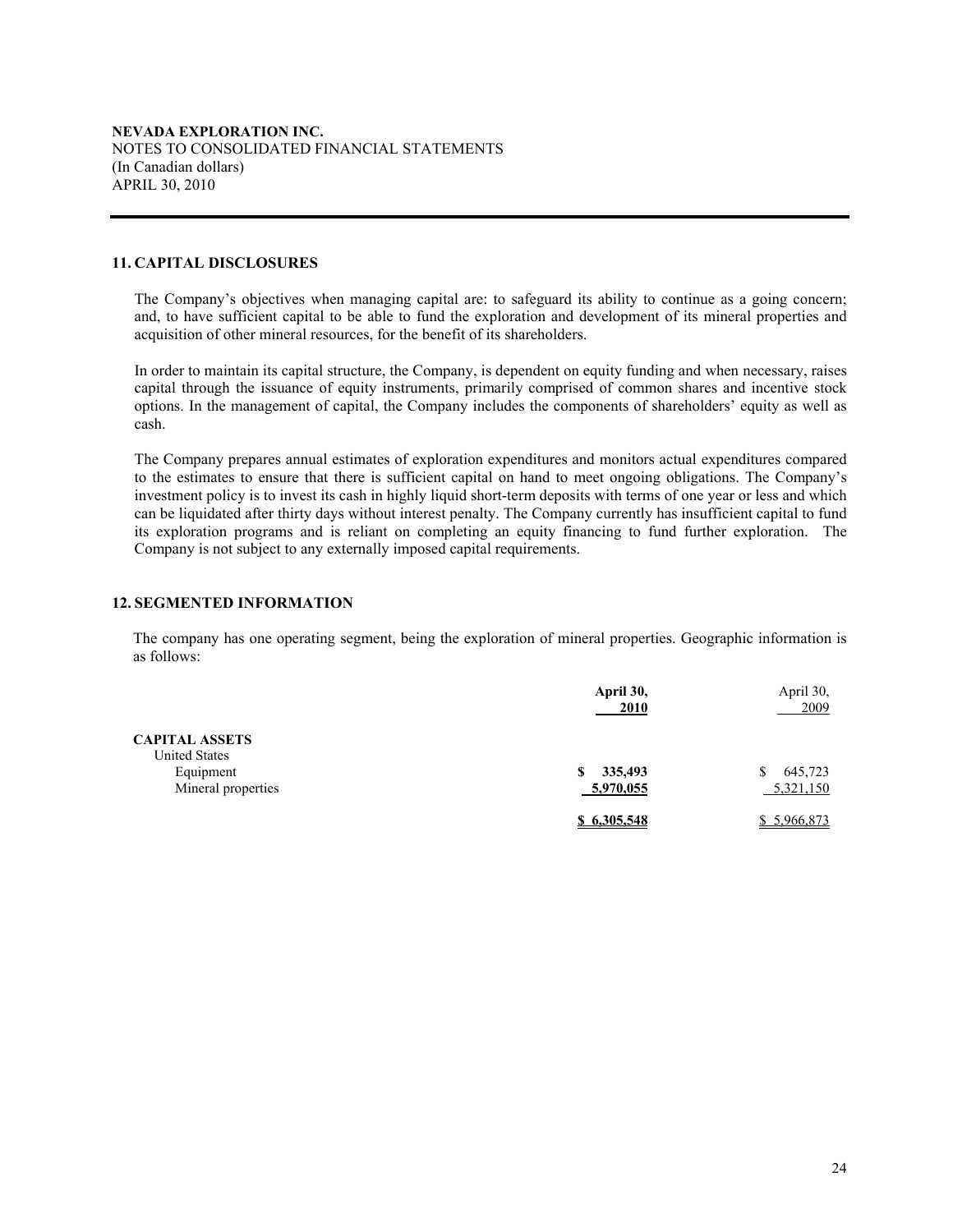**NEVADA EXPLORATION INC.**
NOTES TO CONSOLIDATED FINANCIAL STATEMENTS
(In Canadian dollars)
APRIL 30, 2010

## 11. CAPITAL DISCLOSURES

The Company's objectives when managing capital are: to safeguard its ability to continue as a going concern; and, to have sufficient capital to be able to fund the exploration and development of its mineral properties and acquisition of other mineral resources, for the benefit of its shareholders.

In order to maintain its capital structure, the Company, is dependent on equity funding and when necessary, raises capital through the issuance of equity instruments, primarily comprised of common shares and incentive stock options. In the management of capital, the Company includes the components of shareholders' equity as well as cash.

The Company prepares annual estimates of exploration expenditures and monitors actual expenditures compared to the estimates to ensure that there is sufficient capital on hand to meet ongoing obligations. The Company's investment policy is to invest its cash in highly liquid short-term deposits with terms of one year or less and which can be liquidated after thirty days without interest penalty. The Company currently has insufficient capital to fund its exploration programs and is reliant on completing an equity financing to fund further exploration. The Company is not subject to any externally imposed capital requirements.

## 12. SEGMENTED INFORMATION

The company has one operating segment, being the exploration of mineral properties. Geographic information is as follows:

| | **April 30, 2010** | April 30, 2009 |
|---|---|---|
| **CAPITAL ASSETS** | | |
| United States | | |
| Equipment | **$ 335,493** | $ 645,723 |
| Mineral properties | **5,970,055** | 5,321,150 |
| | **$ 6,305,548** | $ 5,966,873 |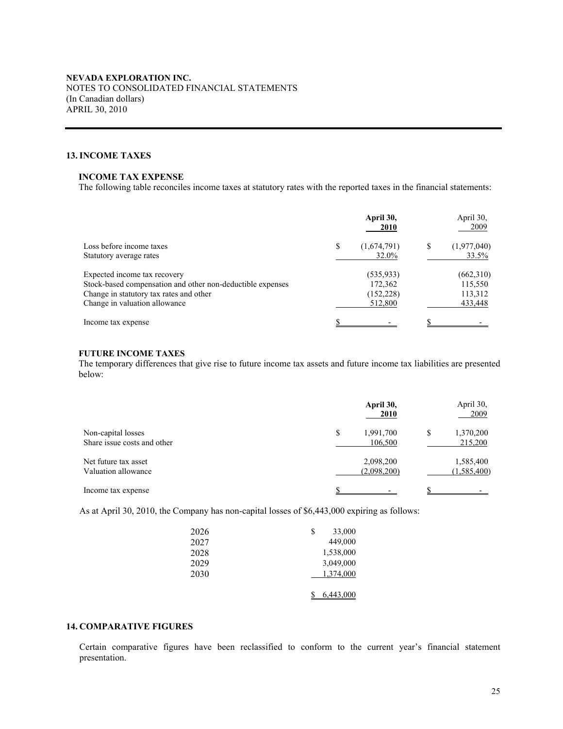**NEVADA EXPLORATION INC.**
NOTES TO CONSOLIDATED FINANCIAL STATEMENTS
(In Canadian dollars)
APRIL 30, 2010

## 13. INCOME TAXES

### INCOME TAX EXPENSE

The following table reconciles income taxes at statutory rates with the reported taxes in the financial statements:

| | April 30, 2010 | April 30, 2009 |
|---|---|---|
| Loss before income taxes | $ (1,674,791) | $ (1,977,040) |
| Statutory average rates | 32.0% | 33.5% |
| Expected income tax recovery | (535,933) | (662,310) |
| Stock-based compensation and other non-deductible expenses | 172,362 | 115,550 |
| Change in statutory tax rates and other | (152,228) | 113,312 |
| Change in valuation allowance | 512,800 | 433,448 |
| Income tax expense | $ - | $ - |

### FUTURE INCOME TAXES

The temporary differences that give rise to future income tax assets and future income tax liabilities are presented below:

| | April 30, 2010 | April 30, 2009 |
|---|---|---|
| Non-capital losses | $ 1,991,700 | $ 1,370,200 |
| Share issue costs and other | 106,500 | 215,200 |
| Net future tax asset | 2,098,200 | 1,585,400 |
| Valuation allowance | (2,098,200) | (1,585,400) |
| Income tax expense | $ - | $ - |

As at April 30, 2010, the Company has non-capital losses of $6,443,000 expiring as follows:

| | |
|---|---|
| 2026 | $ 33,000 |
| 2027 | 449,000 |
| 2028 | 1,538,000 |
| 2029 | 3,049,000 |
| 2030 | 1,374,000 |
| | $ 6,443,000 |

## 14. COMPARATIVE FIGURES

Certain comparative figures have been reclassified to conform to the current year's financial statement presentation.